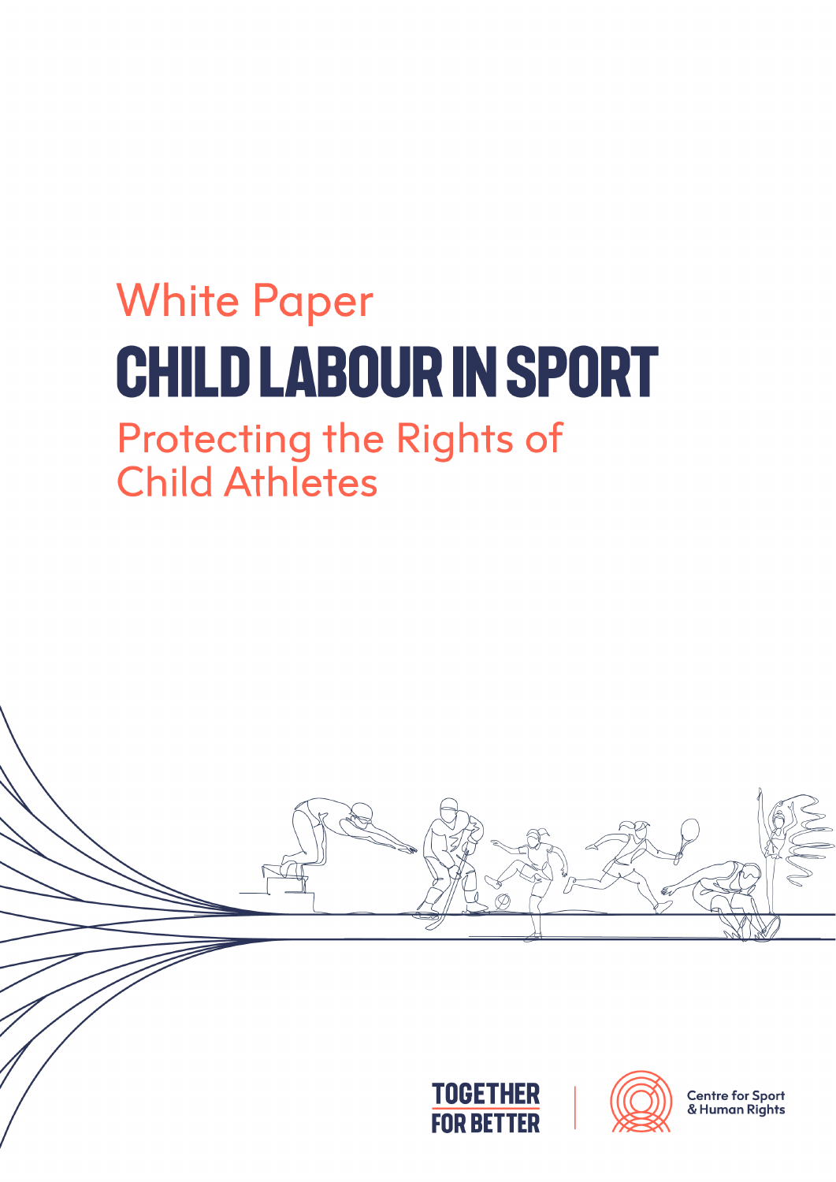White Paper

# CHILD LABOUR IN SPORT

## Protecting the Rights of Child Athletes

TOGETHER FOR BETTER

Centre for Sport & Human Rights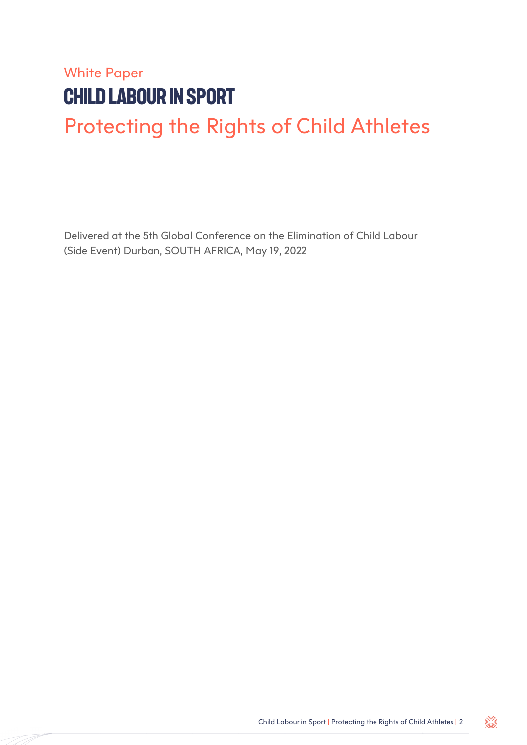White Paper

# CHILD LABOUR IN SPORT

## Protecting the Rights of Child Athletes

Delivered at the 5th Global Conference on the Elimination of Child Labour (Side Event) Durban, SOUTH AFRICA, May 19, 2022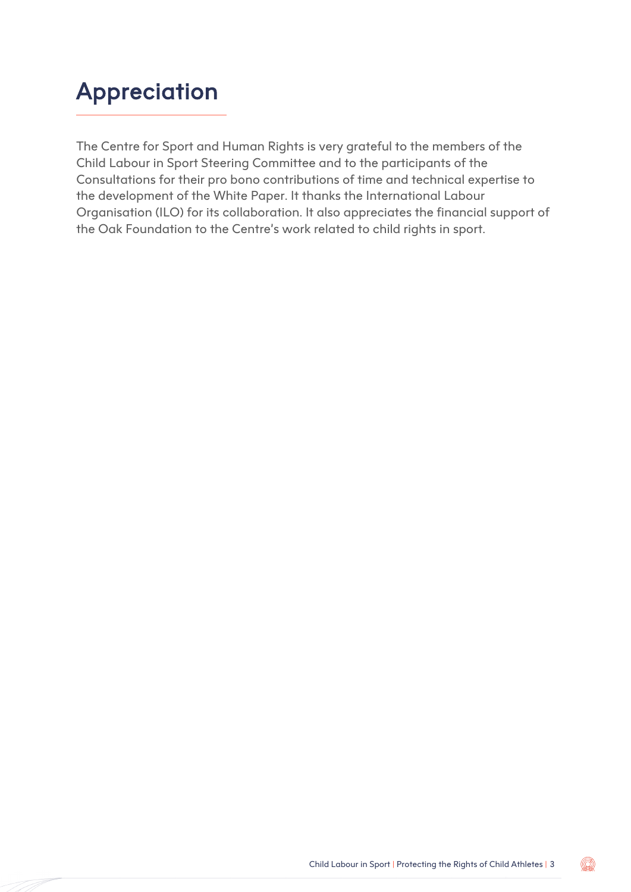# Appreciation

The Centre for Sport and Human Rights is very grateful to the members of the Child Labour in Sport Steering Committee and to the participants of the Consultations for their pro bono contributions of time and technical expertise to the development of the White Paper. It thanks the International Labour Organisation (ILO) for its collaboration. It also appreciates the financial support of the Oak Foundation to the Centre's work related to child rights in sport.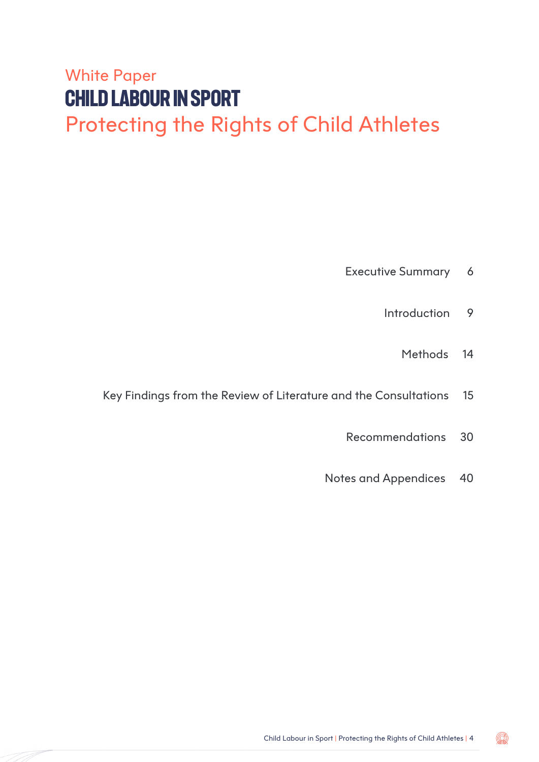White Paper

# CHILD LABOUR IN SPORT

## Protecting the Rights of Child Athletes

| | |
|---|---|
| Executive Summary | 6 |
| Introduction | 9 |
| Methods | 14 |
| Key Findings from the Review of Literature and the Consultations | 15 |
| Recommendations | 30 |
| Notes and Appendices | 40 |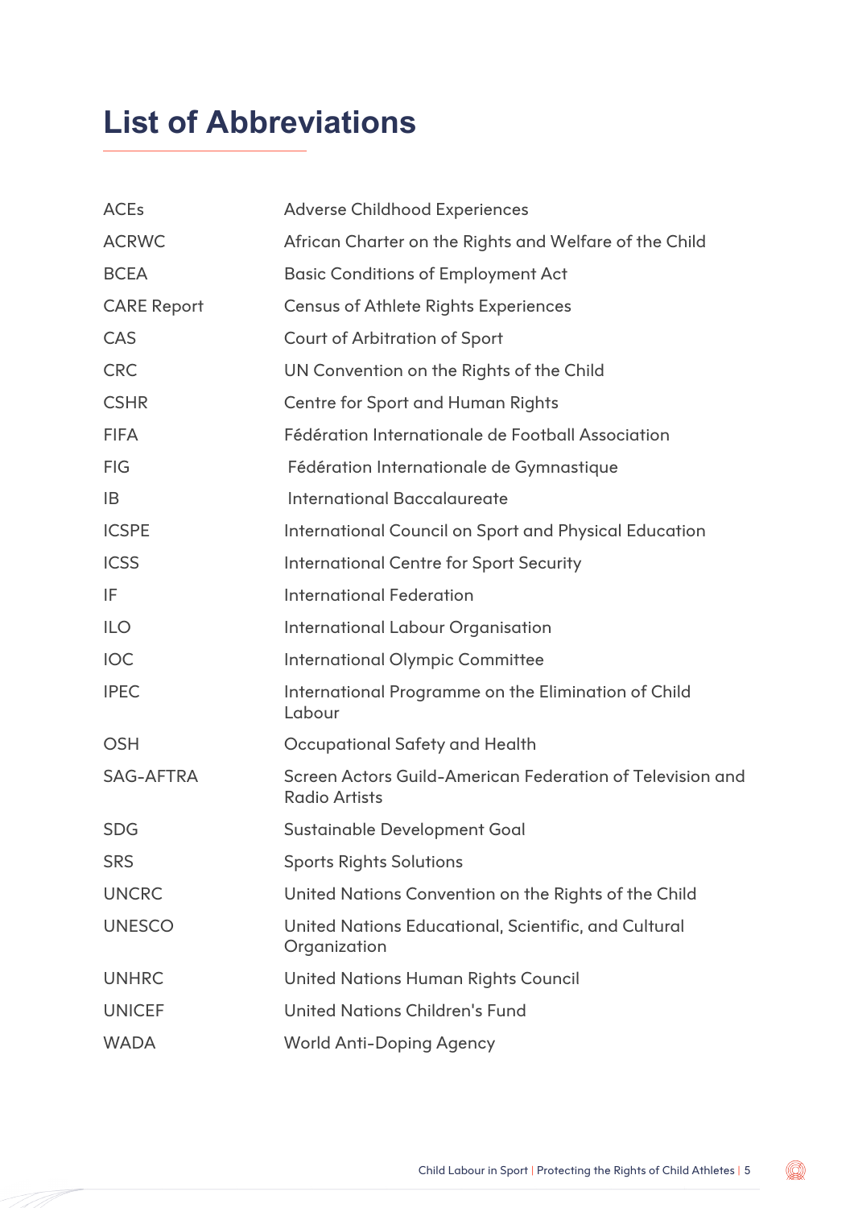# List of Abbreviations

| | |
|---|---|
| ACEs | Adverse Childhood Experiences |
| ACRWC | African Charter on the Rights and Welfare of the Child |
| BCEA | Basic Conditions of Employment Act |
| CARE Report | Census of Athlete Rights Experiences |
| CAS | Court of Arbitration of Sport |
| CRC | UN Convention on the Rights of the Child |
| CSHR | Centre for Sport and Human Rights |
| FIFA | Fédération Internationale de Football Association |
| FIG | Fédération Internationale de Gymnastique |
| IB | International Baccalaureate |
| ICSPE | International Council on Sport and Physical Education |
| ICSS | International Centre for Sport Security |
| IF | International Federation |
| ILO | International Labour Organisation |
| IOC | International Olympic Committee |
| IPEC | International Programme on the Elimination of Child Labour |
| OSH | Occupational Safety and Health |
| SAG-AFTRA | Screen Actors Guild-American Federation of Television and Radio Artists |
| SDG | Sustainable Development Goal |
| SRS | Sports Rights Solutions |
| UNCRC | United Nations Convention on the Rights of the Child |
| UNESCO | United Nations Educational, Scientific, and Cultural Organization |
| UNHRC | United Nations Human Rights Council |
| UNICEF | United Nations Children's Fund |
| WADA | World Anti-Doping Agency |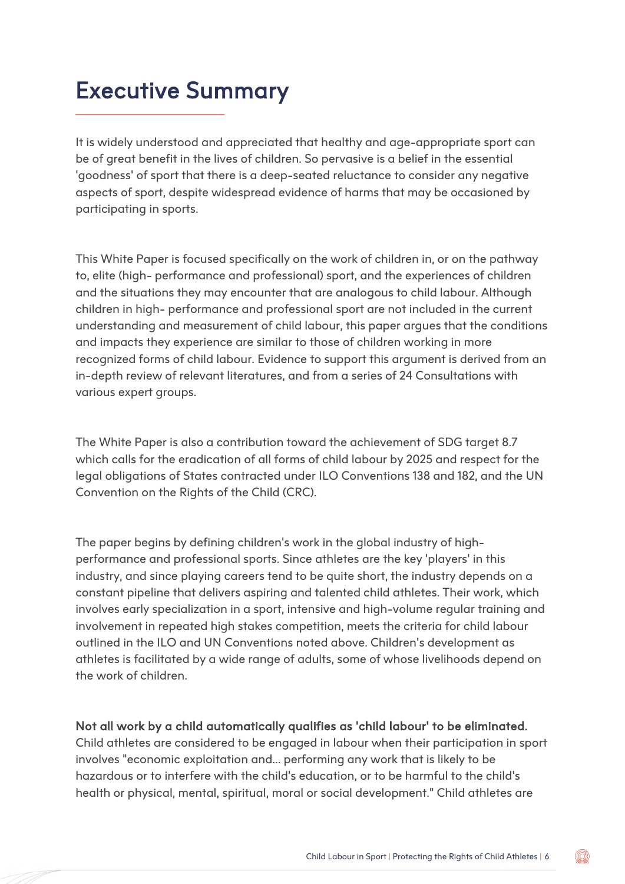# Executive Summary

It is widely understood and appreciated that healthy and age-appropriate sport can be of great benefit in the lives of children. So pervasive is a belief in the essential 'goodness' of sport that there is a deep-seated reluctance to consider any negative aspects of sport, despite widespread evidence of harms that may be occasioned by participating in sports.

This White Paper is focused specifically on the work of children in, or on the pathway to, elite (high- performance and professional) sport, and the experiences of children and the situations they may encounter that are analogous to child labour. Although children in high- performance and professional sport are not included in the current understanding and measurement of child labour, this paper argues that the conditions and impacts they experience are similar to those of children working in more recognized forms of child labour. Evidence to support this argument is derived from an in-depth review of relevant literatures, and from a series of 24 Consultations with various expert groups.

The White Paper is also a contribution toward the achievement of SDG target 8.7 which calls for the eradication of all forms of child labour by 2025 and respect for the legal obligations of States contracted under ILO Conventions 138 and 182, and the UN Convention on the Rights of the Child (CRC).

The paper begins by defining children's work in the global industry of high-performance and professional sports. Since athletes are the key 'players' in this industry, and since playing careers tend to be quite short, the industry depends on a constant pipeline that delivers aspiring and talented child athletes. Their work, which involves early specialization in a sport, intensive and high-volume regular training and involvement in repeated high stakes competition, meets the criteria for child labour outlined in the ILO and UN Conventions noted above. Children's development as athletes is facilitated by a wide range of adults, some of whose livelihoods depend on the work of children.

**Not all work by a child automatically qualifies as 'child labour' to be eliminated.** Child athletes are considered to be engaged in labour when their participation in sport involves "economic exploitation and… performing any work that is likely to be hazardous or to interfere with the child's education, or to be harmful to the child's health or physical, mental, spiritual, moral or social development." Child athletes are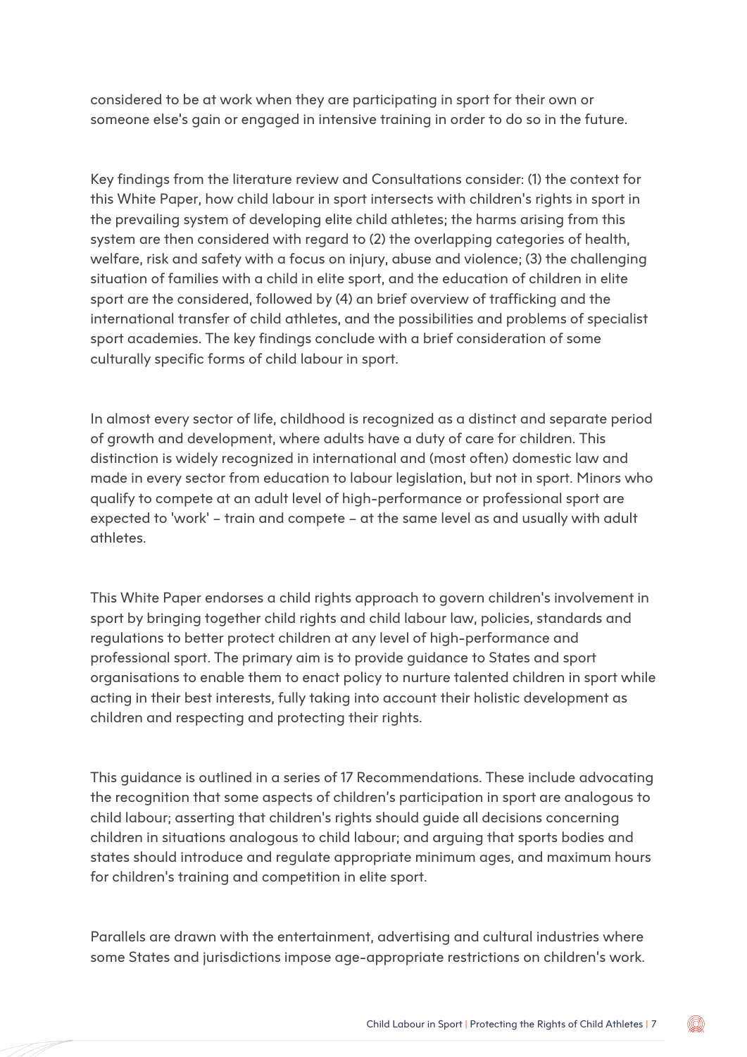considered to be at work when they are participating in sport for their own or someone else's gain or engaged in intensive training in order to do so in the future.

Key findings from the literature review and Consultations consider: (1) the context for this White Paper, how child labour in sport intersects with children's rights in sport in the prevailing system of developing elite child athletes; the harms arising from this system are then considered with regard to (2) the overlapping categories of health, welfare, risk and safety with a focus on injury, abuse and violence; (3) the challenging situation of families with a child in elite sport, and the education of children in elite sport are the considered, followed by (4) an brief overview of trafficking and the international transfer of child athletes, and the possibilities and problems of specialist sport academies. The key findings conclude with a brief consideration of some culturally specific forms of child labour in sport.

In almost every sector of life, childhood is recognized as a distinct and separate period of growth and development, where adults have a duty of care for children. This distinction is widely recognized in international and (most often) domestic law and made in every sector from education to labour legislation, but not in sport. Minors who qualify to compete at an adult level of high-performance or professional sport are expected to 'work' – train and compete – at the same level as and usually with adult athletes.

This White Paper endorses a child rights approach to govern children's involvement in sport by bringing together child rights and child labour law, policies, standards and regulations to better protect children at any level of high-performance and professional sport. The primary aim is to provide guidance to States and sport organisations to enable them to enact policy to nurture talented children in sport while acting in their best interests, fully taking into account their holistic development as children and respecting and protecting their rights.

This guidance is outlined in a series of 17 Recommendations. These include advocating the recognition that some aspects of children's participation in sport are analogous to child labour; asserting that children's rights should guide all decisions concerning children in situations analogous to child labour; and arguing that sports bodies and states should introduce and regulate appropriate minimum ages, and maximum hours for children's training and competition in elite sport.

Parallels are drawn with the entertainment, advertising and cultural industries where some States and jurisdictions impose age-appropriate restrictions on children's work.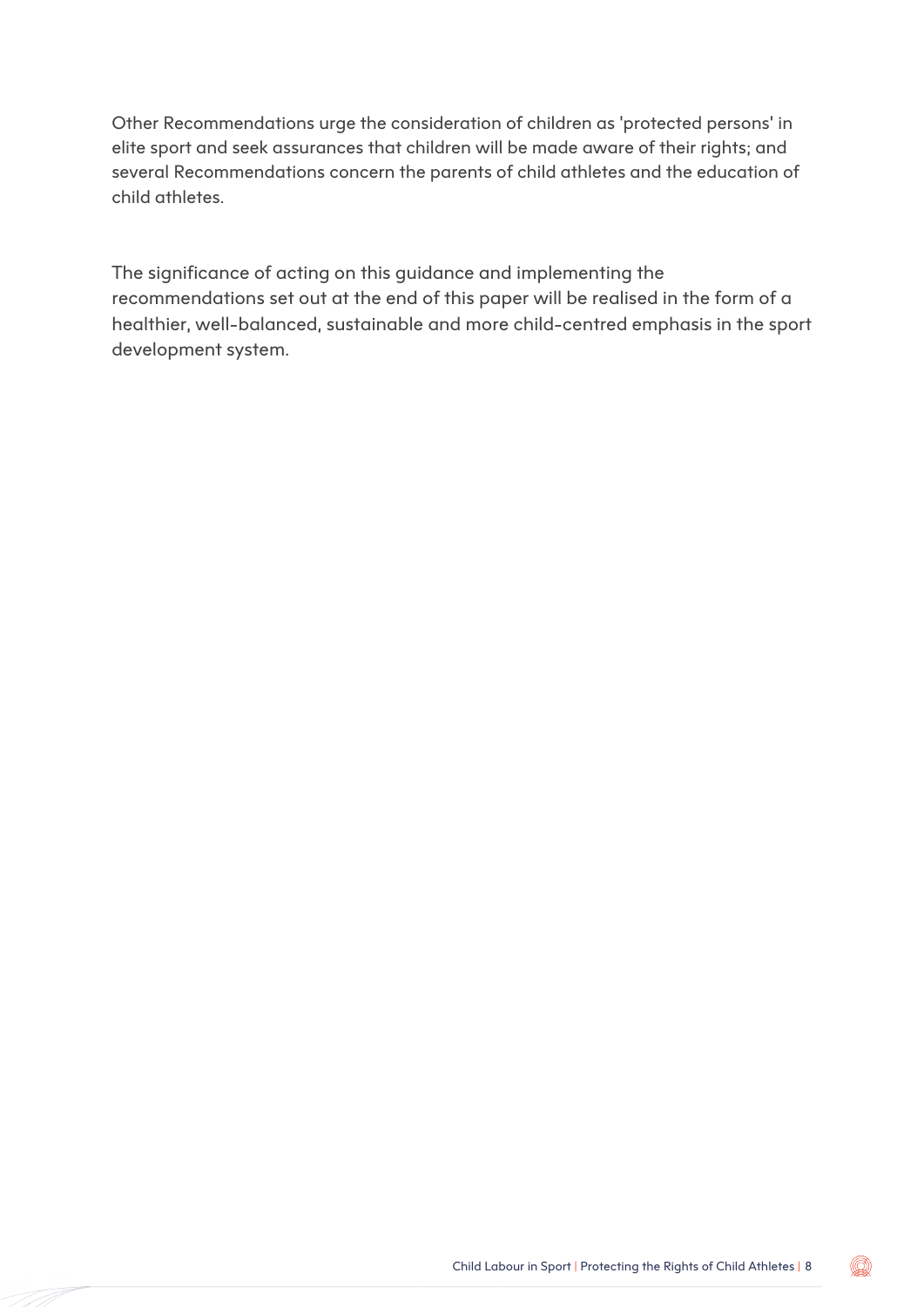Other Recommendations urge the consideration of children as 'protected persons' in elite sport and seek assurances that children will be made aware of their rights; and several Recommendations concern the parents of child athletes and the education of child athletes.

The significance of acting on this guidance and implementing the recommendations set out at the end of this paper will be realised in the form of a healthier, well-balanced, sustainable and more child-centred emphasis in the sport development system.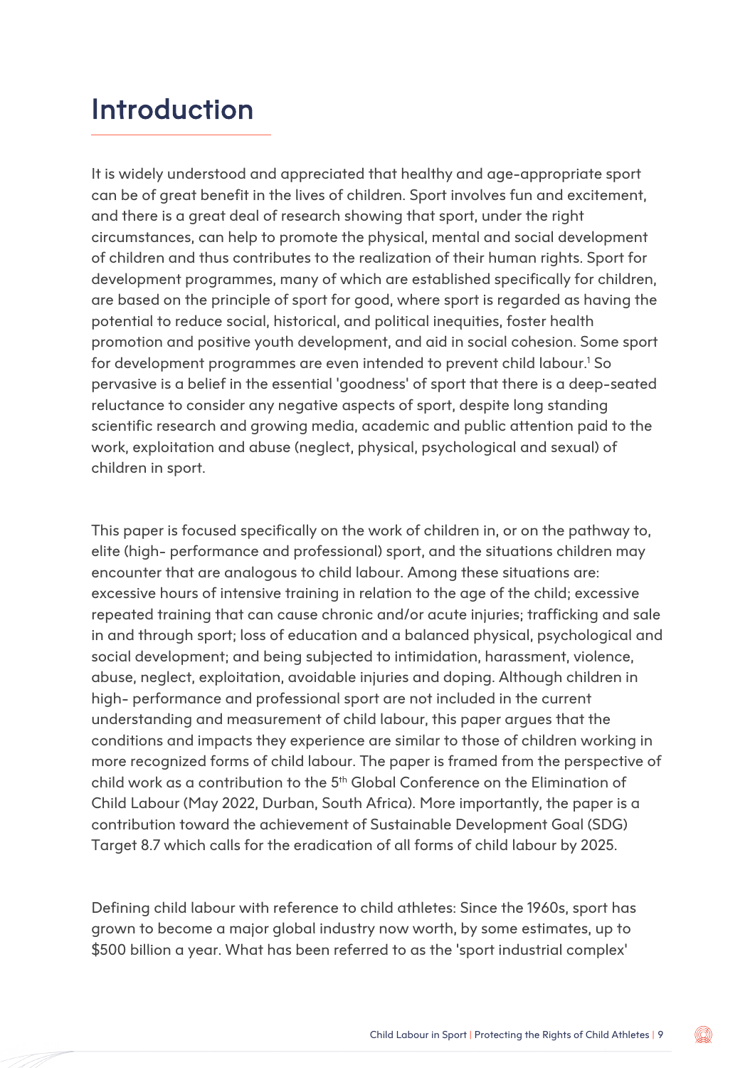# Introduction

It is widely understood and appreciated that healthy and age-appropriate sport can be of great benefit in the lives of children. Sport involves fun and excitement, and there is a great deal of research showing that sport, under the right circumstances, can help to promote the physical, mental and social development of children and thus contributes to the realization of their human rights. Sport for development programmes, many of which are established specifically for children, are based on the principle of sport for good, where sport is regarded as having the potential to reduce social, historical, and political inequities, foster health promotion and positive youth development, and aid in social cohesion. Some sport for development programmes are even intended to prevent child labour.[1] So pervasive is a belief in the essential 'goodness' of sport that there is a deep-seated reluctance to consider any negative aspects of sport, despite long standing scientific research and growing media, academic and public attention paid to the work, exploitation and abuse (neglect, physical, psychological and sexual) of children in sport.

This paper is focused specifically on the work of children in, or on the pathway to, elite (high- performance and professional) sport, and the situations children may encounter that are analogous to child labour. Among these situations are: excessive hours of intensive training in relation to the age of the child; excessive repeated training that can cause chronic and/or acute injuries; trafficking and sale in and through sport; loss of education and a balanced physical, psychological and social development; and being subjected to intimidation, harassment, violence, abuse, neglect, exploitation, avoidable injuries and doping. Although children in high- performance and professional sport are not included in the current understanding and measurement of child labour, this paper argues that the conditions and impacts they experience are similar to those of children working in more recognized forms of child labour. The paper is framed from the perspective of child work as a contribution to the 5th Global Conference on the Elimination of Child Labour (May 2022, Durban, South Africa). More importantly, the paper is a contribution toward the achievement of Sustainable Development Goal (SDG) Target 8.7 which calls for the eradication of all forms of child labour by 2025.

Defining child labour with reference to child athletes: Since the 1960s, sport has grown to become a major global industry now worth, by some estimates, up to $500 billion a year. What has been referred to as the 'sport industrial complex'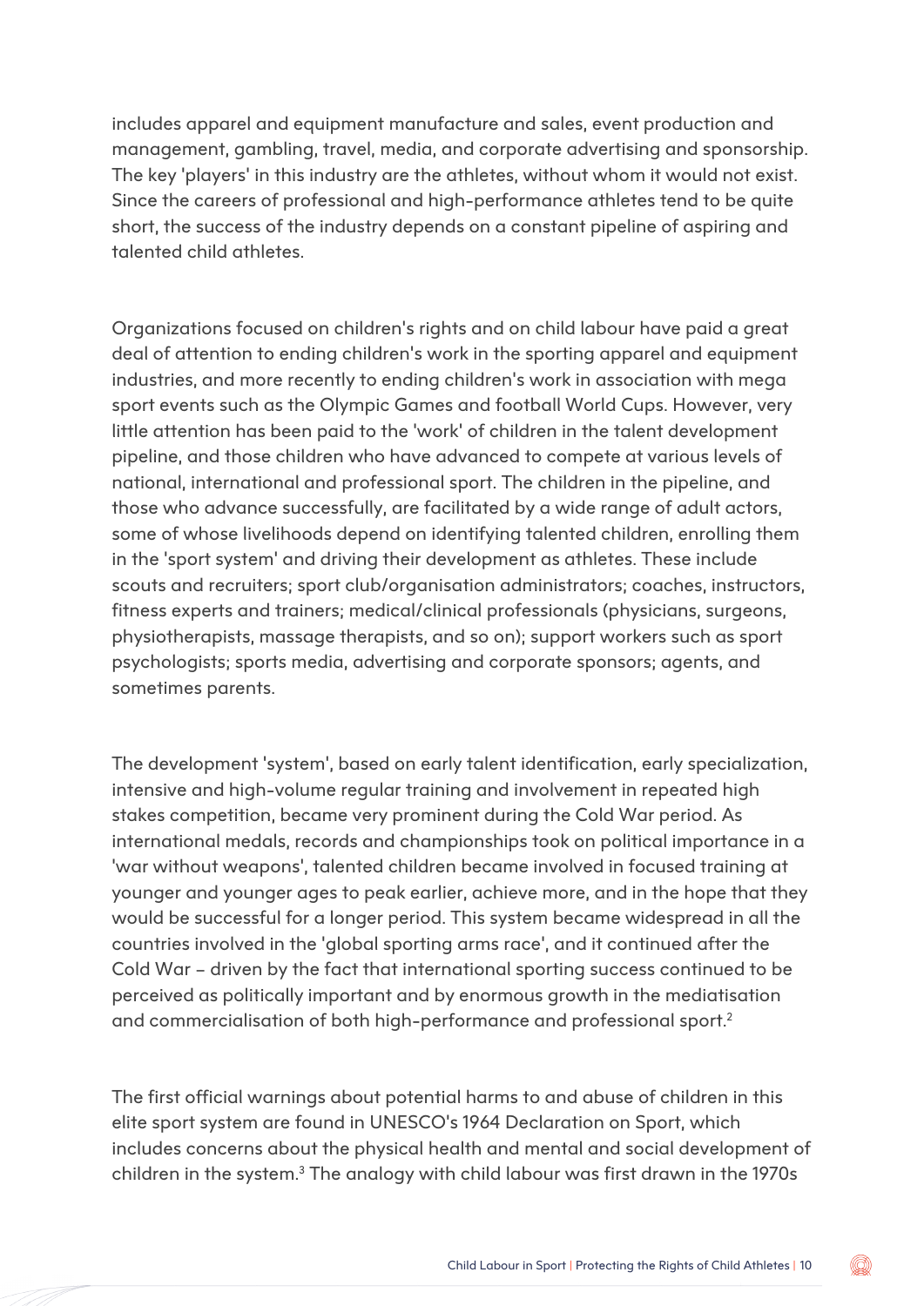includes apparel and equipment manufacture and sales, event production and management, gambling, travel, media, and corporate advertising and sponsorship. The key 'players' in this industry are the athletes, without whom it would not exist. Since the careers of professional and high-performance athletes tend to be quite short, the success of the industry depends on a constant pipeline of aspiring and talented child athletes.

Organizations focused on children's rights and on child labour have paid a great deal of attention to ending children's work in the sporting apparel and equipment industries, and more recently to ending children's work in association with mega sport events such as the Olympic Games and football World Cups. However, very little attention has been paid to the 'work' of children in the talent development pipeline, and those children who have advanced to compete at various levels of national, international and professional sport. The children in the pipeline, and those who advance successfully, are facilitated by a wide range of adult actors, some of whose livelihoods depend on identifying talented children, enrolling them in the 'sport system' and driving their development as athletes. These include scouts and recruiters; sport club/organisation administrators; coaches, instructors, fitness experts and trainers; medical/clinical professionals (physicians, surgeons, physiotherapists, massage therapists, and so on); support workers such as sport psychologists; sports media, advertising and corporate sponsors; agents, and sometimes parents.

The development 'system', based on early talent identification, early specialization, intensive and high-volume regular training and involvement in repeated high stakes competition, became very prominent during the Cold War period. As international medals, records and championships took on political importance in a 'war without weapons', talented children became involved in focused training at younger and younger ages to peak earlier, achieve more, and in the hope that they would be successful for a longer period. This system became widespread in all the countries involved in the 'global sporting arms race', and it continued after the Cold War – driven by the fact that international sporting success continued to be perceived as politically important and by enormous growth in the mediatisation and commercialisation of both high-performance and professional sport.[2]

The first official warnings about potential harms to and abuse of children in this elite sport system are found in UNESCO's 1964 Declaration on Sport, which includes concerns about the physical health and mental and social development of children in the system.[3] The analogy with child labour was first drawn in the 1970s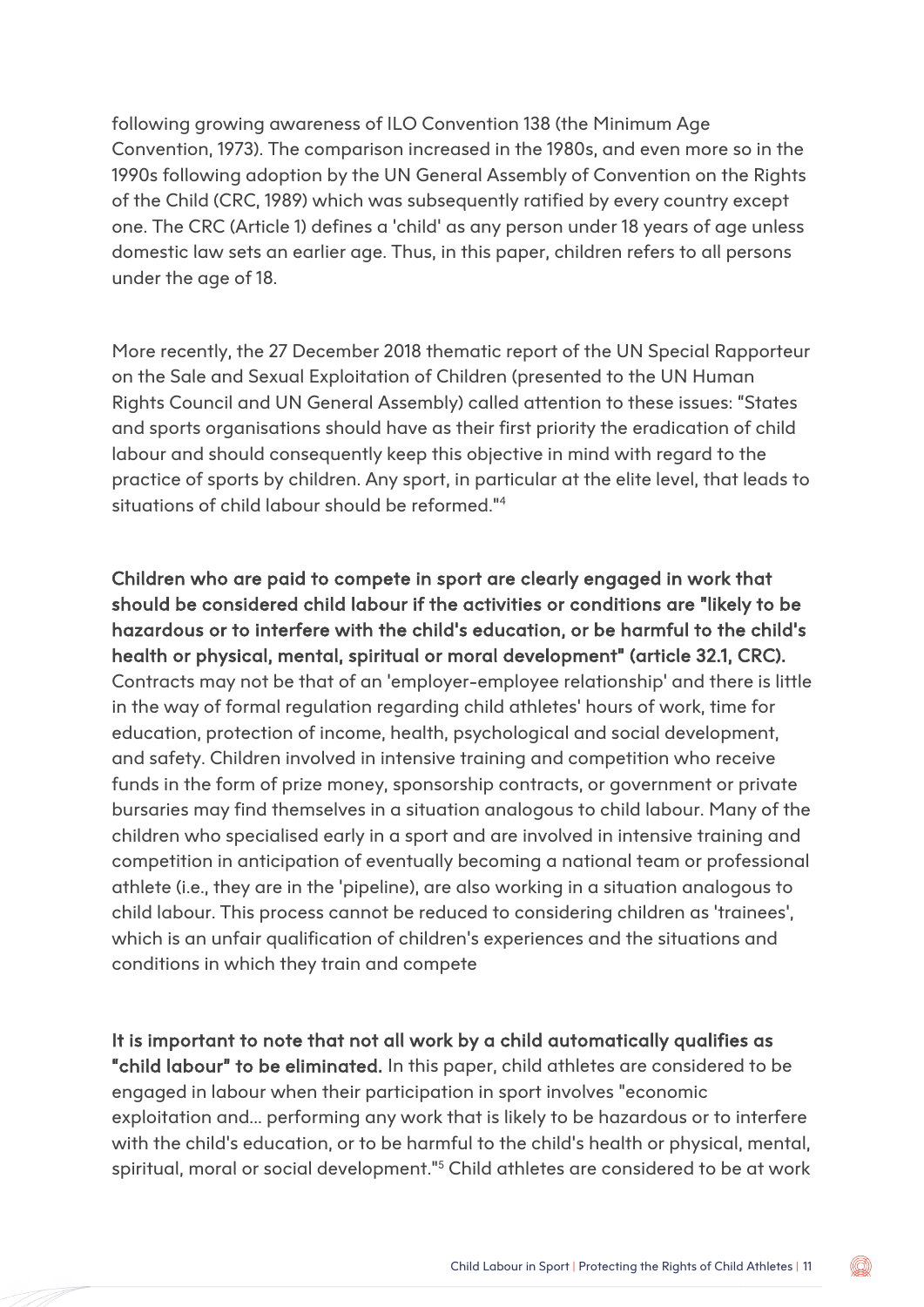following growing awareness of ILO Convention 138 (the Minimum Age Convention, 1973). The comparison increased in the 1980s, and even more so in the 1990s following adoption by the UN General Assembly of Convention on the Rights of the Child (CRC, 1989) which was subsequently ratified by every country except one. The CRC (Article 1) defines a 'child' as any person under 18 years of age unless domestic law sets an earlier age. Thus, in this paper, children refers to all persons under the age of 18.

More recently, the 27 December 2018 thematic report of the UN Special Rapporteur on the Sale and Sexual Exploitation of Children (presented to the UN Human Rights Council and UN General Assembly) called attention to these issues: "States and sports organisations should have as their first priority the eradication of child labour and should consequently keep this objective in mind with regard to the practice of sports by children. Any sport, in particular at the elite level, that leads to situations of child labour should be reformed."[4]

**Children who are paid to compete in sport are clearly engaged in work that should be considered child labour if the activities or conditions are "likely to be hazardous or to interfere with the child's education, or be harmful to the child's health or physical, mental, spiritual or moral development" (article 32.1, CRC).** Contracts may not be that of an 'employer-employee relationship' and there is little in the way of formal regulation regarding child athletes' hours of work, time for education, protection of income, health, psychological and social development, and safety. Children involved in intensive training and competition who receive funds in the form of prize money, sponsorship contracts, or government or private bursaries may find themselves in a situation analogous to child labour. Many of the children who specialised early in a sport and are involved in intensive training and competition in anticipation of eventually becoming a national team or professional athlete (i.e., they are in the 'pipeline), are also working in a situation analogous to child labour. This process cannot be reduced to considering children as 'trainees', which is an unfair qualification of children's experiences and the situations and conditions in which they train and compete

**It is important to note that not all work by a child automatically qualifies as "child labour" to be eliminated.** In this paper, child athletes are considered to be engaged in labour when their participation in sport involves "economic exploitation and... performing any work that is likely to be hazardous or to interfere with the child's education, or to be harmful to the child's health or physical, mental, spiritual, moral or social development."[5] Child athletes are considered to be at work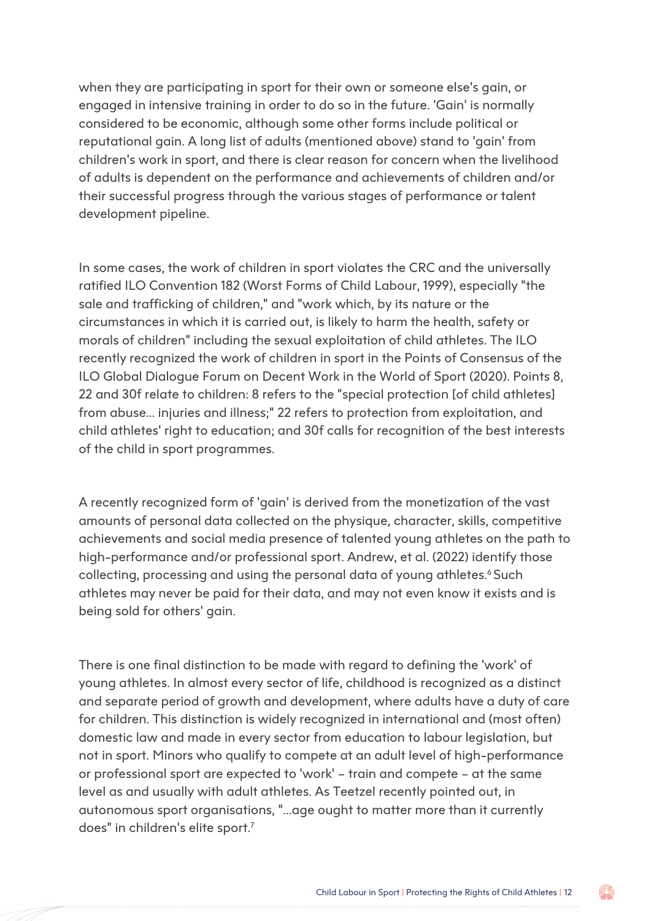when they are participating in sport for their own or someone else's gain, or engaged in intensive training in order to do so in the future. 'Gain' is normally considered to be economic, although some other forms include political or reputational gain. A long list of adults (mentioned above) stand to 'gain' from children's work in sport, and there is clear reason for concern when the livelihood of adults is dependent on the performance and achievements of children and/or their successful progress through the various stages of performance or talent development pipeline.

In some cases, the work of children in sport violates the CRC and the universally ratified ILO Convention 182 (Worst Forms of Child Labour, 1999), especially "the sale and trafficking of children," and "work which, by its nature or the circumstances in which it is carried out, is likely to harm the health, safety or morals of children" including the sexual exploitation of child athletes. The ILO recently recognized the work of children in sport in the Points of Consensus of the ILO Global Dialogue Forum on Decent Work in the World of Sport (2020). Points 8, 22 and 30f relate to children: 8 refers to the "special protection [of child athletes] from abuse... injuries and illness;" 22 refers to protection from exploitation, and child athletes' right to education; and 30f calls for recognition of the best interests of the child in sport programmes.

A recently recognized form of 'gain' is derived from the monetization of the vast amounts of personal data collected on the physique, character, skills, competitive achievements and social media presence of talented young athletes on the path to high-performance and/or professional sport. Andrew, et al. (2022) identify those collecting, processing and using the personal data of young athletes.[6] Such athletes may never be paid for their data, and may not even know it exists and is being sold for others' gain.

There is one final distinction to be made with regard to defining the 'work' of young athletes. In almost every sector of life, childhood is recognized as a distinct and separate period of growth and development, where adults have a duty of care for children. This distinction is widely recognized in international and (most often) domestic law and made in every sector from education to labour legislation, but not in sport. Minors who qualify to compete at an adult level of high-performance or professional sport are expected to 'work' – train and compete – at the same level as and usually with adult athletes. As Teetzel recently pointed out, in autonomous sport organisations, "...age ought to matter more than it currently does" in children's elite sport.[7]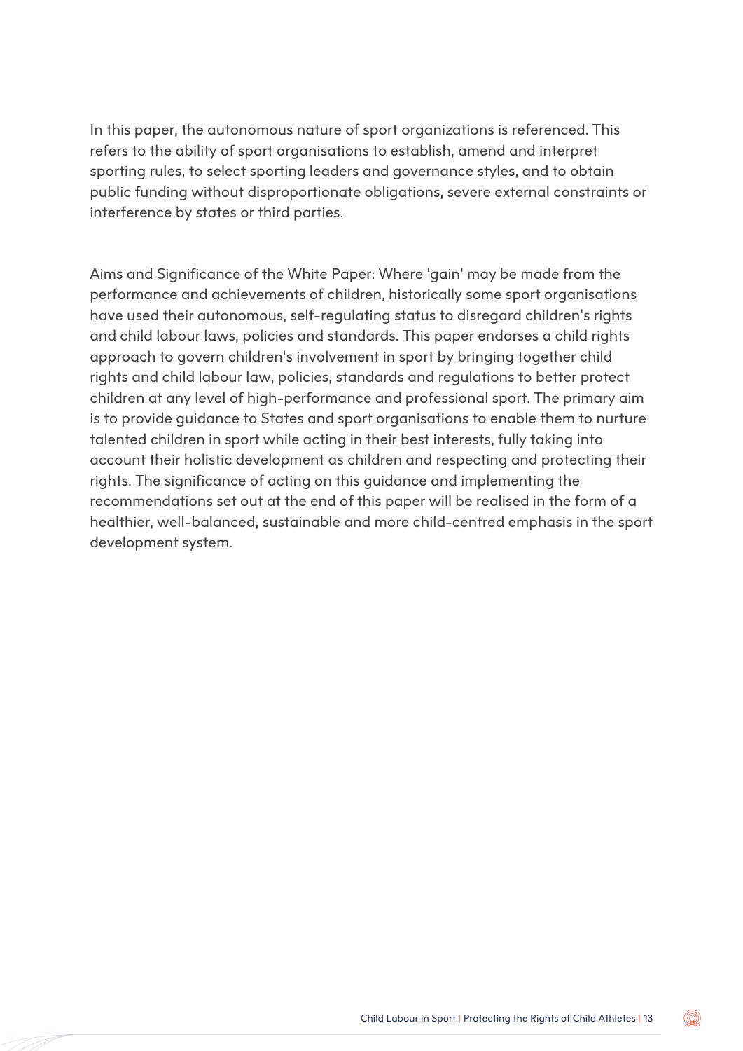In this paper, the autonomous nature of sport organizations is referenced. This refers to the ability of sport organisations to establish, amend and interpret sporting rules, to select sporting leaders and governance styles, and to obtain public funding without disproportionate obligations, severe external constraints or interference by states or third parties.

Aims and Significance of the White Paper: Where 'gain' may be made from the performance and achievements of children, historically some sport organisations have used their autonomous, self-regulating status to disregard children's rights and child labour laws, policies and standards. This paper endorses a child rights approach to govern children's involvement in sport by bringing together child rights and child labour law, policies, standards and regulations to better protect children at any level of high-performance and professional sport. The primary aim is to provide guidance to States and sport organisations to enable them to nurture talented children in sport while acting in their best interests, fully taking into account their holistic development as children and respecting and protecting their rights. The significance of acting on this guidance and implementing the recommendations set out at the end of this paper will be realised in the form of a healthier, well-balanced, sustainable and more child-centred emphasis in the sport development system.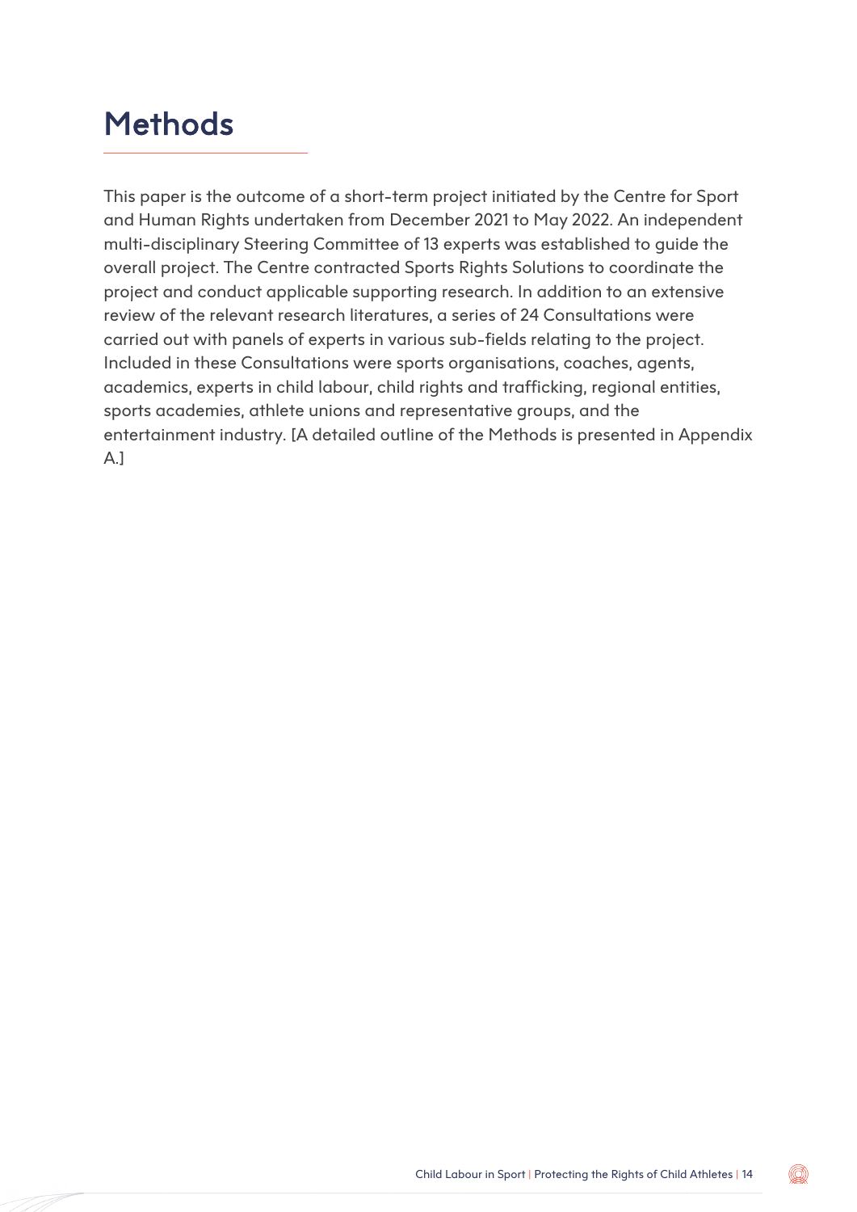# Methods

This paper is the outcome of a short-term project initiated by the Centre for Sport and Human Rights undertaken from December 2021 to May 2022. An independent multi-disciplinary Steering Committee of 13 experts was established to guide the overall project. The Centre contracted Sports Rights Solutions to coordinate the project and conduct applicable supporting research. In addition to an extensive review of the relevant research literatures, a series of 24 Consultations were carried out with panels of experts in various sub-fields relating to the project. Included in these Consultations were sports organisations, coaches, agents, academics, experts in child labour, child rights and trafficking, regional entities, sports academies, athlete unions and representative groups, and the entertainment industry. [A detailed outline of the Methods is presented in Appendix A.]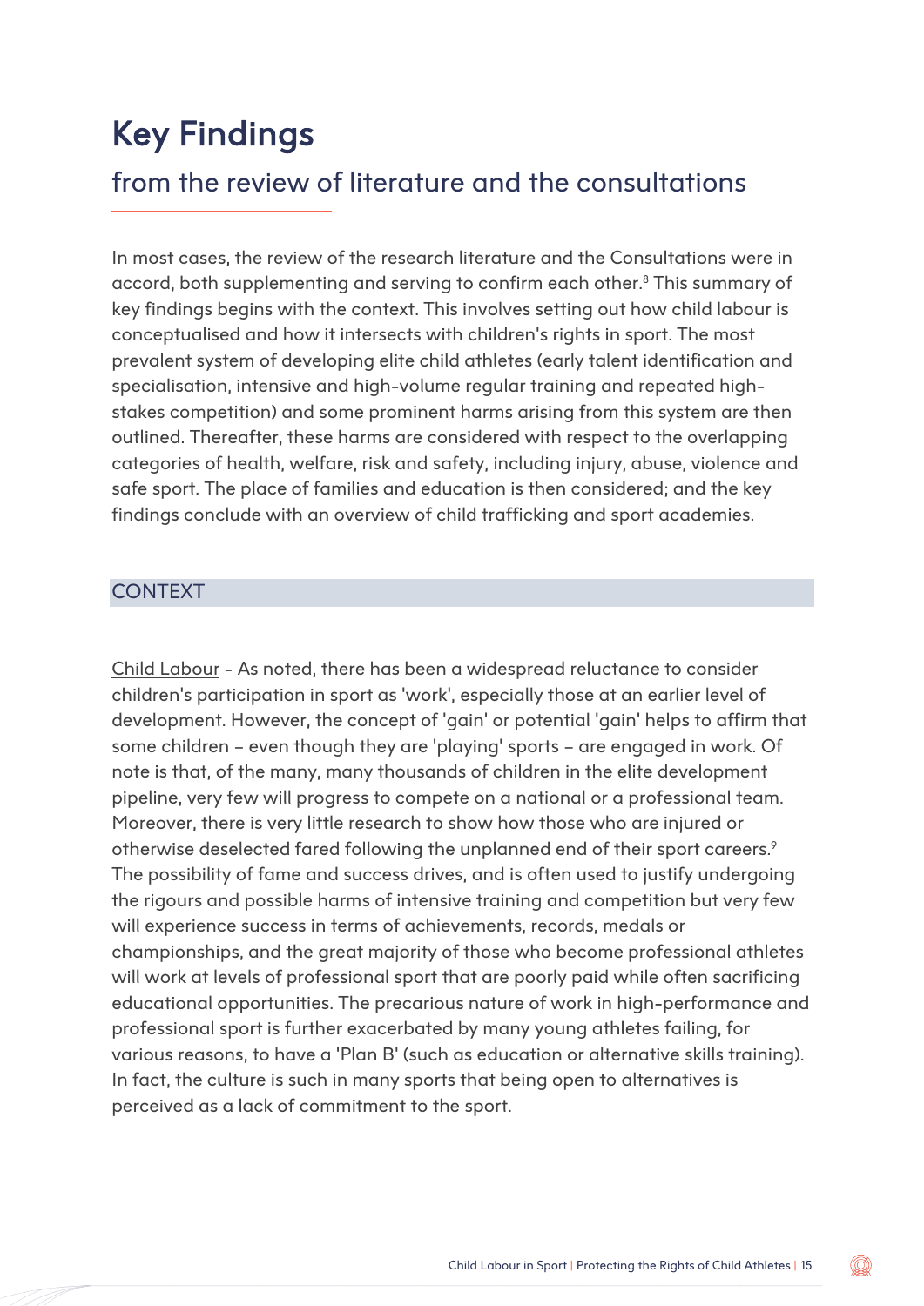# Key Findings

## from the review of literature and the consultations

In most cases, the review of the research literature and the Consultations were in accord, both supplementing and serving to confirm each other.[8] This summary of key findings begins with the context. This involves setting out how child labour is conceptualised and how it intersects with children's rights in sport. The most prevalent system of developing elite child athletes (early talent identification and specialisation, intensive and high-volume regular training and repeated high-stakes competition) and some prominent harms arising from this system are then outlined. Thereafter, these harms are considered with respect to the overlapping categories of health, welfare, risk and safety, including injury, abuse, violence and safe sport. The place of families and education is then considered; and the key findings conclude with an overview of child trafficking and sport academies.

### CONTEXT

Child Labour - As noted, there has been a widespread reluctance to consider children's participation in sport as 'work', especially those at an earlier level of development. However, the concept of 'gain' or potential 'gain' helps to affirm that some children – even though they are 'playing' sports – are engaged in work. Of note is that, of the many, many thousands of children in the elite development pipeline, very few will progress to compete on a national or a professional team. Moreover, there is very little research to show how those who are injured or otherwise deselected fared following the unplanned end of their sport careers.[9] The possibility of fame and success drives, and is often used to justify undergoing the rigours and possible harms of intensive training and competition but very few will experience success in terms of achievements, records, medals or championships, and the great majority of those who become professional athletes will work at levels of professional sport that are poorly paid while often sacrificing educational opportunities. The precarious nature of work in high-performance and professional sport is further exacerbated by many young athletes failing, for various reasons, to have a 'Plan B' (such as education or alternative skills training). In fact, the culture is such in many sports that being open to alternatives is perceived as a lack of commitment to the sport.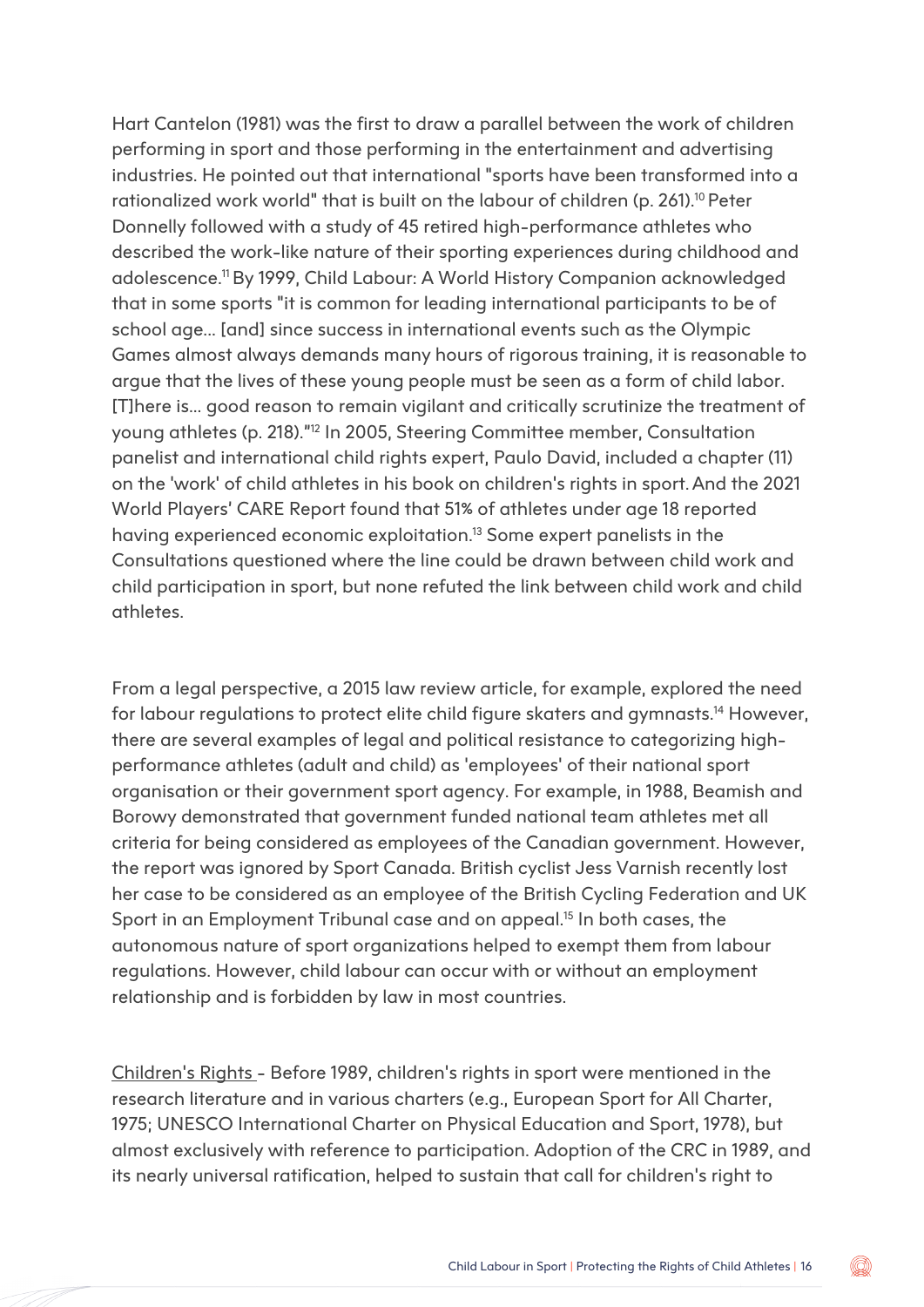Hart Cantelon (1981) was the first to draw a parallel between the work of children performing in sport and those performing in the entertainment and advertising industries. He pointed out that international "sports have been transformed into a rationalized work world" that is built on the labour of children (p. 261).[10] Peter Donnelly followed with a study of 45 retired high-performance athletes who described the work-like nature of their sporting experiences during childhood and adolescence.[11] By 1999, Child Labour: A World History Companion acknowledged that in some sports "it is common for leading international participants to be of school age… [and] since success in international events such as the Olympic Games almost always demands many hours of rigorous training, it is reasonable to argue that the lives of these young people must be seen as a form of child labor. [T]here is… good reason to remain vigilant and critically scrutinize the treatment of young athletes (p. 218)."[12] In 2005, Steering Committee member, Consultation panelist and international child rights expert, Paulo David, included a chapter (11) on the 'work' of child athletes in his book on children's rights in sport. And the 2021 World Players' CARE Report found that 51% of athletes under age 18 reported having experienced economic exploitation.[13] Some expert panelists in the Consultations questioned where the line could be drawn between child work and child participation in sport, but none refuted the link between child work and child athletes.

From a legal perspective, a 2015 law review article, for example, explored the need for labour regulations to protect elite child figure skaters and gymnasts.[14] However, there are several examples of legal and political resistance to categorizing high-performance athletes (adult and child) as 'employees' of their national sport organisation or their government sport agency. For example, in 1988, Beamish and Borowy demonstrated that government funded national team athletes met all criteria for being considered as employees of the Canadian government. However, the report was ignored by Sport Canada. British cyclist Jess Varnish recently lost her case to be considered as an employee of the British Cycling Federation and UK Sport in an Employment Tribunal case and on appeal.[15] In both cases, the autonomous nature of sport organizations helped to exempt them from labour regulations. However, child labour can occur with or without an employment relationship and is forbidden by law in most countries.

Children's Rights - Before 1989, children's rights in sport were mentioned in the research literature and in various charters (e.g., European Sport for All Charter, 1975; UNESCO International Charter on Physical Education and Sport, 1978), but almost exclusively with reference to participation. Adoption of the CRC in 1989, and its nearly universal ratification, helped to sustain that call for children's right to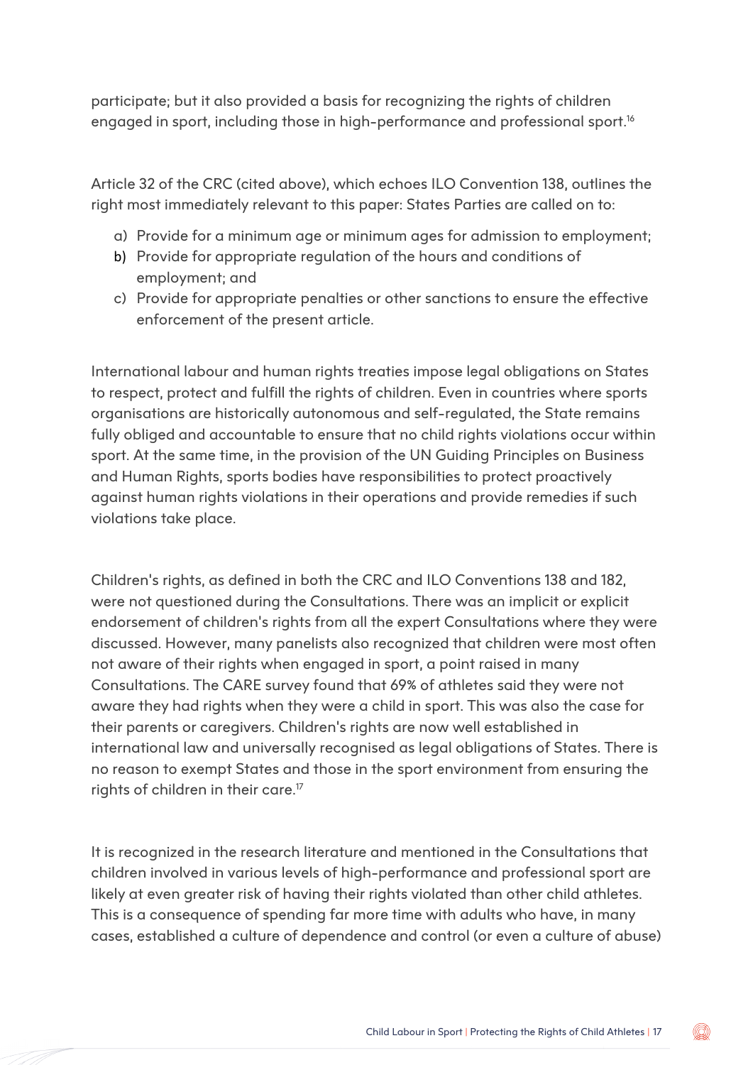participate; but it also provided a basis for recognizing the rights of children engaged in sport, including those in high-performance and professional sport.[16]

Article 32 of the CRC (cited above), which echoes ILO Convention 138, outlines the right most immediately relevant to this paper: States Parties are called on to:

a) Provide for a minimum age or minimum ages for admission to employment;
b) Provide for appropriate regulation of the hours and conditions of employment; and
c) Provide for appropriate penalties or other sanctions to ensure the effective enforcement of the present article.

International labour and human rights treaties impose legal obligations on States to respect, protect and fulfill the rights of children. Even in countries where sports organisations are historically autonomous and self-regulated, the State remains fully obliged and accountable to ensure that no child rights violations occur within sport. At the same time, in the provision of the UN Guiding Principles on Business and Human Rights, sports bodies have responsibilities to protect proactively against human rights violations in their operations and provide remedies if such violations take place.

Children's rights, as defined in both the CRC and ILO Conventions 138 and 182, were not questioned during the Consultations. There was an implicit or explicit endorsement of children's rights from all the expert Consultations where they were discussed. However, many panelists also recognized that children were most often not aware of their rights when engaged in sport, a point raised in many Consultations. The CARE survey found that 69% of athletes said they were not aware they had rights when they were a child in sport. This was also the case for their parents or caregivers. Children's rights are now well established in international law and universally recognised as legal obligations of States. There is no reason to exempt States and those in the sport environment from ensuring the rights of children in their care.[17]

It is recognized in the research literature and mentioned in the Consultations that children involved in various levels of high-performance and professional sport are likely at even greater risk of having their rights violated than other child athletes. This is a consequence of spending far more time with adults who have, in many cases, established a culture of dependence and control (or even a culture of abuse)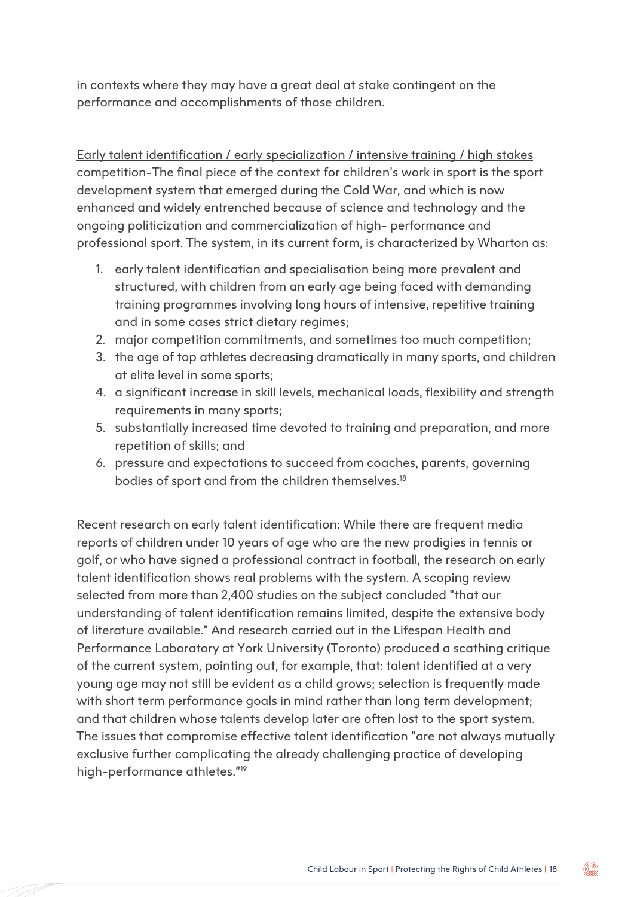in contexts where they may have a great deal at stake contingent on the performance and accomplishments of those children.

<u>Early talent identification / early specialization / intensive training / high stakes competition</u>-The final piece of the context for children's work in sport is the sport development system that emerged during the Cold War, and which is now enhanced and widely entrenched because of science and technology and the ongoing politicization and commercialization of high- performance and professional sport. The system, in its current form, is characterized by Wharton as:

1. early talent identification and specialisation being more prevalent and structured, with children from an early age being faced with demanding training programmes involving long hours of intensive, repetitive training and in some cases strict dietary regimes;
2. major competition commitments, and sometimes too much competition;
3. the age of top athletes decreasing dramatically in many sports, and children at elite level in some sports;
4. a significant increase in skill levels, mechanical loads, flexibility and strength requirements in many sports;
5. substantially increased time devoted to training and preparation, and more repetition of skills; and
6. pressure and expectations to succeed from coaches, parents, governing bodies of sport and from the children themselves.[18]

Recent research on early talent identification: While there are frequent media reports of children under 10 years of age who are the new prodigies in tennis or golf, or who have signed a professional contract in football, the research on early talent identification shows real problems with the system. A scoping review selected from more than 2,400 studies on the subject concluded "that our understanding of talent identification remains limited, despite the extensive body of literature available." And research carried out in the Lifespan Health and Performance Laboratory at York University (Toronto) produced a scathing critique of the current system, pointing out, for example, that: talent identified at a very young age may not still be evident as a child grows; selection is frequently made with short term performance goals in mind rather than long term development; and that children whose talents develop later are often lost to the sport system. The issues that compromise effective talent identification "are not always mutually exclusive further complicating the already challenging practice of developing high-performance athletes."[19]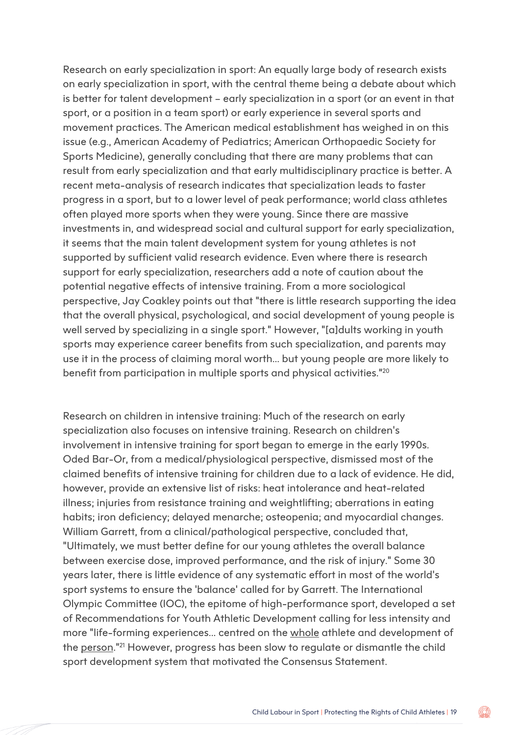Research on early specialization in sport: An equally large body of research exists on early specialization in sport, with the central theme being a debate about which is better for talent development – early specialization in a sport (or an event in that sport, or a position in a team sport) or early experience in several sports and movement practices. The American medical establishment has weighed in on this issue (e.g., American Academy of Pediatrics; American Orthopaedic Society for Sports Medicine), generally concluding that there are many problems that can result from early specialization and that early multidisciplinary practice is better. A recent meta-analysis of research indicates that specialization leads to faster progress in a sport, but to a lower level of peak performance; world class athletes often played more sports when they were young. Since there are massive investments in, and widespread social and cultural support for early specialization, it seems that the main talent development system for young athletes is not supported by sufficient valid research evidence. Even where there is research support for early specialization, researchers add a note of caution about the potential negative effects of intensive training. From a more sociological perspective, Jay Coakley points out that "there is little research supporting the idea that the overall physical, psychological, and social development of young people is well served by specializing in a single sport." However, "[a]dults working in youth sports may experience career benefits from such specialization, and parents may use it in the process of claiming moral worth... but young people are more likely to benefit from participation in multiple sports and physical activities."[20]

Research on children in intensive training: Much of the research on early specialization also focuses on intensive training. Research on children's involvement in intensive training for sport began to emerge in the early 1990s. Oded Bar-Or, from a medical/physiological perspective, dismissed most of the claimed benefits of intensive training for children due to a lack of evidence. He did, however, provide an extensive list of risks: heat intolerance and heat-related illness; injuries from resistance training and weightlifting; aberrations in eating habits; iron deficiency; delayed menarche; osteopenia; and myocardial changes. William Garrett, from a clinical/pathological perspective, concluded that, "Ultimately, we must better define for our young athletes the overall balance between exercise dose, improved performance, and the risk of injury." Some 30 years later, there is little evidence of any systematic effort in most of the world's sport systems to ensure the 'balance' called for by Garrett. The International Olympic Committee (IOC), the epitome of high-performance sport, developed a set of Recommendations for Youth Athletic Development calling for less intensity and more "life-forming experiences... centred on the <u>whole</u> athlete and development of the <u>person</u>."[21] However, progress has been slow to regulate or dismantle the child sport development system that motivated the Consensus Statement.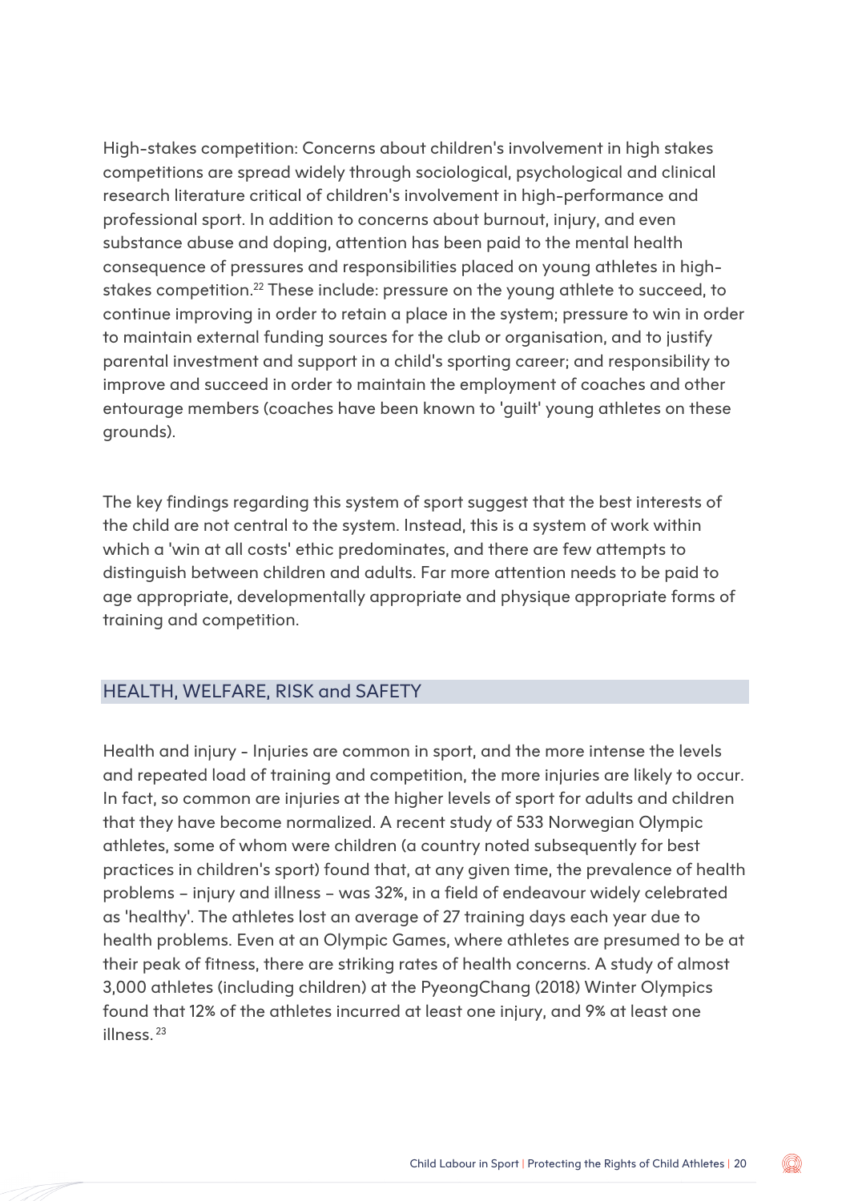High-stakes competition: Concerns about children's involvement in high stakes competitions are spread widely through sociological, psychological and clinical research literature critical of children's involvement in high-performance and professional sport. In addition to concerns about burnout, injury, and even substance abuse and doping, attention has been paid to the mental health consequence of pressures and responsibilities placed on young athletes in high-stakes competition.[22] These include: pressure on the young athlete to succeed, to continue improving in order to retain a place in the system; pressure to win in order to maintain external funding sources for the club or organisation, and to justify parental investment and support in a child's sporting career; and responsibility to improve and succeed in order to maintain the employment of coaches and other entourage members (coaches have been known to 'guilt' young athletes on these grounds).

The key findings regarding this system of sport suggest that the best interests of the child are not central to the system. Instead, this is a system of work within which a 'win at all costs' ethic predominates, and there are few attempts to distinguish between children and adults. Far more attention needs to be paid to age appropriate, developmentally appropriate and physique appropriate forms of training and competition.

## HEALTH, WELFARE, RISK and SAFETY

Health and injury - Injuries are common in sport, and the more intense the levels and repeated load of training and competition, the more injuries are likely to occur. In fact, so common are injuries at the higher levels of sport for adults and children that they have become normalized. A recent study of 533 Norwegian Olympic athletes, some of whom were children (a country noted subsequently for best practices in children's sport) found that, at any given time, the prevalence of health problems – injury and illness – was 32%, in a field of endeavour widely celebrated as 'healthy'. The athletes lost an average of 27 training days each year due to health problems. Even at an Olympic Games, where athletes are presumed to be at their peak of fitness, there are striking rates of health concerns. A study of almost 3,000 athletes (including children) at the PyeongChang (2018) Winter Olympics found that 12% of the athletes incurred at least one injury, and 9% at least one illness.[23]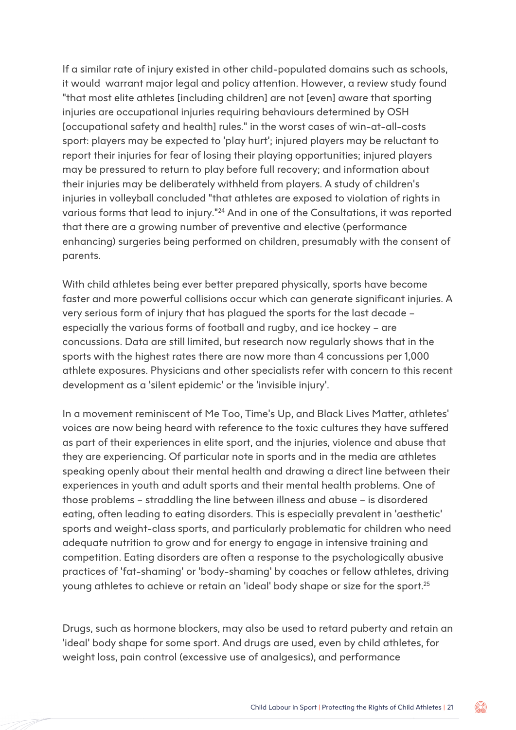If a similar rate of injury existed in other child-populated domains such as schools, it would warrant major legal and policy attention. However, a review study found "that most elite athletes [including children] are not [even] aware that sporting injuries are occupational injuries requiring behaviours determined by OSH [occupational safety and health] rules." in the worst cases of win-at-all-costs sport: players may be expected to 'play hurt'; injured players may be reluctant to report their injuries for fear of losing their playing opportunities; injured players may be pressured to return to play before full recovery; and information about their injuries may be deliberately withheld from players. A study of children's injuries in volleyball concluded "that athletes are exposed to violation of rights in various forms that lead to injury."[24] And in one of the Consultations, it was reported that there are a growing number of preventive and elective (performance enhancing) surgeries being performed on children, presumably with the consent of parents.

With child athletes being ever better prepared physically, sports have become faster and more powerful collisions occur which can generate significant injuries. A very serious form of injury that has plagued the sports for the last decade – especially the various forms of football and rugby, and ice hockey – are concussions. Data are still limited, but research now regularly shows that in the sports with the highest rates there are now more than 4 concussions per 1,000 athlete exposures. Physicians and other specialists refer with concern to this recent development as a 'silent epidemic' or the 'invisible injury'.

In a movement reminiscent of Me Too, Time's Up, and Black Lives Matter, athletes' voices are now being heard with reference to the toxic cultures they have suffered as part of their experiences in elite sport, and the injuries, violence and abuse that they are experiencing. Of particular note in sports and in the media are athletes speaking openly about their mental health and drawing a direct line between their experiences in youth and adult sports and their mental health problems. One of those problems – straddling the line between illness and abuse – is disordered eating, often leading to eating disorders. This is especially prevalent in 'aesthetic' sports and weight-class sports, and particularly problematic for children who need adequate nutrition to grow and for energy to engage in intensive training and competition. Eating disorders are often a response to the psychologically abusive practices of 'fat-shaming' or 'body-shaming' by coaches or fellow athletes, driving young athletes to achieve or retain an 'ideal' body shape or size for the sport.[25]

Drugs, such as hormone blockers, may also be used to retard puberty and retain an 'ideal' body shape for some sport. And drugs are used, even by child athletes, for weight loss, pain control (excessive use of analgesics), and performance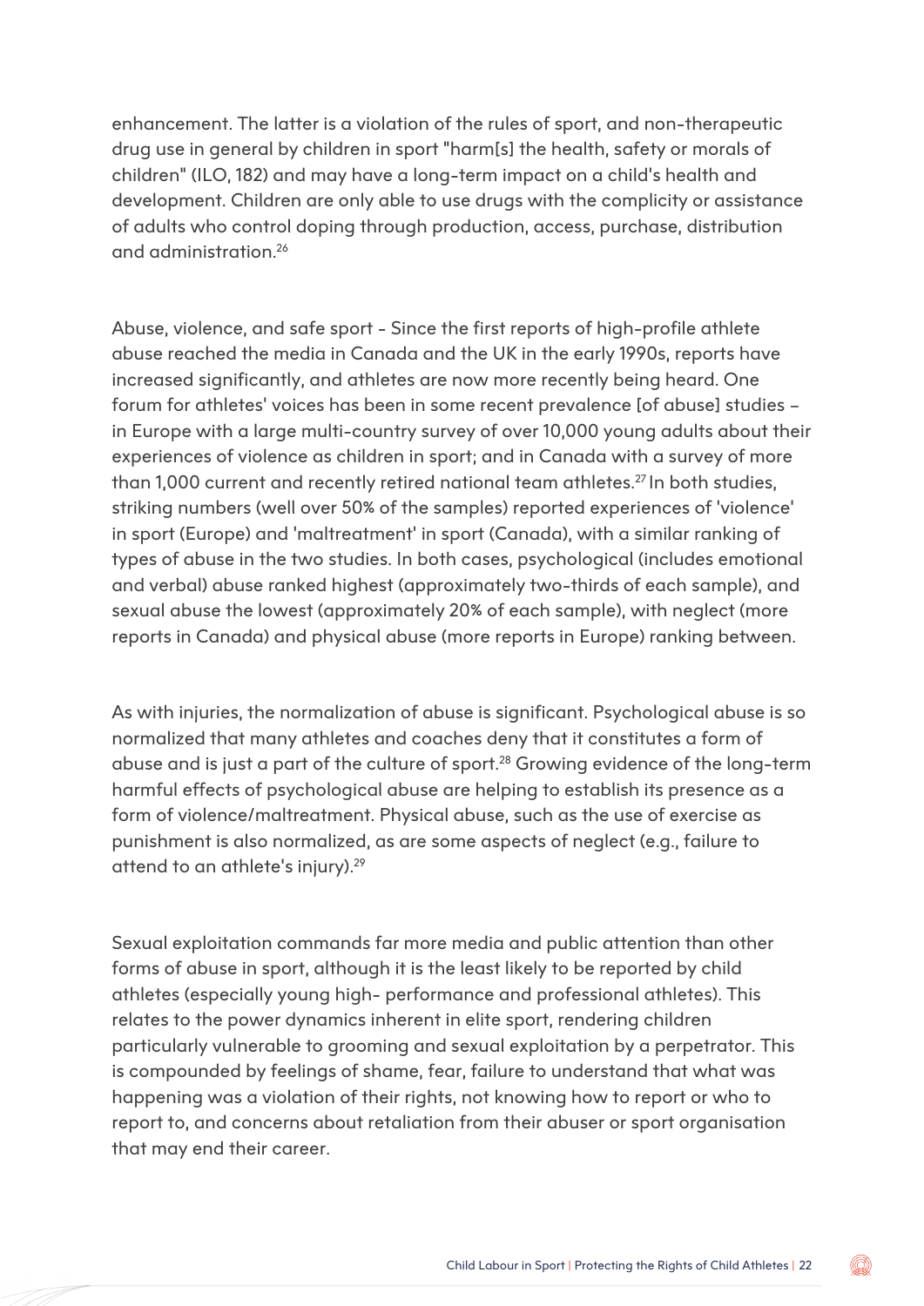enhancement. The latter is a violation of the rules of sport, and non-therapeutic drug use in general by children in sport "harm[s] the health, safety or morals of children" (ILO, 182) and may have a long-term impact on a child's health and development. Children are only able to use drugs with the complicity or assistance of adults who control doping through production, access, purchase, distribution and administration.[26]

Abuse, violence, and safe sport - Since the first reports of high-profile athlete abuse reached the media in Canada and the UK in the early 1990s, reports have increased significantly, and athletes are now more recently being heard. One forum for athletes' voices has been in some recent prevalence [of abuse] studies – in Europe with a large multi-country survey of over 10,000 young adults about their experiences of violence as children in sport; and in Canada with a survey of more than 1,000 current and recently retired national team athletes.[27] In both studies, striking numbers (well over 50% of the samples) reported experiences of 'violence' in sport (Europe) and 'maltreatment' in sport (Canada), with a similar ranking of types of abuse in the two studies. In both cases, psychological (includes emotional and verbal) abuse ranked highest (approximately two-thirds of each sample), and sexual abuse the lowest (approximately 20% of each sample), with neglect (more reports in Canada) and physical abuse (more reports in Europe) ranking between.

As with injuries, the normalization of abuse is significant. Psychological abuse is so normalized that many athletes and coaches deny that it constitutes a form of abuse and is just a part of the culture of sport.[28] Growing evidence of the long-term harmful effects of psychological abuse are helping to establish its presence as a form of violence/maltreatment. Physical abuse, such as the use of exercise as punishment is also normalized, as are some aspects of neglect (e.g., failure to attend to an athlete's injury).[29]

Sexual exploitation commands far more media and public attention than other forms of abuse in sport, although it is the least likely to be reported by child athletes (especially young high- performance and professional athletes). This relates to the power dynamics inherent in elite sport, rendering children particularly vulnerable to grooming and sexual exploitation by a perpetrator. This is compounded by feelings of shame, fear, failure to understand that what was happening was a violation of their rights, not knowing how to report or who to report to, and concerns about retaliation from their abuser or sport organisation that may end their career.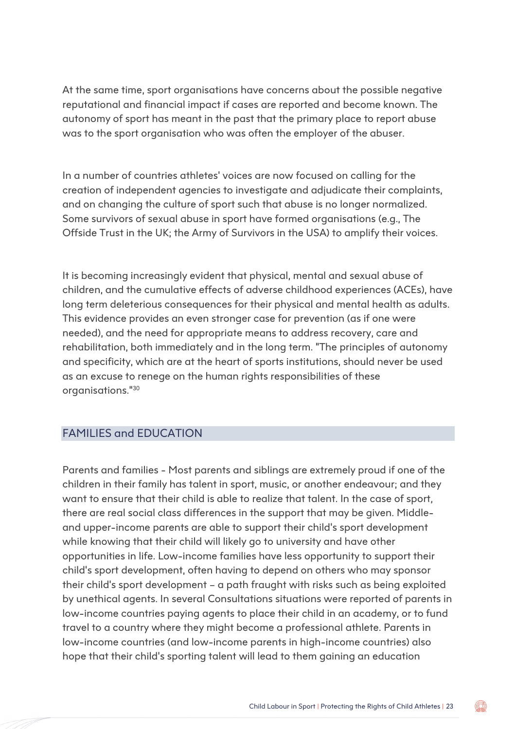At the same time, sport organisations have concerns about the possible negative reputational and financial impact if cases are reported and become known. The autonomy of sport has meant in the past that the primary place to report abuse was to the sport organisation who was often the employer of the abuser.

In a number of countries athletes' voices are now focused on calling for the creation of independent agencies to investigate and adjudicate their complaints, and on changing the culture of sport such that abuse is no longer normalized. Some survivors of sexual abuse in sport have formed organisations (e.g., The Offside Trust in the UK; the Army of Survivors in the USA) to amplify their voices.

It is becoming increasingly evident that physical, mental and sexual abuse of children, and the cumulative effects of adverse childhood experiences (ACEs), have long term deleterious consequences for their physical and mental health as adults. This evidence provides an even stronger case for prevention (as if one were needed), and the need for appropriate means to address recovery, care and rehabilitation, both immediately and in the long term. "The principles of autonomy and specificity, which are at the heart of sports institutions, should never be used as an excuse to renege on the human rights responsibilities of these organisations."[30]

## FAMILIES and EDUCATION

Parents and families - Most parents and siblings are extremely proud if one of the children in their family has talent in sport, music, or another endeavour; and they want to ensure that their child is able to realize that talent. In the case of sport, there are real social class differences in the support that may be given. Middle- and upper-income parents are able to support their child's sport development while knowing that their child will likely go to university and have other opportunities in life. Low-income families have less opportunity to support their child's sport development, often having to depend on others who may sponsor their child's sport development – a path fraught with risks such as being exploited by unethical agents. In several Consultations situations were reported of parents in low-income countries paying agents to place their child in an academy, or to fund travel to a country where they might become a professional athlete. Parents in low-income countries (and low-income parents in high-income countries) also hope that their child's sporting talent will lead to them gaining an education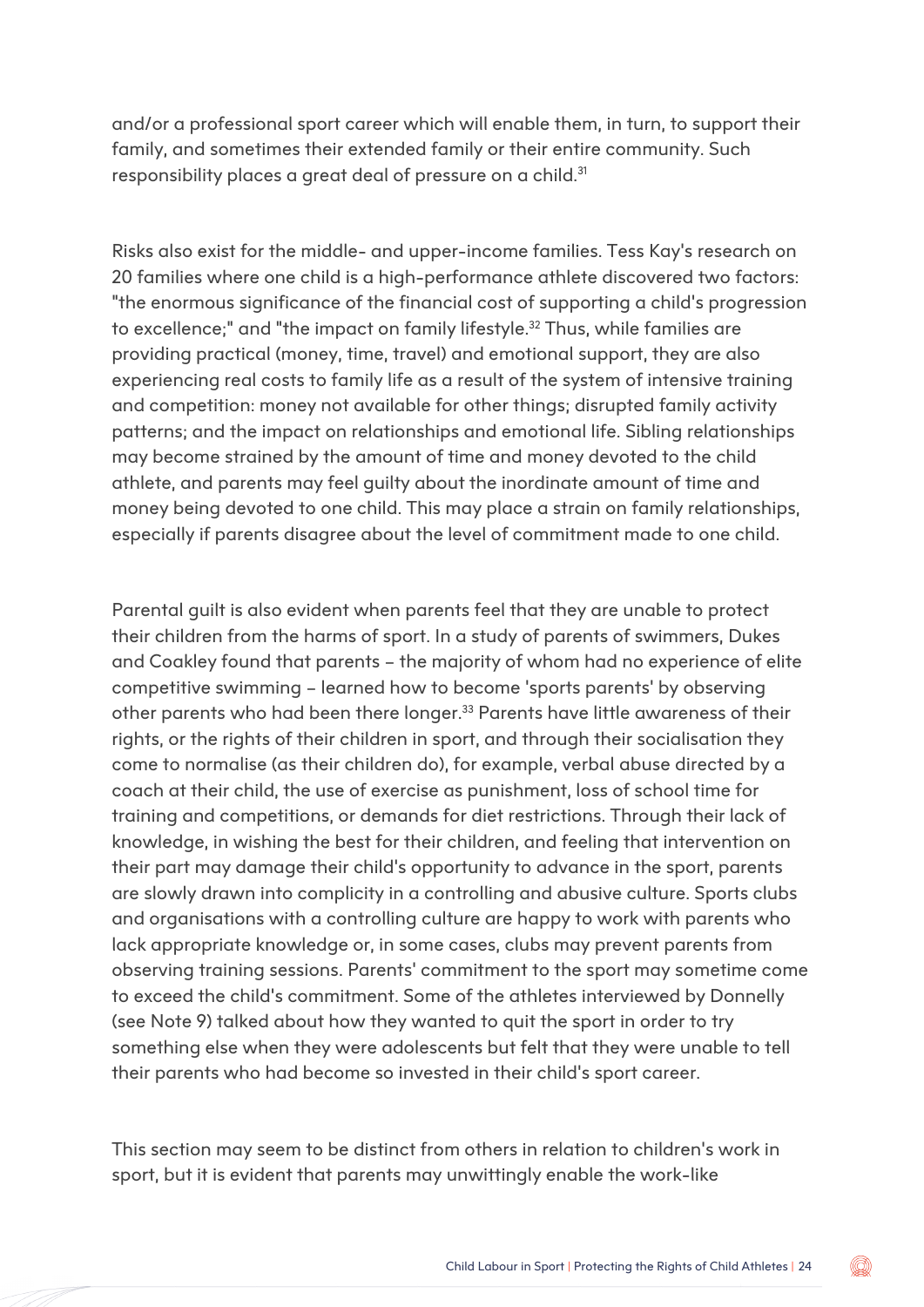and/or a professional sport career which will enable them, in turn, to support their family, and sometimes their extended family or their entire community. Such responsibility places a great deal of pressure on a child.[31]

Risks also exist for the middle- and upper-income families. Tess Kay's research on 20 families where one child is a high-performance athlete discovered two factors: "the enormous significance of the financial cost of supporting a child's progression to excellence;" and "the impact on family lifestyle.[32] Thus, while families are providing practical (money, time, travel) and emotional support, they are also experiencing real costs to family life as a result of the system of intensive training and competition: money not available for other things; disrupted family activity patterns; and the impact on relationships and emotional life. Sibling relationships may become strained by the amount of time and money devoted to the child athlete, and parents may feel guilty about the inordinate amount of time and money being devoted to one child. This may place a strain on family relationships, especially if parents disagree about the level of commitment made to one child.

Parental guilt is also evident when parents feel that they are unable to protect their children from the harms of sport. In a study of parents of swimmers, Dukes and Coakley found that parents – the majority of whom had no experience of elite competitive swimming – learned how to become 'sports parents' by observing other parents who had been there longer.[33] Parents have little awareness of their rights, or the rights of their children in sport, and through their socialisation they come to normalise (as their children do), for example, verbal abuse directed by a coach at their child, the use of exercise as punishment, loss of school time for training and competitions, or demands for diet restrictions. Through their lack of knowledge, in wishing the best for their children, and feeling that intervention on their part may damage their child's opportunity to advance in the sport, parents are slowly drawn into complicity in a controlling and abusive culture. Sports clubs and organisations with a controlling culture are happy to work with parents who lack appropriate knowledge or, in some cases, clubs may prevent parents from observing training sessions. Parents' commitment to the sport may sometime come to exceed the child's commitment. Some of the athletes interviewed by Donnelly (see Note 9) talked about how they wanted to quit the sport in order to try something else when they were adolescents but felt that they were unable to tell their parents who had become so invested in their child's sport career.

This section may seem to be distinct from others in relation to children's work in sport, but it is evident that parents may unwittingly enable the work-like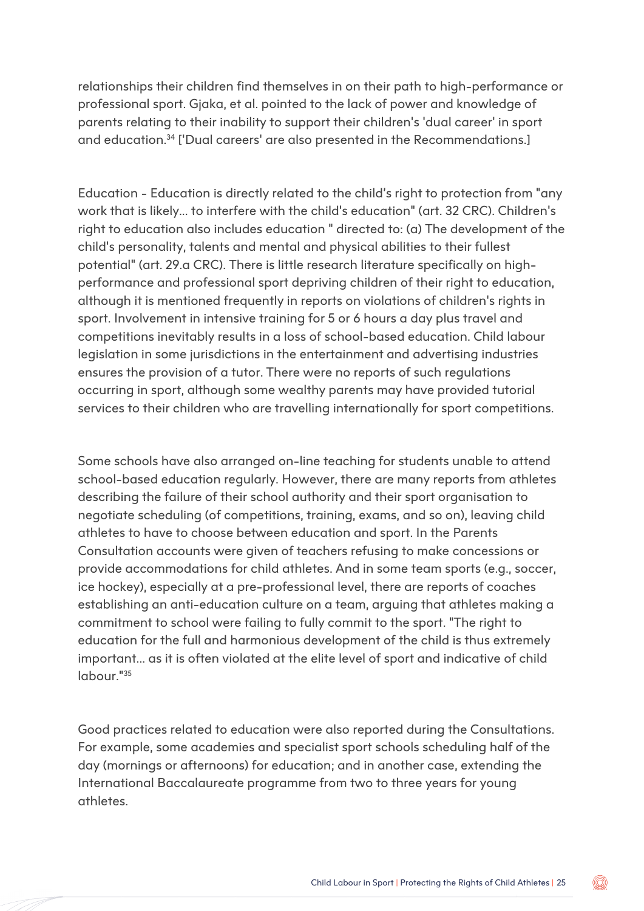relationships their children find themselves in on their path to high-performance or professional sport. Gjaka, et al. pointed to the lack of power and knowledge of parents relating to their inability to support their children's 'dual career' in sport and education.[34] ['Dual careers' are also presented in the Recommendations.]

Education - Education is directly related to the child's right to protection from "any work that is likely... to interfere with the child's education" (art. 32 CRC). Children's right to education also includes education " directed to: (a) The development of the child's personality, talents and mental and physical abilities to their fullest potential" (art. 29.a CRC). There is little research literature specifically on high-performance and professional sport depriving children of their right to education, although it is mentioned frequently in reports on violations of children's rights in sport. Involvement in intensive training for 5 or 6 hours a day plus travel and competitions inevitably results in a loss of school-based education. Child labour legislation in some jurisdictions in the entertainment and advertising industries ensures the provision of a tutor. There were no reports of such regulations occurring in sport, although some wealthy parents may have provided tutorial services to their children who are travelling internationally for sport competitions.

Some schools have also arranged on-line teaching for students unable to attend school-based education regularly. However, there are many reports from athletes describing the failure of their school authority and their sport organisation to negotiate scheduling (of competitions, training, exams, and so on), leaving child athletes to have to choose between education and sport. In the Parents Consultation accounts were given of teachers refusing to make concessions or provide accommodations for child athletes. And in some team sports (e.g., soccer, ice hockey), especially at a pre-professional level, there are reports of coaches establishing an anti-education culture on a team, arguing that athletes making a commitment to school were failing to fully commit to the sport. "The right to education for the full and harmonious development of the child is thus extremely important... as it is often violated at the elite level of sport and indicative of child labour."[35]

Good practices related to education were also reported during the Consultations. For example, some academies and specialist sport schools scheduling half of the day (mornings or afternoons) for education; and in another case, extending the International Baccalaureate programme from two to three years for young athletes.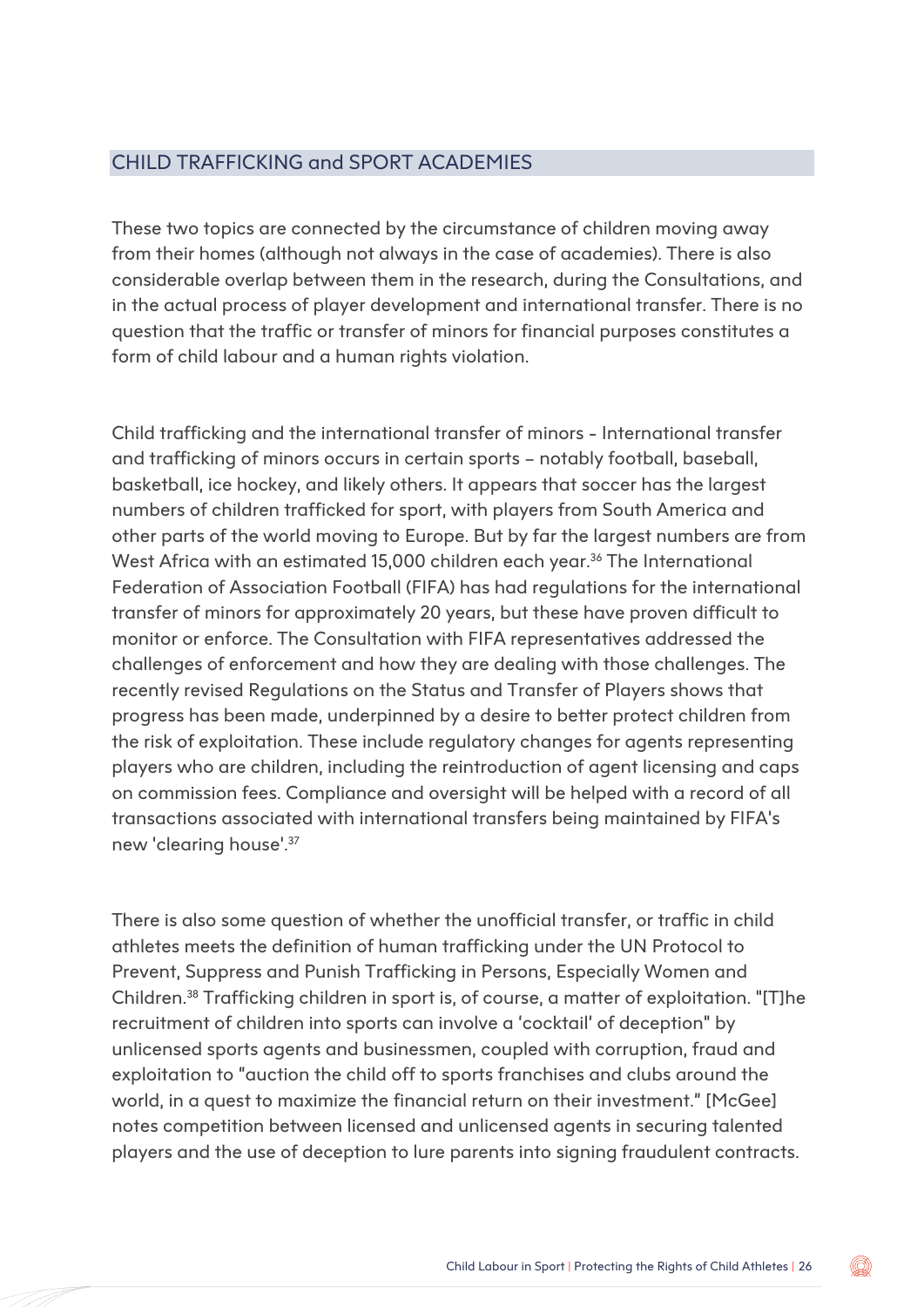## CHILD TRAFFICKING and SPORT ACADEMIES

These two topics are connected by the circumstance of children moving away from their homes (although not always in the case of academies). There is also considerable overlap between them in the research, during the Consultations, and in the actual process of player development and international transfer. There is no question that the traffic or transfer of minors for financial purposes constitutes a form of child labour and a human rights violation.

Child trafficking and the international transfer of minors - International transfer and trafficking of minors occurs in certain sports – notably football, baseball, basketball, ice hockey, and likely others. It appears that soccer has the largest numbers of children trafficked for sport, with players from South America and other parts of the world moving to Europe. But by far the largest numbers are from West Africa with an estimated 15,000 children each year.[36] The International Federation of Association Football (FIFA) has had regulations for the international transfer of minors for approximately 20 years, but these have proven difficult to monitor or enforce. The Consultation with FIFA representatives addressed the challenges of enforcement and how they are dealing with those challenges. The recently revised Regulations on the Status and Transfer of Players shows that progress has been made, underpinned by a desire to better protect children from the risk of exploitation. These include regulatory changes for agents representing players who are children, including the reintroduction of agent licensing and caps on commission fees. Compliance and oversight will be helped with a record of all transactions associated with international transfers being maintained by FIFA's new 'clearing house'.[37]

There is also some question of whether the unofficial transfer, or traffic in child athletes meets the definition of human trafficking under the UN Protocol to Prevent, Suppress and Punish Trafficking in Persons, Especially Women and Children.[38] Trafficking children in sport is, of course, a matter of exploitation. "[T]he recruitment of children into sports can involve a 'cocktail' of deception" by unlicensed sports agents and businessmen, coupled with corruption, fraud and exploitation to "auction the child off to sports franchises and clubs around the world, in a quest to maximize the financial return on their investment." [McGee] notes competition between licensed and unlicensed agents in securing talented players and the use of deception to lure parents into signing fraudulent contracts.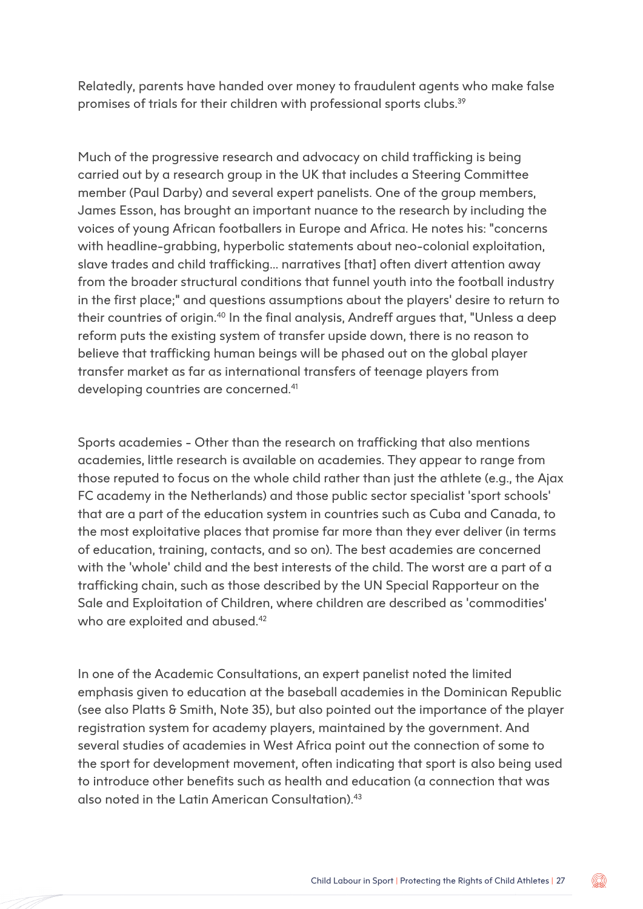Relatedly, parents have handed over money to fraudulent agents who make false promises of trials for their children with professional sports clubs.[39]

Much of the progressive research and advocacy on child trafficking is being carried out by a research group in the UK that includes a Steering Committee member (Paul Darby) and several expert panelists. One of the group members, James Esson, has brought an important nuance to the research by including the voices of young African footballers in Europe and Africa. He notes his: "concerns with headline-grabbing, hyperbolic statements about neo-colonial exploitation, slave trades and child trafficking… narratives [that] often divert attention away from the broader structural conditions that funnel youth into the football industry in the first place;" and questions assumptions about the players' desire to return to their countries of origin.[40] In the final analysis, Andreff argues that, "Unless a deep reform puts the existing system of transfer upside down, there is no reason to believe that trafficking human beings will be phased out on the global player transfer market as far as international transfers of teenage players from developing countries are concerned.[41]

Sports academies - Other than the research on trafficking that also mentions academies, little research is available on academies. They appear to range from those reputed to focus on the whole child rather than just the athlete (e.g., the Ajax FC academy in the Netherlands) and those public sector specialist 'sport schools' that are a part of the education system in countries such as Cuba and Canada, to the most exploitative places that promise far more than they ever deliver (in terms of education, training, contacts, and so on). The best academies are concerned with the 'whole' child and the best interests of the child. The worst are a part of a trafficking chain, such as those described by the UN Special Rapporteur on the Sale and Exploitation of Children, where children are described as 'commodities' who are exploited and abused.[42]

In one of the Academic Consultations, an expert panelist noted the limited emphasis given to education at the baseball academies in the Dominican Republic (see also Platts & Smith, Note 35), but also pointed out the importance of the player registration system for academy players, maintained by the government. And several studies of academies in West Africa point out the connection of some to the sport for development movement, often indicating that sport is also being used to introduce other benefits such as health and education (a connection that was also noted in the Latin American Consultation).[43]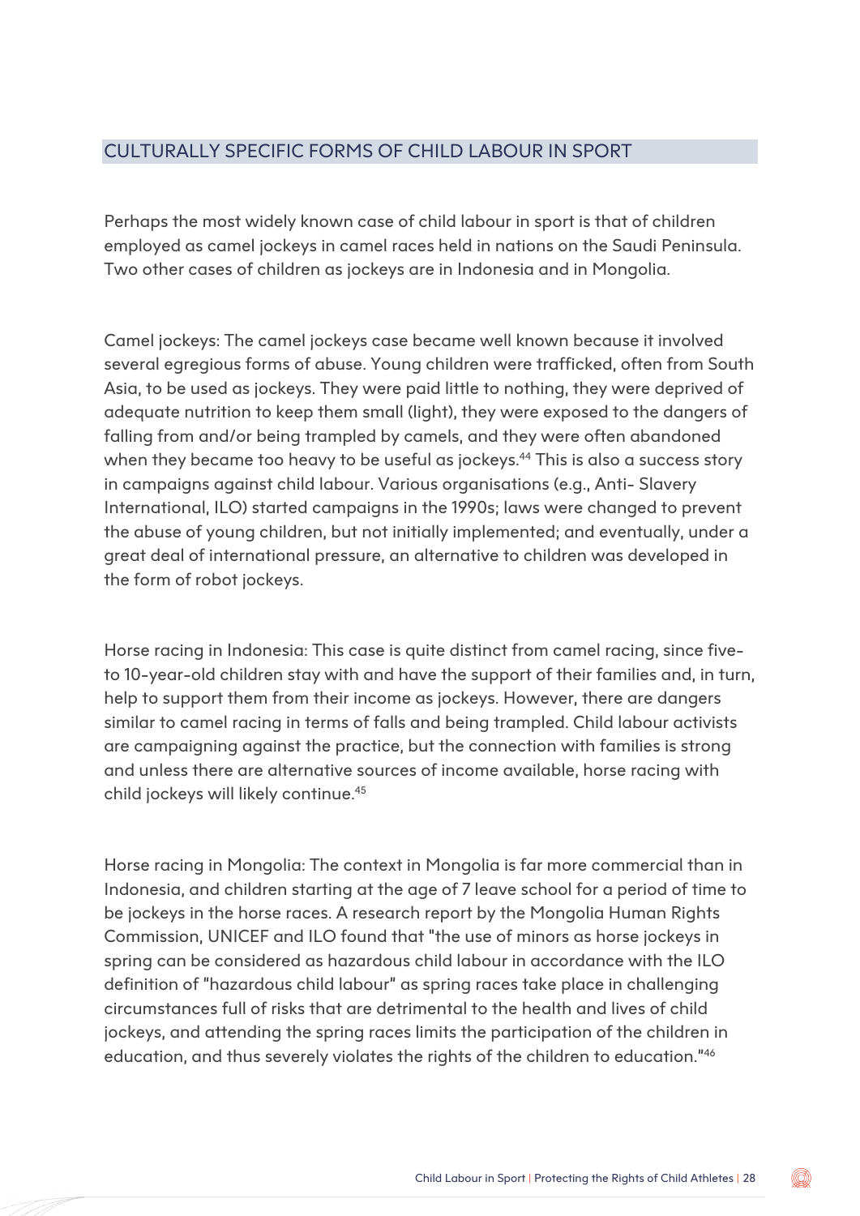## CULTURALLY SPECIFIC FORMS OF CHILD LABOUR IN SPORT

Perhaps the most widely known case of child labour in sport is that of children employed as camel jockeys in camel races held in nations on the Saudi Peninsula. Two other cases of children as jockeys are in Indonesia and in Mongolia.

Camel jockeys: The camel jockeys case became well known because it involved several egregious forms of abuse. Young children were trafficked, often from South Asia, to be used as jockeys. They were paid little to nothing, they were deprived of adequate nutrition to keep them small (light), they were exposed to the dangers of falling from and/or being trampled by camels, and they were often abandoned when they became too heavy to be useful as jockeys.[44] This is also a success story in campaigns against child labour. Various organisations (e.g., Anti- Slavery International, ILO) started campaigns in the 1990s; laws were changed to prevent the abuse of young children, but not initially implemented; and eventually, under a great deal of international pressure, an alternative to children was developed in the form of robot jockeys.

Horse racing in Indonesia: This case is quite distinct from camel racing, since five- to 10-year-old children stay with and have the support of their families and, in turn, help to support them from their income as jockeys. However, there are dangers similar to camel racing in terms of falls and being trampled. Child labour activists are campaigning against the practice, but the connection with families is strong and unless there are alternative sources of income available, horse racing with child jockeys will likely continue.[45]

Horse racing in Mongolia: The context in Mongolia is far more commercial than in Indonesia, and children starting at the age of 7 leave school for a period of time to be jockeys in the horse races. A research report by the Mongolia Human Rights Commission, UNICEF and ILO found that "the use of minors as horse jockeys in spring can be considered as hazardous child labour in accordance with the ILO definition of "hazardous child labour" as spring races take place in challenging circumstances full of risks that are detrimental to the health and lives of child jockeys, and attending the spring races limits the participation of the children in education, and thus severely violates the rights of the children to education."[46]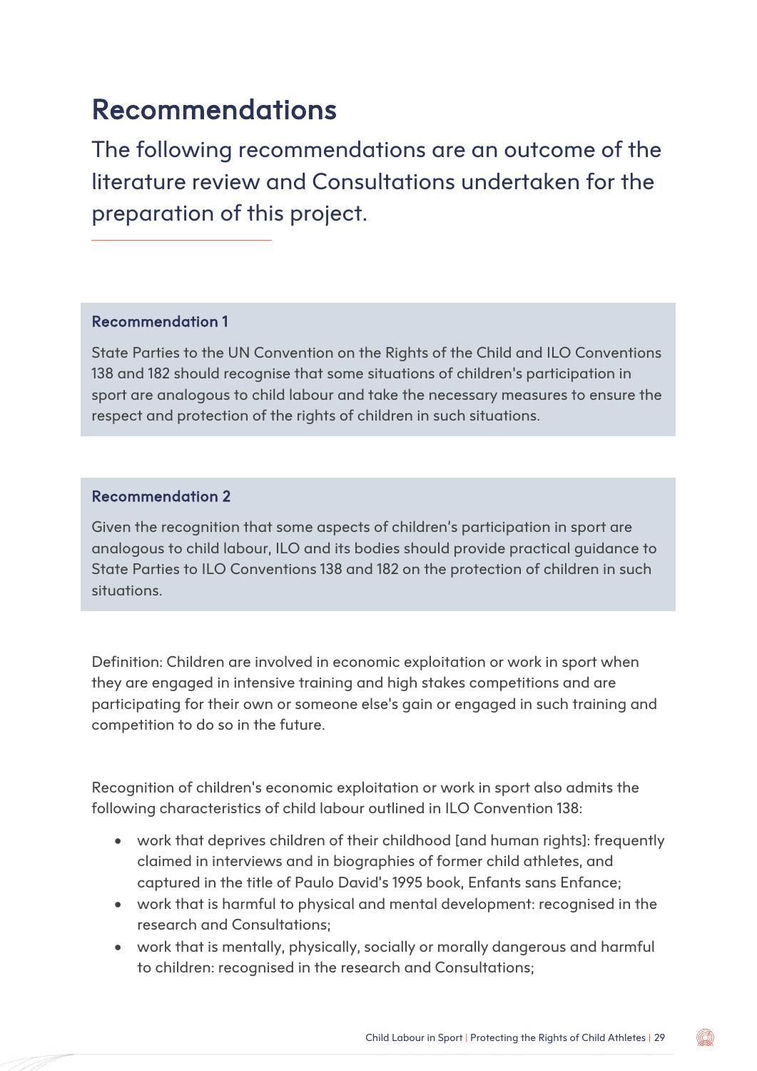# Recommendations

The following recommendations are an outcome of the literature review and Consultations undertaken for the preparation of this project.

### Recommendation 1

State Parties to the UN Convention on the Rights of the Child and ILO Conventions 138 and 182 should recognise that some situations of children's participation in sport are analogous to child labour and take the necessary measures to ensure the respect and protection of the rights of children in such situations.

### Recommendation 2

Given the recognition that some aspects of children's participation in sport are analogous to child labour, ILO and its bodies should provide practical guidance to State Parties to ILO Conventions 138 and 182 on the protection of children in such situations.

Definition: Children are involved in economic exploitation or work in sport when they are engaged in intensive training and high stakes competitions and are participating for their own or someone else's gain or engaged in such training and competition to do so in the future.

Recognition of children's economic exploitation or work in sport also admits the following characteristics of child labour outlined in ILO Convention 138:

- work that deprives children of their childhood [and human rights]: frequently claimed in interviews and in biographies of former child athletes, and captured in the title of Paulo David's 1995 book, Enfants sans Enfance;
- work that is harmful to physical and mental development: recognised in the research and Consultations;
- work that is mentally, physically, socially or morally dangerous and harmful to children: recognised in the research and Consultations;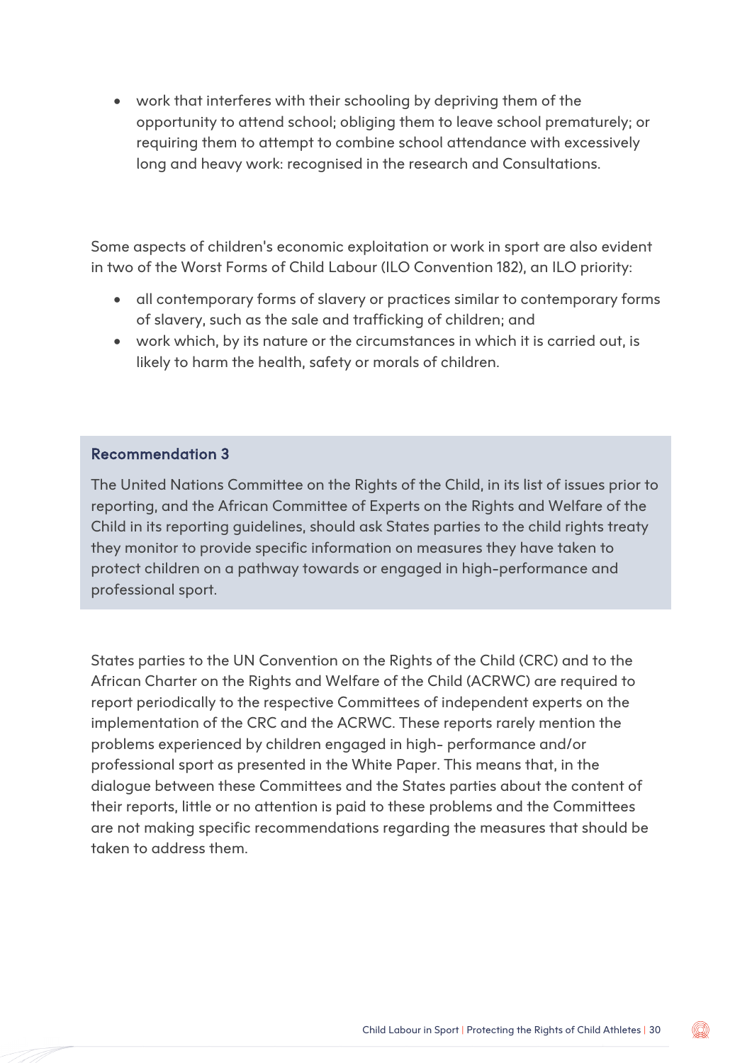- work that interferes with their schooling by depriving them of the opportunity to attend school; obliging them to leave school prematurely; or requiring them to attempt to combine school attendance with excessively long and heavy work: recognised in the research and Consultations.

Some aspects of children's economic exploitation or work in sport are also evident in two of the Worst Forms of Child Labour (ILO Convention 182), an ILO priority:

- all contemporary forms of slavery or practices similar to contemporary forms of slavery, such as the sale and trafficking of children; and
- work which, by its nature or the circumstances in which it is carried out, is likely to harm the health, safety or morals of children.

### Recommendation 3

The United Nations Committee on the Rights of the Child, in its list of issues prior to reporting, and the African Committee of Experts on the Rights and Welfare of the Child in its reporting guidelines, should ask States parties to the child rights treaty they monitor to provide specific information on measures they have taken to protect children on a pathway towards or engaged in high-performance and professional sport.

States parties to the UN Convention on the Rights of the Child (CRC) and to the African Charter on the Rights and Welfare of the Child (ACRWC) are required to report periodically to the respective Committees of independent experts on the implementation of the CRC and the ACRWC. These reports rarely mention the problems experienced by children engaged in high- performance and/or professional sport as presented in the White Paper. This means that, in the dialogue between these Committees and the States parties about the content of their reports, little or no attention is paid to these problems and the Committees are not making specific recommendations regarding the measures that should be taken to address them.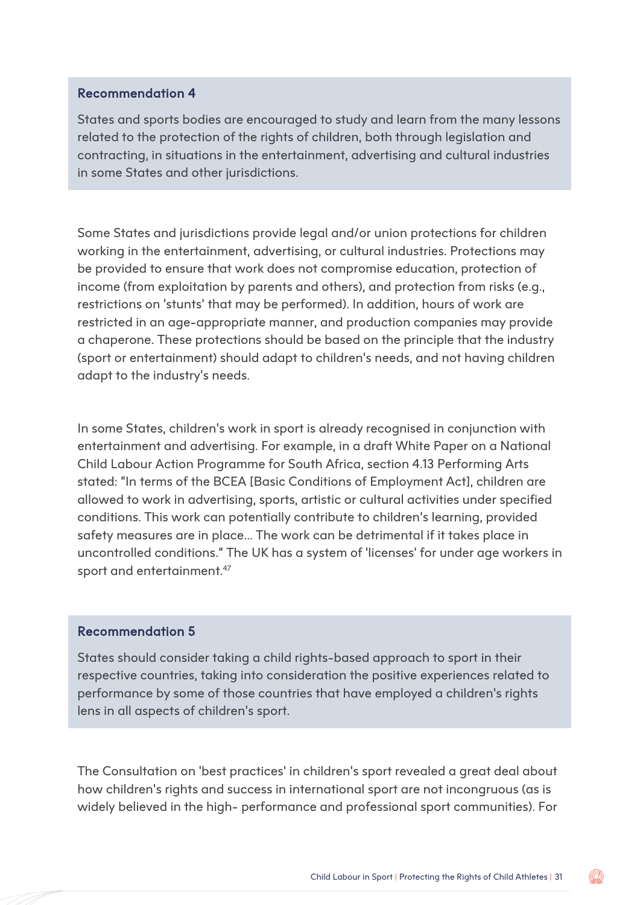#### Recommendation 4

States and sports bodies are encouraged to study and learn from the many lessons related to the protection of the rights of children, both through legislation and contracting, in situations in the entertainment, advertising and cultural industries in some States and other jurisdictions.

Some States and jurisdictions provide legal and/or union protections for children working in the entertainment, advertising, or cultural industries. Protections may be provided to ensure that work does not compromise education, protection of income (from exploitation by parents and others), and protection from risks (e.g., restrictions on 'stunts' that may be performed). In addition, hours of work are restricted in an age-appropriate manner, and production companies may provide a chaperone. These protections should be based on the principle that the industry (sport or entertainment) should adapt to children's needs, and not having children adapt to the industry's needs.

In some States, children's work in sport is already recognised in conjunction with entertainment and advertising. For example, in a draft White Paper on a National Child Labour Action Programme for South Africa, section 4.13 Performing Arts stated: "In terms of the BCEA [Basic Conditions of Employment Act], children are allowed to work in advertising, sports, artistic or cultural activities under specified conditions. This work can potentially contribute to children's learning, provided safety measures are in place... The work can be detrimental if it takes place in uncontrolled conditions." The UK has a system of 'licenses' for under age workers in sport and entertainment.[47]

#### Recommendation 5

States should consider taking a child rights-based approach to sport in their respective countries, taking into consideration the positive experiences related to performance by some of those countries that have employed a children's rights lens in all aspects of children's sport.

The Consultation on 'best practices' in children's sport revealed a great deal about how children's rights and success in international sport are not incongruous (as is widely believed in the high- performance and professional sport communities). For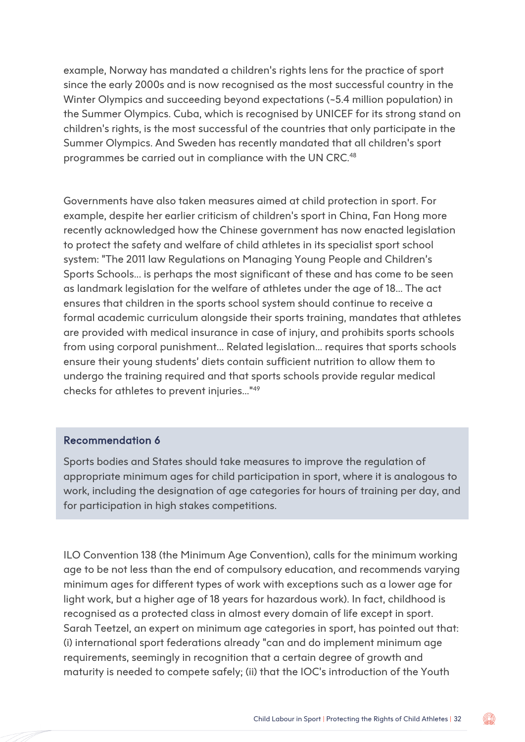example, Norway has mandated a children's rights lens for the practice of sport since the early 2000s and is now recognised as the most successful country in the Winter Olympics and succeeding beyond expectations (~5.4 million population) in the Summer Olympics. Cuba, which is recognised by UNICEF for its strong stand on children's rights, is the most successful of the countries that only participate in the Summer Olympics. And Sweden has recently mandated that all children's sport programmes be carried out in compliance with the UN CRC.[48]

Governments have also taken measures aimed at child protection in sport. For example, despite her earlier criticism of children's sport in China, Fan Hong more recently acknowledged how the Chinese government has now enacted legislation to protect the safety and welfare of child athletes in its specialist sport school system: "The 2011 law Regulations on Managing Young People and Children's Sports Schools... is perhaps the most significant of these and has come to be seen as landmark legislation for the welfare of athletes under the age of 18... The act ensures that children in the sports school system should continue to receive a formal academic curriculum alongside their sports training, mandates that athletes are provided with medical insurance in case of injury, and prohibits sports schools from using corporal punishment... Related legislation... requires that sports schools ensure their young students' diets contain sufficient nutrition to allow them to undergo the training required and that sports schools provide regular medical checks for athletes to prevent injuries..."[49]

> **Recommendation 6**
>
> Sports bodies and States should take measures to improve the regulation of appropriate minimum ages for child participation in sport, where it is analogous to work, including the designation of age categories for hours of training per day, and for participation in high stakes competitions.

ILO Convention 138 (the Minimum Age Convention), calls for the minimum working age to be not less than the end of compulsory education, and recommends varying minimum ages for different types of work with exceptions such as a lower age for light work, but a higher age of 18 years for hazardous work). In fact, childhood is recognised as a protected class in almost every domain of life except in sport. Sarah Teetzel, an expert on minimum age categories in sport, has pointed out that: (i) international sport federations already "can and do implement minimum age requirements, seemingly in recognition that a certain degree of growth and maturity is needed to compete safely; (ii) that the IOC's introduction of the Youth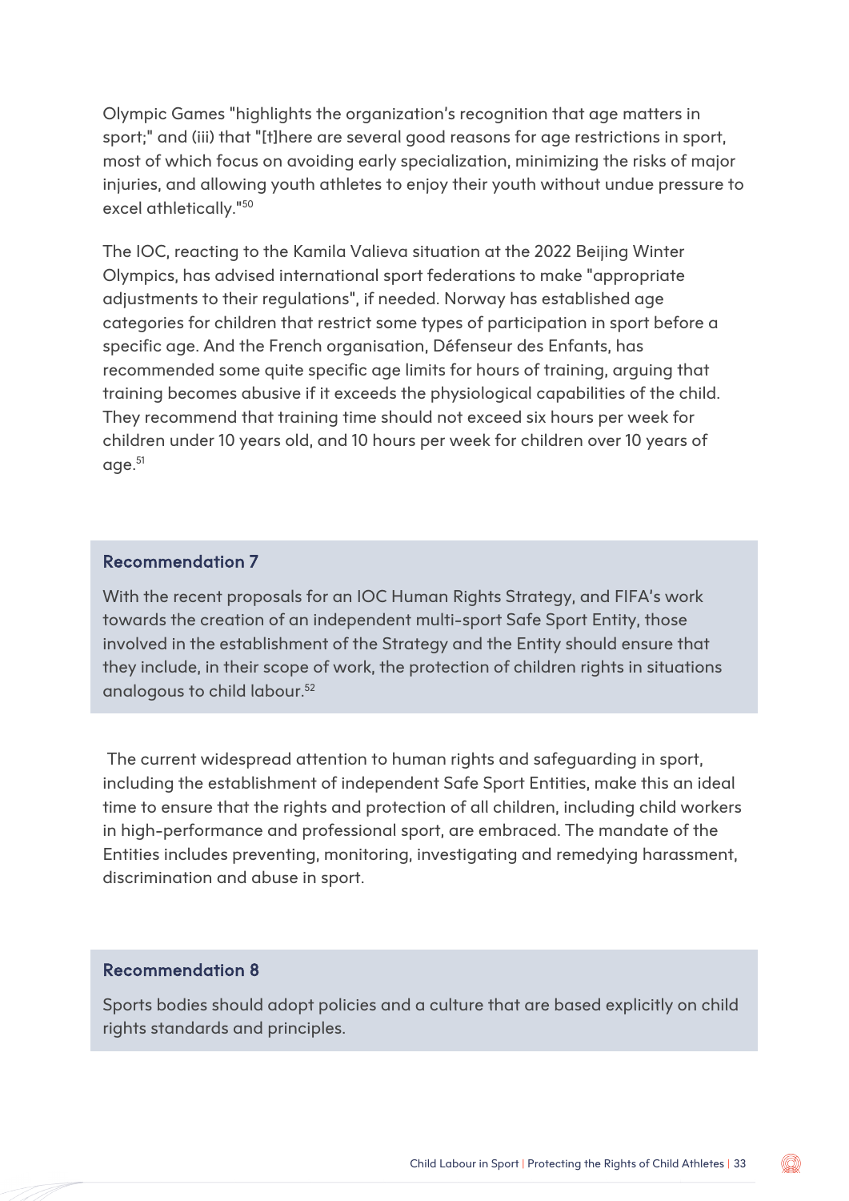Olympic Games "highlights the organization's recognition that age matters in sport;" and (iii) that "[t]here are several good reasons for age restrictions in sport, most of which focus on avoiding early specialization, minimizing the risks of major injuries, and allowing youth athletes to enjoy their youth without undue pressure to excel athletically."[50]

The IOC, reacting to the Kamila Valieva situation at the 2022 Beijing Winter Olympics, has advised international sport federations to make "appropriate adjustments to their regulations", if needed. Norway has established age categories for children that restrict some types of participation in sport before a specific age. And the French organisation, Défenseur des Enfants, has recommended some quite specific age limits for hours of training, arguing that training becomes abusive if it exceeds the physiological capabilities of the child. They recommend that training time should not exceed six hours per week for children under 10 years old, and 10 hours per week for children over 10 years of age.[51]

### Recommendation 7

With the recent proposals for an IOC Human Rights Strategy, and FIFA's work towards the creation of an independent multi-sport Safe Sport Entity, those involved in the establishment of the Strategy and the Entity should ensure that they include, in their scope of work, the protection of children rights in situations analogous to child labour.[52]

The current widespread attention to human rights and safeguarding in sport, including the establishment of independent Safe Sport Entities, make this an ideal time to ensure that the rights and protection of all children, including child workers in high-performance and professional sport, are embraced. The mandate of the Entities includes preventing, monitoring, investigating and remedying harassment, discrimination and abuse in sport.

### Recommendation 8

Sports bodies should adopt policies and a culture that are based explicitly on child rights standards and principles.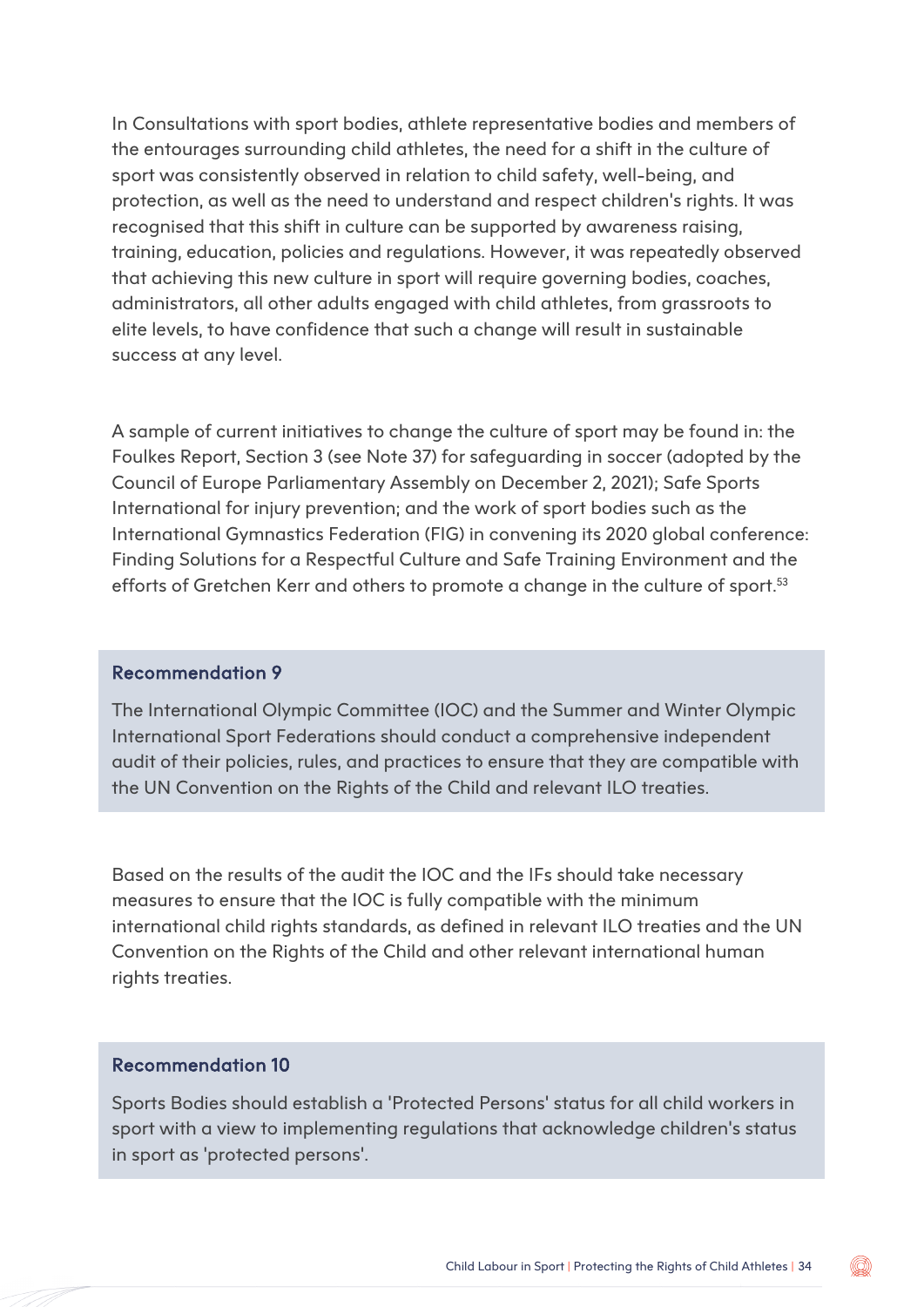In Consultations with sport bodies, athlete representative bodies and members of the entourages surrounding child athletes, the need for a shift in the culture of sport was consistently observed in relation to child safety, well-being, and protection, as well as the need to understand and respect children's rights. It was recognised that this shift in culture can be supported by awareness raising, training, education, policies and regulations. However, it was repeatedly observed that achieving this new culture in sport will require governing bodies, coaches, administrators, all other adults engaged with child athletes, from grassroots to elite levels, to have confidence that such a change will result in sustainable success at any level.

A sample of current initiatives to change the culture of sport may be found in: the Foulkes Report, Section 3 (see Note 37) for safeguarding in soccer (adopted by the Council of Europe Parliamentary Assembly on December 2, 2021); Safe Sports International for injury prevention; and the work of sport bodies such as the International Gymnastics Federation (FIG) in convening its 2020 global conference: Finding Solutions for a Respectful Culture and Safe Training Environment and the efforts of Gretchen Kerr and others to promote a change in the culture of sport.[53]

### Recommendation 9

The International Olympic Committee (IOC) and the Summer and Winter Olympic International Sport Federations should conduct a comprehensive independent audit of their policies, rules, and practices to ensure that they are compatible with the UN Convention on the Rights of the Child and relevant ILO treaties.

Based on the results of the audit the IOC and the IFs should take necessary measures to ensure that the IOC is fully compatible with the minimum international child rights standards, as defined in relevant ILO treaties and the UN Convention on the Rights of the Child and other relevant international human rights treaties.

### Recommendation 10

Sports Bodies should establish a 'Protected Persons' status for all child workers in sport with a view to implementing regulations that acknowledge children's status in sport as 'protected persons'.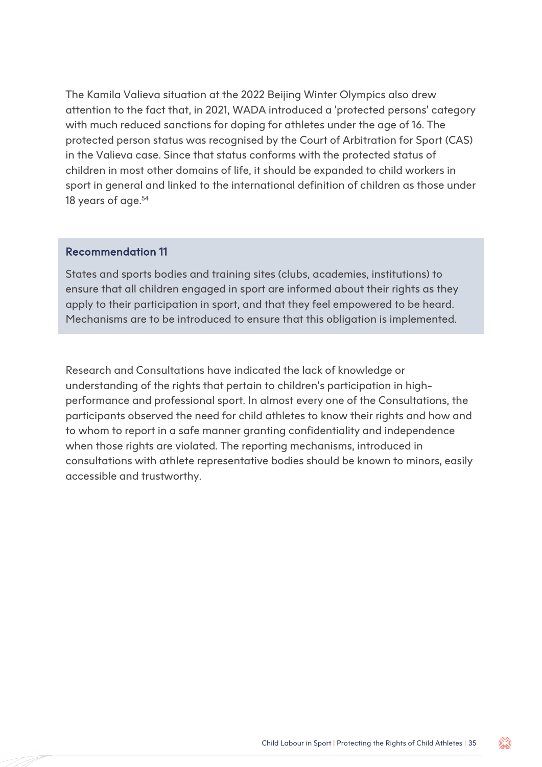The Kamila Valieva situation at the 2022 Beijing Winter Olympics also drew attention to the fact that, in 2021, WADA introduced a 'protected persons' category with much reduced sanctions for doping for athletes under the age of 16. The protected person status was recognised by the Court of Arbitration for Sport (CAS) in the Valieva case. Since that status conforms with the protected status of children in most other domains of life, it should be expanded to child workers in sport in general and linked to the international definition of children as those under 18 years of age.[54]

> **Recommendation 11**
>
> States and sports bodies and training sites (clubs, academies, institutions) to ensure that all children engaged in sport are informed about their rights as they apply to their participation in sport, and that they feel empowered to be heard. Mechanisms are to be introduced to ensure that this obligation is implemented.

Research and Consultations have indicated the lack of knowledge or understanding of the rights that pertain to children's participation in high-performance and professional sport. In almost every one of the Consultations, the participants observed the need for child athletes to know their rights and how and to whom to report in a safe manner granting confidentiality and independence when those rights are violated. The reporting mechanisms, introduced in consultations with athlete representative bodies should be known to minors, easily accessible and trustworthy.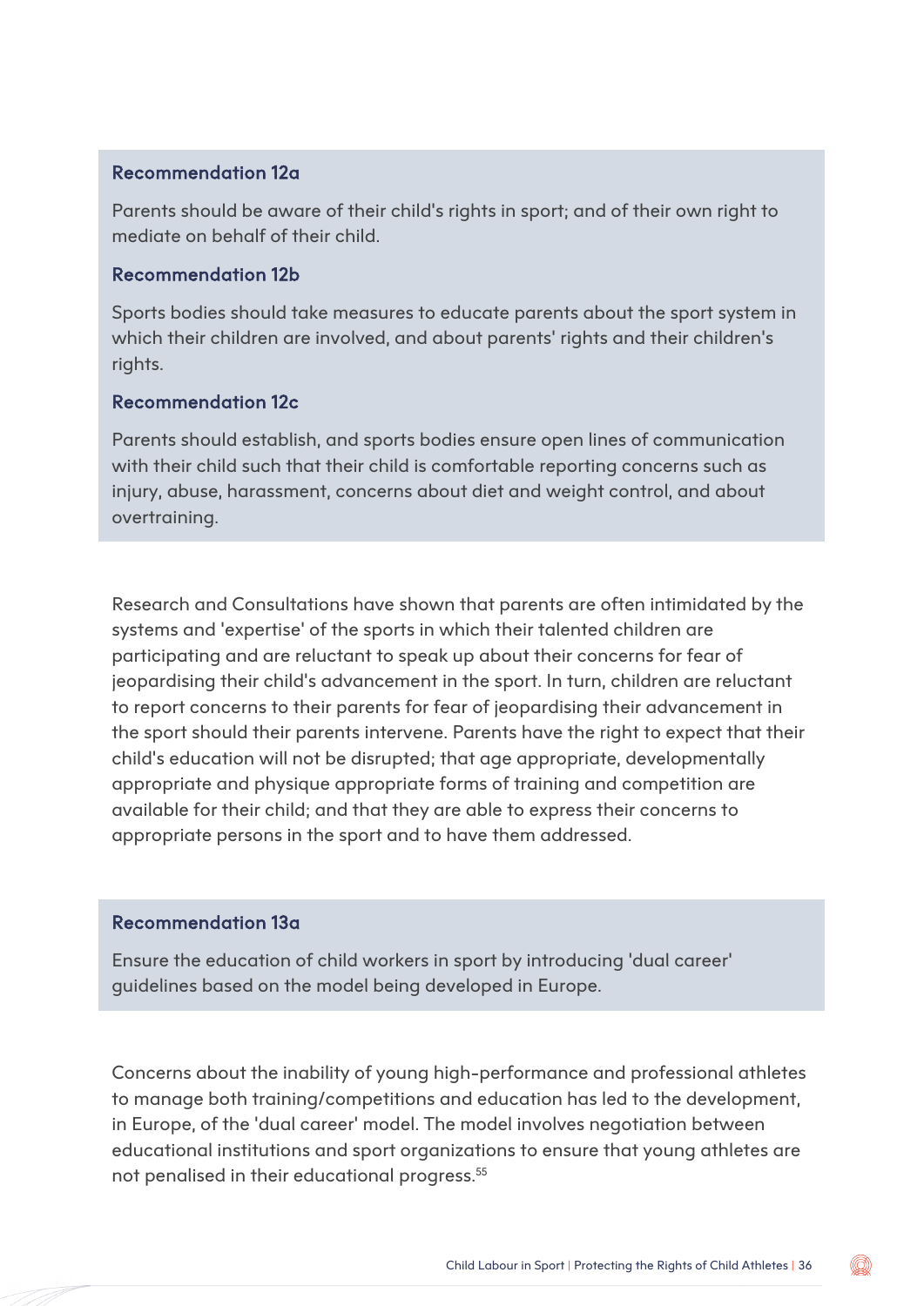### Recommendation 12a

Parents should be aware of their child's rights in sport; and of their own right to mediate on behalf of their child.

### Recommendation 12b

Sports bodies should take measures to educate parents about the sport system in which their children are involved, and about parents' rights and their children's rights.

### Recommendation 12c

Parents should establish, and sports bodies ensure open lines of communication with their child such that their child is comfortable reporting concerns such as injury, abuse, harassment, concerns about diet and weight control, and about overtraining.

Research and Consultations have shown that parents are often intimidated by the systems and 'expertise' of the sports in which their talented children are participating and are reluctant to speak up about their concerns for fear of jeopardising their child's advancement in the sport. In turn, children are reluctant to report concerns to their parents for fear of jeopardising their advancement in the sport should their parents intervene. Parents have the right to expect that their child's education will not be disrupted; that age appropriate, developmentally appropriate and physique appropriate forms of training and competition are available for their child; and that they are able to express their concerns to appropriate persons in the sport and to have them addressed.

### Recommendation 13a

Ensure the education of child workers in sport by introducing 'dual career' guidelines based on the model being developed in Europe.

Concerns about the inability of young high-performance and professional athletes to manage both training/competitions and education has led to the development, in Europe, of the 'dual career' model. The model involves negotiation between educational institutions and sport organizations to ensure that young athletes are not penalised in their educational progress.[55]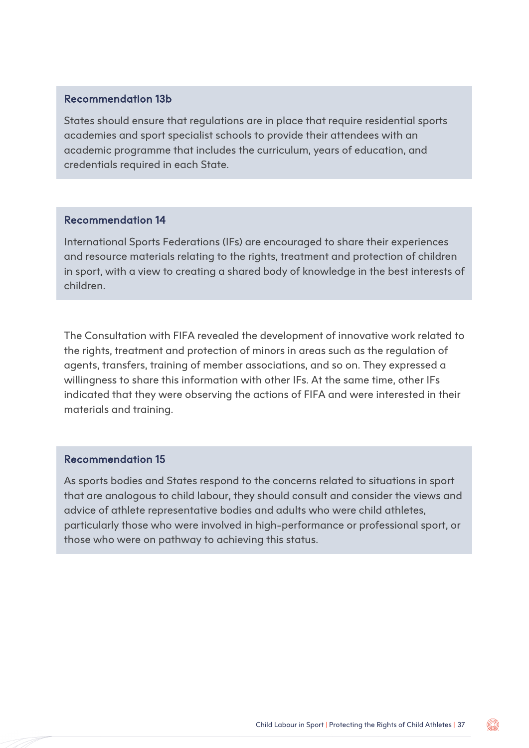#### Recommendation 13b

States should ensure that regulations are in place that require residential sports academies and sport specialist schools to provide their attendees with an academic programme that includes the curriculum, years of education, and credentials required in each State.

#### Recommendation 14

International Sports Federations (IFs) are encouraged to share their experiences and resource materials relating to the rights, treatment and protection of children in sport, with a view to creating a shared body of knowledge in the best interests of children.

The Consultation with FIFA revealed the development of innovative work related to the rights, treatment and protection of minors in areas such as the regulation of agents, transfers, training of member associations, and so on. They expressed a willingness to share this information with other IFs. At the same time, other IFs indicated that they were observing the actions of FIFA and were interested in their materials and training.

#### Recommendation 15

As sports bodies and States respond to the concerns related to situations in sport that are analogous to child labour, they should consult and consider the views and advice of athlete representative bodies and adults who were child athletes, particularly those who were involved in high-performance or professional sport, or those who were on pathway to achieving this status.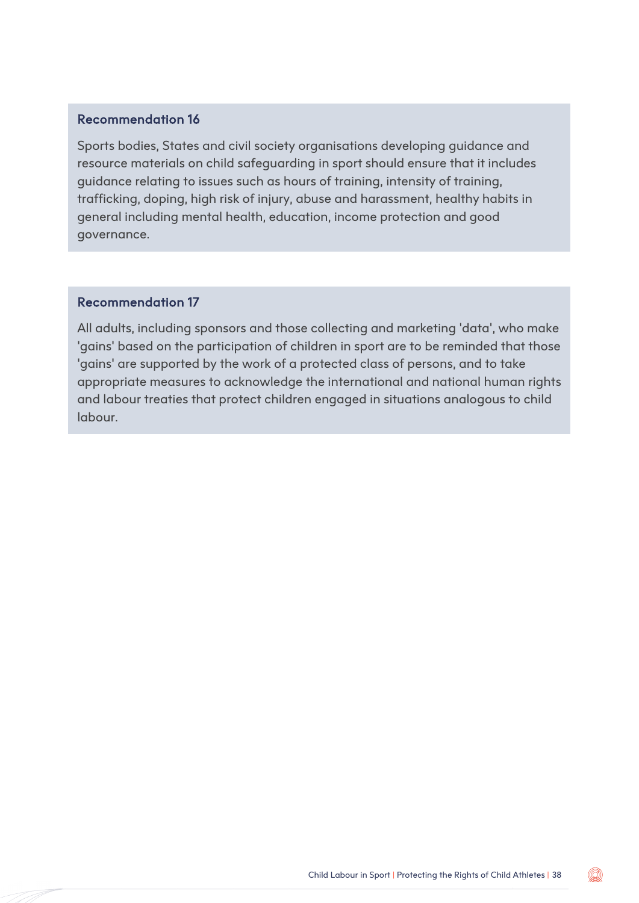### Recommendation 16

Sports bodies, States and civil society organisations developing guidance and resource materials on child safeguarding in sport should ensure that it includes guidance relating to issues such as hours of training, intensity of training, trafficking, doping, high risk of injury, abuse and harassment, healthy habits in general including mental health, education, income protection and good governance.

### Recommendation 17

All adults, including sponsors and those collecting and marketing 'data', who make 'gains' based on the participation of children in sport are to be reminded that those 'gains' are supported by the work of a protected class of persons, and to take appropriate measures to acknowledge the international and national human rights and labour treaties that protect children engaged in situations analogous to child labour.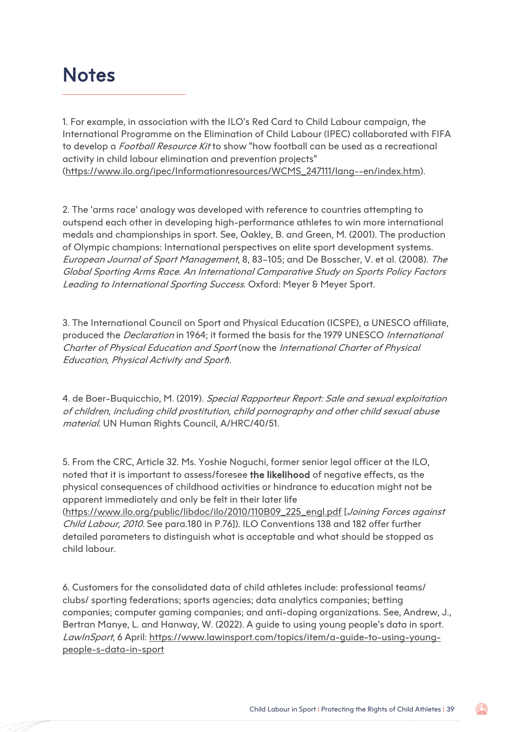# Notes

1. For example, in association with the ILO's Red Card to Child Labour campaign, the International Programme on the Elimination of Child Labour (IPEC) collaborated with FIFA to develop a *Football Resource Kit* to show "how football can be used as a recreational activity in child labour elimination and prevention projects" (https://www.ilo.org/ipec/Informationresources/WCMS_247111/lang--en/index.htm).

2. The 'arms race' analogy was developed with reference to countries attempting to outspend each other in developing high-performance athletes to win more international medals and championships in sport. See, Oakley, B. and Green, M. (2001). The production of Olympic champions: International perspectives on elite sport development systems. *European Journal of Sport Management*, 8, 83–105; and De Bosscher, V. et al. (2008). *The Global Sporting Arms Race. An International Comparative Study on Sports Policy Factors Leading to International Sporting Success*. Oxford: Meyer & Meyer Sport.

3. The International Council on Sport and Physical Education (ICSPE), a UNESCO affiliate, produced the *Declaration* in 1964; it formed the basis for the 1979 UNESCO *International Charter of Physical Education and Sport* (now the *International Charter of Physical Education, Physical Activity and Sport*).

4. de Boer-Buquicchio, M. (2019). *Special Rapporteur Report: Sale and sexual exploitation of children, including child prostitution, child pornography and other child sexual abuse material*. UN Human Rights Council, A/HRC/40/51.

5. From the CRC, Article 32. Ms. Yoshie Noguchi, former senior legal officer at the ILO, noted that it is important to assess/foresee **the likelihood** of negative effects, as the physical consequences of childhood activities or hindrance to education might not be apparent immediately and only be felt in their later life (https://www.ilo.org/public/libdoc/ilo/2010/110B09_225_engl.pdf [*Joining Forces against Child Labour, 2010*. See para.180 in P.76]). ILO Conventions 138 and 182 offer further detailed parameters to distinguish what is acceptable and what should be stopped as child labour.

6. Customers for the consolidated data of child athletes include: professional teams/ clubs/ sporting federations; sports agencies; data analytics companies; betting companies; computer gaming companies; and anti-doping organizations. See, Andrew, J., Bertran Manye, L. and Hanway, W. (2022). A guide to using young people's data in sport. *LawInSport*, 6 April: https://www.lawinsport.com/topics/item/a-guide-to-using-young-people-s-data-in-sport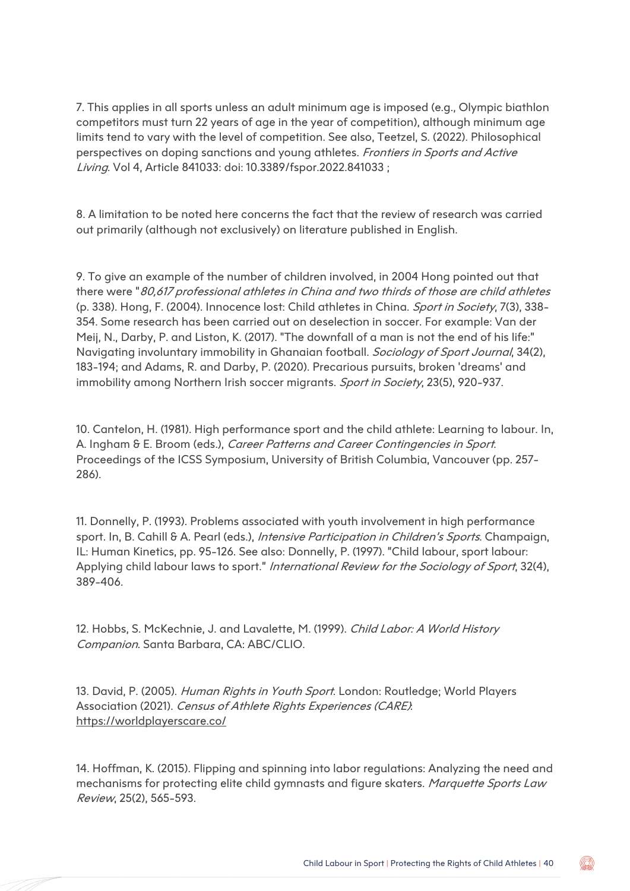7. This applies in all sports unless an adult minimum age is imposed (e.g., Olympic biathlon competitors must turn 22 years of age in the year of competition), although minimum age limits tend to vary with the level of competition. See also, Teetzel, S. (2022). Philosophical perspectives on doping sanctions and young athletes. *Frontiers in Sports and Active Living*. Vol 4, Article 841033: doi: 10.3389/fspor.2022.841033 ;

8. A limitation to be noted here concerns the fact that the review of research was carried out primarily (although not exclusively) on literature published in English.

9. To give an example of the number of children involved, in 2004 Hong pointed out that there were "*80,617 professional athletes in China and two thirds of those are child athletes* (p. 338). Hong, F. (2004). Innocence lost: Child athletes in China. *Sport in Society*, 7(3), 338-354. Some research has been carried out on deselection in soccer. For example: Van der Meij, N., Darby, P. and Liston, K. (2017). "The downfall of a man is not the end of his life:" Navigating involuntary immobility in Ghanaian football. *Sociology of Sport Journal*, 34(2), 183-194; and Adams, R. and Darby, P. (2020). Precarious pursuits, broken 'dreams' and immobility among Northern Irish soccer migrants. *Sport in Society*, 23(5), 920-937.

10. Cantelon, H. (1981). High performance sport and the child athlete: Learning to labour. In, A. Ingham & E. Broom (eds.), *Career Patterns and Career Contingencies in Sport*. Proceedings of the ICSS Symposium, University of British Columbia, Vancouver (pp. 257-286).

11. Donnelly, P. (1993). Problems associated with youth involvement in high performance sport. In, B. Cahill & A. Pearl (eds.), *Intensive Participation in Children's Sports*. Champaign, IL: Human Kinetics, pp. 95-126. See also: Donnelly, P. (1997). "Child labour, sport labour: Applying child labour laws to sport." *International Review for the Sociology of Sport*, 32(4), 389-406.

12. Hobbs, S. McKechnie, J. and Lavalette, M. (1999). *Child Labor: A World History Companion*. Santa Barbara, CA: ABC/CLIO.

13. David, P. (2005). *Human Rights in Youth Sport*. London: Routledge; World Players Association (2021). *Census of Athlete Rights Experiences (CARE)*: https://worldplayerscare.co/

14. Hoffman, K. (2015). Flipping and spinning into labor regulations: Analyzing the need and mechanisms for protecting elite child gymnasts and figure skaters. *Marquette Sports Law Review*, 25(2), 565-593.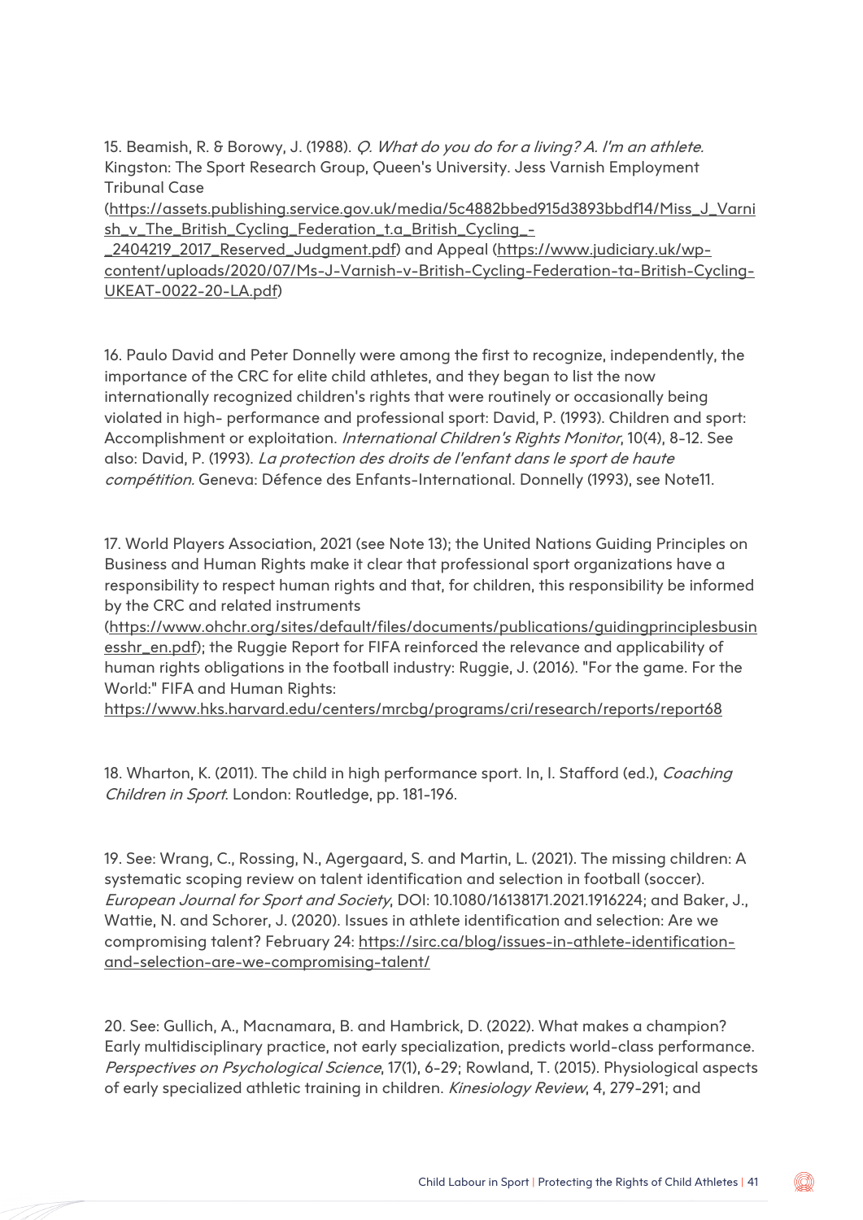15. Beamish, R. & Borowy, J. (1988). *Q. What do you do for a living? A. I'm an athlete.* Kingston: The Sport Research Group, Queen's University. Jess Varnish Employment Tribunal Case (https://assets.publishing.service.gov.uk/media/5c4882bbed915d3893bbdf14/Miss_J_Varnish_v_The_British_Cycling_Federation_t.a_British_Cycling_-_2404219_2017_Reserved_Judgment.pdf) and Appeal (https://www.judiciary.uk/wp-content/uploads/2020/07/Ms-J-Varnish-v-British-Cycling-Federation-ta-British-Cycling-UKEAT-0022-20-LA.pdf)

16. Paulo David and Peter Donnelly were among the first to recognize, independently, the importance of the CRC for elite child athletes, and they began to list the now internationally recognized children's rights that were routinely or occasionally being violated in high- performance and professional sport: David, P. (1993). Children and sport: Accomplishment or exploitation. *International Children's Rights Monitor*, 10(4), 8-12. See also: David, P. (1993). *La protection des droits de l'enfant dans le sport de haute compétition*. Geneva: Défence des Enfants-International. Donnelly (1993), see Note11.

17. World Players Association, 2021 (see Note 13); the United Nations Guiding Principles on Business and Human Rights make it clear that professional sport organizations have a responsibility to respect human rights and that, for children, this responsibility be informed by the CRC and related instruments (https://www.ohchr.org/sites/default/files/documents/publications/guidingprinciplesbusinesshr_en.pdf); the Ruggie Report for FIFA reinforced the relevance and applicability of human rights obligations in the football industry: Ruggie, J. (2016). "For the game. For the World:" FIFA and Human Rights: https://www.hks.harvard.edu/centers/mrcbg/programs/cri/research/reports/report68

18. Wharton, K. (2011). The child in high performance sport. In, I. Stafford (ed.), *Coaching Children in Sport*. London: Routledge, pp. 181-196.

19. See: Wrang, C., Rossing, N., Agergaard, S. and Martin, L. (2021). The missing children: A systematic scoping review on talent identification and selection in football (soccer). *European Journal for Sport and Society*, DOI: 10.1080/16138171.2021.1916224; and Baker, J., Wattie, N. and Schorer, J. (2020). Issues in athlete identification and selection: Are we compromising talent? February 24: https://sirc.ca/blog/issues-in-athlete-identification-and-selection-are-we-compromising-talent/

20. See: Gullich, A., Macnamara, B. and Hambrick, D. (2022). What makes a champion? Early multidisciplinary practice, not early specialization, predicts world-class performance. *Perspectives on Psychological Science*, 17(1), 6-29; Rowland, T. (2015). Physiological aspects of early specialized athletic training in children. *Kinesiology Review*, 4, 279-291; and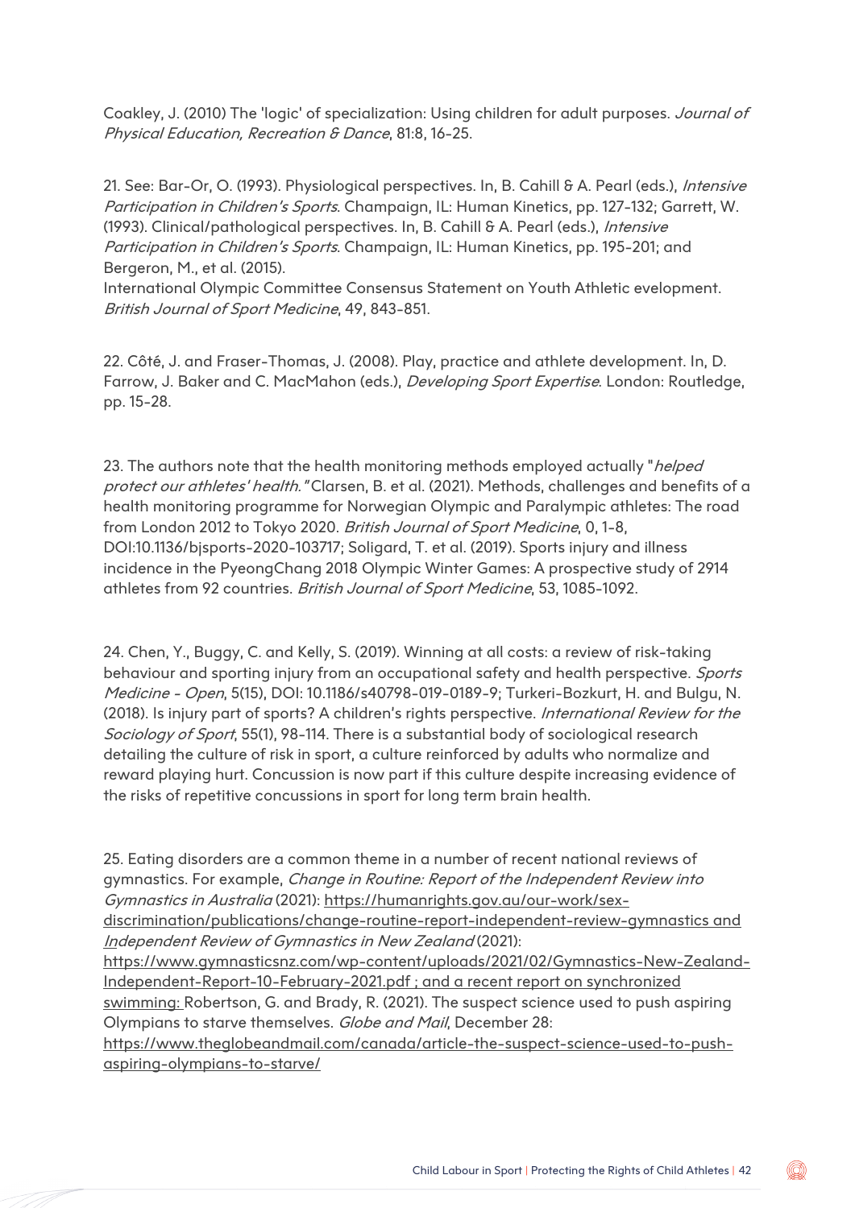Coakley, J. (2010) The 'logic' of specialization: Using children for adult purposes. *Journal of Physical Education, Recreation & Dance*, 81:8, 16-25.

21. See: Bar-Or, O. (1993). Physiological perspectives. In, B. Cahill & A. Pearl (eds.), *Intensive Participation in Children's Sports*. Champaign, IL: Human Kinetics, pp. 127-132; Garrett, W. (1993). Clinical/pathological perspectives. In, B. Cahill & A. Pearl (eds.), *Intensive Participation in Children's Sports*. Champaign, IL: Human Kinetics, pp. 195-201; and Bergeron, M., et al. (2015).
International Olympic Committee Consensus Statement on Youth Athletic evelopment. *British Journal of Sport Medicine*, 49, 843-851.

22. Côté, J. and Fraser-Thomas, J. (2008). Play, practice and athlete development. In, D. Farrow, J. Baker and C. MacMahon (eds.), *Developing Sport Expertise*. London: Routledge, pp. 15-28.

23. The authors note that the health monitoring methods employed actually "*helped protect our athletes' health.*" Clarsen, B. et al. (2021). Methods, challenges and benefits of a health monitoring programme for Norwegian Olympic and Paralympic athletes: The road from London 2012 to Tokyo 2020. *British Journal of Sport Medicine*, 0, 1-8, DOI:10.1136/bjsports-2020-103717; Soligard, T. et al. (2019). Sports injury and illness incidence in the PyeongChang 2018 Olympic Winter Games: A prospective study of 2914 athletes from 92 countries. *British Journal of Sport Medicine*, 53, 1085-1092.

24. Chen, Y., Buggy, C. and Kelly, S. (2019). Winning at all costs: a review of risk-taking behaviour and sporting injury from an occupational safety and health perspective. *Sports Medicine - Open*, 5(15), DOI: 10.1186/s40798-019-0189-9; Turkeri-Bozkurt, H. and Bulgu, N. (2018). Is injury part of sports? A children's rights perspective. *International Review for the Sociology of Sport*, 55(1), 98-114. There is a substantial body of sociological research detailing the culture of risk in sport, a culture reinforced by adults who normalize and reward playing hurt. Concussion is now part if this culture despite increasing evidence of the risks of repetitive concussions in sport for long term brain health.

25. Eating disorders are a common theme in a number of recent national reviews of gymnastics. For example, *Change in Routine: Report of the Independent Review into Gymnastics in Australia* (2021): https://humanrights.gov.au/our-work/sex-discrimination/publications/change-routine-report-independent-review-gymnastics and *Independent Review of Gymnastics in New Zealand* (2021): https://www.gymnasticsnz.com/wp-content/uploads/2021/02/Gymnastics-New-Zealand-Independent-Report-10-February-2021.pdf ; and a recent report on synchronized swimming: Robertson, G. and Brady, R. (2021). The suspect science used to push aspiring Olympians to starve themselves. *Globe and Mail*, December 28: https://www.theglobeandmail.com/canada/article-the-suspect-science-used-to-push-aspiring-olympians-to-starve/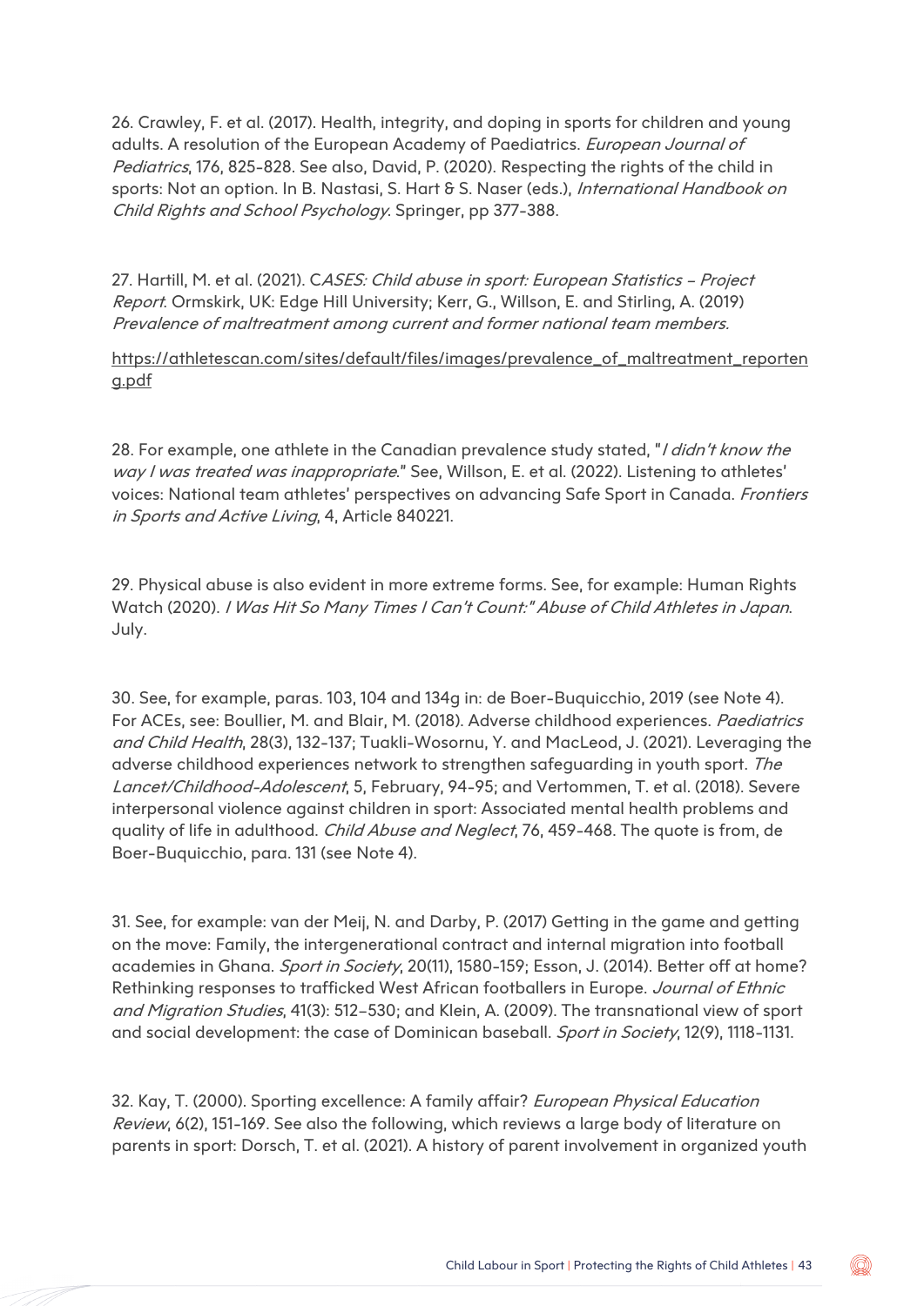26. Crawley, F. et al. (2017). Health, integrity, and doping in sports for children and young adults. A resolution of the European Academy of Paediatrics. *European Journal of Pediatrics*, 176, 825-828. See also, David, P. (2020). Respecting the rights of the child in sports: Not an option. In B. Nastasi, S. Hart & S. Naser (eds.), *International Handbook on Child Rights and School Psychology*. Springer, pp 377-388.

27. Hartill, M. et al. (2021). C*ASES: Child abuse in sport: European Statistics – Project Report*. Ormskirk, UK: Edge Hill University; Kerr, G., Willson, E. and Stirling, A. (2019) *Prevalence of maltreatment among current and former national team members.*

https://athletescan.com/sites/default/files/images/prevalence_of_maltreatment_reporteng.pdf

28. For example, one athlete in the Canadian prevalence study stated, "*I didn't know the way I was treated was inappropriate*." See, Willson, E. et al. (2022). Listening to athletes' voices: National team athletes' perspectives on advancing Safe Sport in Canada. *Frontiers in Sports and Active Living*, 4, Article 840221.

29. Physical abuse is also evident in more extreme forms. See, for example: Human Rights Watch (2020). *I Was Hit So Many Times I Can't Count:" Abuse of Child Athletes in Japan*. July.

30. See, for example, paras. 103, 104 and 134g in: de Boer-Buquicchio, 2019 (see Note 4). For ACEs, see: Boullier, M. and Blair, M. (2018). Adverse childhood experiences. *Paediatrics and Child Health*, 28(3), 132-137; Tuakli-Wosornu, Y. and MacLeod, J. (2021). Leveraging the adverse childhood experiences network to strengthen safeguarding in youth sport. *The Lancet/Childhood-Adolescent*, 5, February, 94-95; and Vertommen, T. et al. (2018). Severe interpersonal violence against children in sport: Associated mental health problems and quality of life in adulthood. *Child Abuse and Neglect*, 76, 459-468. The quote is from, de Boer-Buquicchio, para. 131 (see Note 4).

31. See, for example: van der Meij, N. and Darby, P. (2017) Getting in the game and getting on the move: Family, the intergenerational contract and internal migration into football academies in Ghana. *Sport in Society*, 20(11), 1580-159; Esson, J. (2014). Better off at home? Rethinking responses to trafficked West African footballers in Europe. *Journal of Ethnic and Migration Studies*, 41(3): 512–530; and Klein, A. (2009). The transnational view of sport and social development: the case of Dominican baseball. *Sport in Society*, 12(9), 1118-1131.

32. Kay, T. (2000). Sporting excellence: A family affair? *European Physical Education Review*, 6(2), 151-169. See also the following, which reviews a large body of literature on parents in sport: Dorsch, T. et al. (2021). A history of parent involvement in organized youth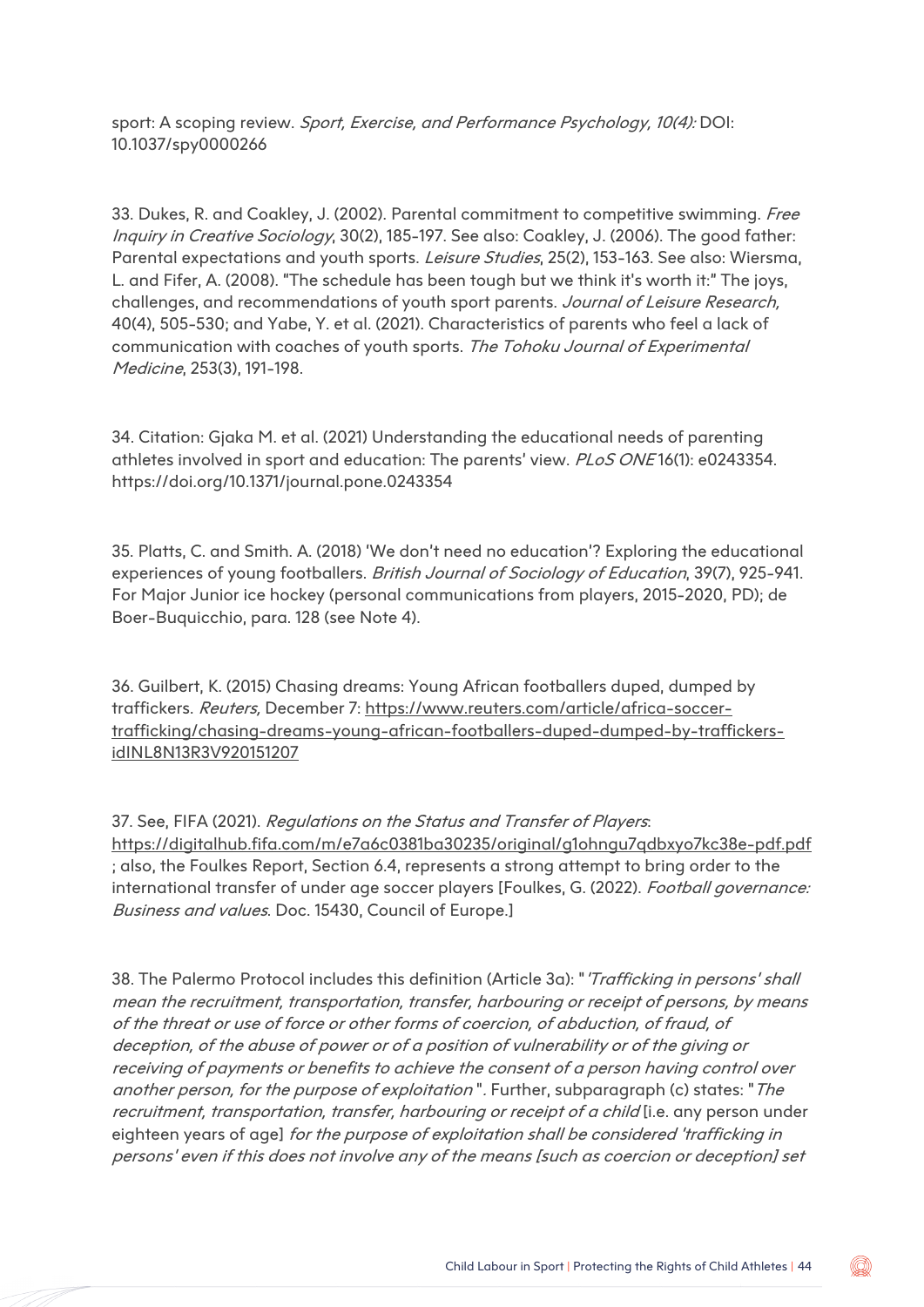sport: A scoping review. *Sport, Exercise, and Performance Psychology, 10(4):* DOI: 10.1037/spy0000266

33. Dukes, R. and Coakley, J. (2002). Parental commitment to competitive swimming. *Free Inquiry in Creative Sociology*, 30(2), 185-197. See also: Coakley, J. (2006). The good father: Parental expectations and youth sports. *Leisure Studies*, 25(2), 153-163. See also: Wiersma, L. and Fifer, A. (2008). "The schedule has been tough but we think it's worth it:" The joys, challenges, and recommendations of youth sport parents. *Journal of Leisure Research,* 40(4), 505-530; and Yabe, Y. et al. (2021). Characteristics of parents who feel a lack of communication with coaches of youth sports. *The Tohoku Journal of Experimental Medicine*, 253(3), 191-198.

34. Citation: Gjaka M. et al. (2021) Understanding the educational needs of parenting athletes involved in sport and education: The parents' view. *PLoS ONE* 16(1): e0243354. https://doi.org/10.1371/journal.pone.0243354

35. Platts, C. and Smith. A. (2018) 'We don't need no education'? Exploring the educational experiences of young footballers. *British Journal of Sociology of Education*, 39(7), 925-941. For Major Junior ice hockey (personal communications from players, 2015-2020, PD); de Boer-Buquicchio, para. 128 (see Note 4).

36. Guilbert, K. (2015) Chasing dreams: Young African footballers duped, dumped by traffickers. *Reuters,* December 7: https://www.reuters.com/article/africa-soccer-trafficking/chasing-dreams-young-african-footballers-duped-dumped-by-traffickers-idINL8N13R3V920151207

37. See, FIFA (2021). *Regulations on the Status and Transfer of Players*: https://digitalhub.fifa.com/m/e7a6c0381ba30235/original/g1ohngu7qdbxyo7kc38e-pdf.pdf ; also, the Foulkes Report, Section 6.4, represents a strong attempt to bring order to the international transfer of under age soccer players [Foulkes, G. (2022). *Football governance: Business and values*. Doc. 15430, Council of Europe.]

38. The Palermo Protocol includes this definition (Article 3a): "*'Trafficking in persons' shall mean the recruitment, transportation, transfer, harbouring or receipt of persons, by means of the threat or use of force or other forms of coercion, of abduction, of fraud, of deception, of the abuse of power or of a position of vulnerability or of the giving or receiving of payments or benefits to achieve the consent of a person having control over another person, for the purpose of exploitation*". Further, subparagraph (c) states: "*The recruitment, transportation, transfer, harbouring or receipt of a child* [i.e. any person under eighteen years of age] *for the purpose of exploitation shall be considered 'trafficking in persons' even if this does not involve any of the means [such as coercion or deception] set*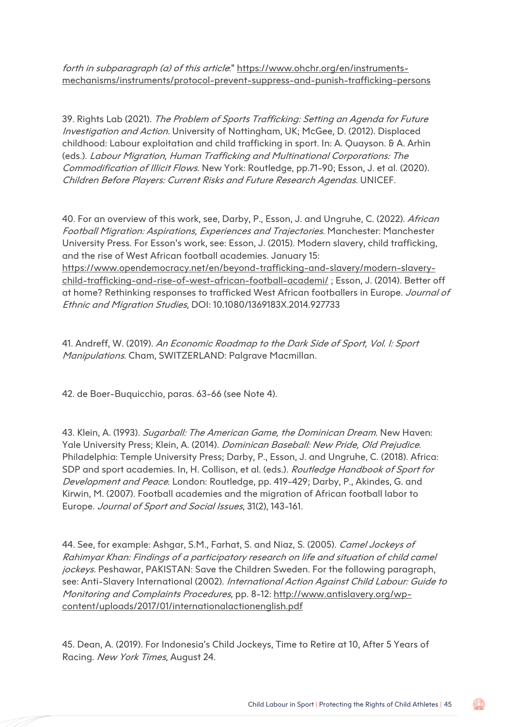*forth in subparagraph (a) of this article*." https://www.ohchr.org/en/instruments-mechanisms/instruments/protocol-prevent-suppress-and-punish-trafficking-persons

39. Rights Lab (2021). *The Problem of Sports Trafficking: Setting an Agenda for Future Investigation and Action*. University of Nottingham, UK; McGee, D. (2012). Displaced childhood: Labour exploitation and child trafficking in sport. In: A. Quayson. & A. Arhin (eds.). *Labour Migration, Human Trafficking and Multinational Corporations: The Commodification of Illicit Flows*. New York: Routledge, pp.71-90; Esson, J. et al. (2020). *Children Before Players: Current Risks and Future Research Agendas*. UNICEF.

40. For an overview of this work, see, Darby, P., Esson, J. and Ungruhe, C. (2022). *African Football Migration: Aspirations, Experiences and Trajectories*. Manchester: Manchester University Press. For Esson's work, see: Esson, J. (2015). Modern slavery, child trafficking, and the rise of West African football academies. January 15: https://www.opendemocracy.net/en/beyond-trafficking-and-slavery/modern-slavery-child-trafficking-and-rise-of-west-african-football-academi/ ; Esson, J. (2014). Better off at home? Rethinking responses to trafficked West African footballers in Europe. *Journal of Ethnic and Migration Studies*, DOI: 10.1080/1369183X.2014.927733

41. Andreff, W. (2019). *An Economic Roadmap to the Dark Side of Sport, Vol. I: Sport Manipulations*. Cham, SWITZERLAND: Palgrave Macmillan.

42. de Boer-Buquicchio, paras. 63-66 (see Note 4).

43. Klein, A. (1993). *Sugarball: The American Game, the Dominican Dream*. New Haven: Yale University Press; Klein, A. (2014). *Dominican Baseball: New Pride, Old Prejudice*. Philadelphia: Temple University Press; Darby, P., Esson, J. and Ungruhe, C. (2018). Africa: SDP and sport academies. In, H. Collison, et al. (eds.). *Routledge Handbook of Sport for Development and Peace*. London: Routledge, pp. 419-429; Darby, P., Akindes, G. and Kirwin, M. (2007). Football academies and the migration of African football labor to Europe. *Journal of Sport and Social Issues*, 31(2), 143-161.

44. See, for example: Ashgar, S.M., Farhat, S. and Niaz, S. (2005). *Camel Jockeys of Rahimyar Khan: Findings of a participatory research on life and situation of child camel jockeys*. Peshawar, PAKISTAN: Save the Children Sweden. For the following paragraph, see: Anti-Slavery International (2002). *International Action Against Child Labour: Guide to Monitoring and Complaints Procedures*, pp. 8-12: http://www.antislavery.org/wp-content/uploads/2017/01/internationalactionenglish.pdf

45. Dean, A. (2019). For Indonesia's Child Jockeys, Time to Retire at 10, After 5 Years of Racing. *New York Times*, August 24.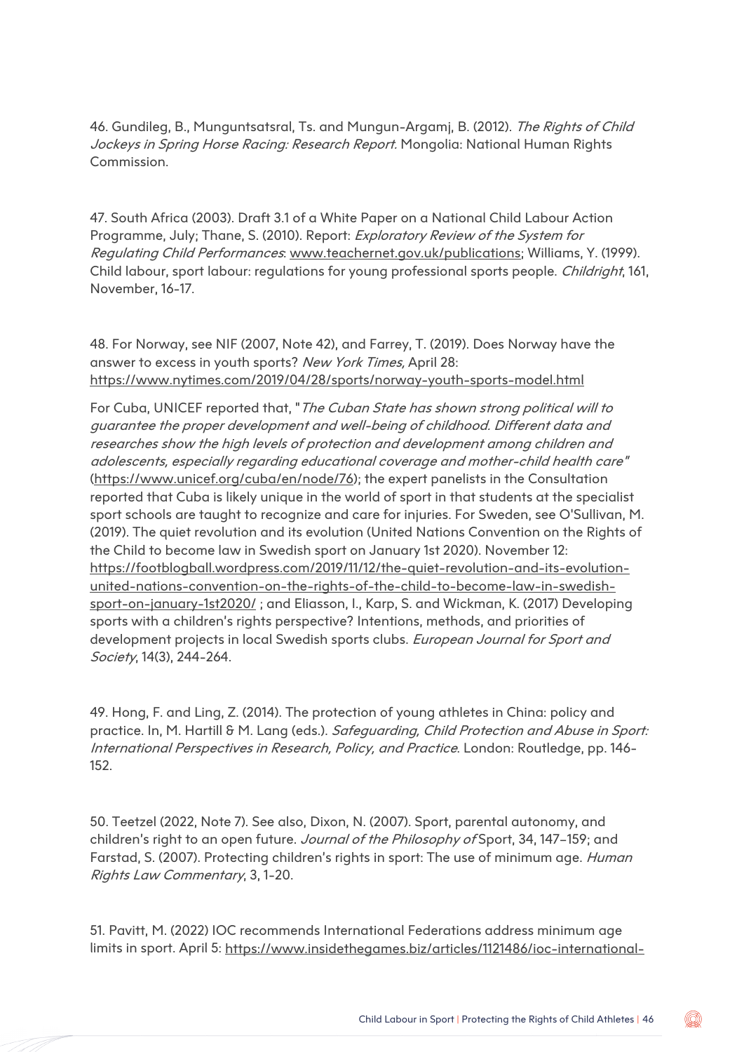46. Gundileg, B., Munguntsatsral, Ts. and Mungun-Argamj, B. (2012). *The Rights of Child Jockeys in Spring Horse Racing: Research Report*. Mongolia: National Human Rights Commission.

47. South Africa (2003). Draft 3.1 of a White Paper on a National Child Labour Action Programme, July; Thane, S. (2010). Report: *Exploratory Review of the System for Regulating Child Performances*: www.teachernet.gov.uk/publications; Williams, Y. (1999). Child labour, sport labour: regulations for young professional sports people. *Childright*, 161, November, 16-17.

48. For Norway, see NIF (2007, Note 42), and Farrey, T. (2019). Does Norway have the answer to excess in youth sports? *New York Times,* April 28: https://www.nytimes.com/2019/04/28/sports/norway-youth-sports-model.html

For Cuba, UNICEF reported that, "*The Cuban State has shown strong political will to guarantee the proper development and well-being of childhood. Different data and researches show the high levels of protection and development among children and adolescents, especially regarding educational coverage and mother-child health care*" (https://www.unicef.org/cuba/en/node/76); the expert panelists in the Consultation reported that Cuba is likely unique in the world of sport in that students at the specialist sport schools are taught to recognize and care for injuries. For Sweden, see O'Sullivan, M. (2019). The quiet revolution and its evolution (United Nations Convention on the Rights of the Child to become law in Swedish sport on January 1st 2020). November 12: https://footblogball.wordpress.com/2019/11/12/the-quiet-revolution-and-its-evolution-united-nations-convention-on-the-rights-of-the-child-to-become-law-in-swedish-sport-on-january-1st2020/ ; and Eliasson, I., Karp, S. and Wickman, K. (2017) Developing sports with a children's rights perspective? Intentions, methods, and priorities of development projects in local Swedish sports clubs. *European Journal for Sport and Society*, 14(3), 244-264.

49. Hong, F. and Ling, Z. (2014). The protection of young athletes in China: policy and practice. In, M. Hartill & M. Lang (eds.). *Safeguarding, Child Protection and Abuse in Sport: International Perspectives in Research, Policy, and Practice*. London: Routledge, pp. 146-152.

50. Teetzel (2022, Note 7). See also, Dixon, N. (2007). Sport, parental autonomy, and children's right to an open future. *Journal of the Philosophy of* Sport, 34, 147–159; and Farstad, S. (2007). Protecting children's rights in sport: The use of minimum age. *Human Rights Law Commentary*, 3, 1-20.

51. Pavitt, M. (2022) IOC recommends International Federations address minimum age limits in sport. April 5: https://www.insidethegames.biz/articles/1121486/ioc-international-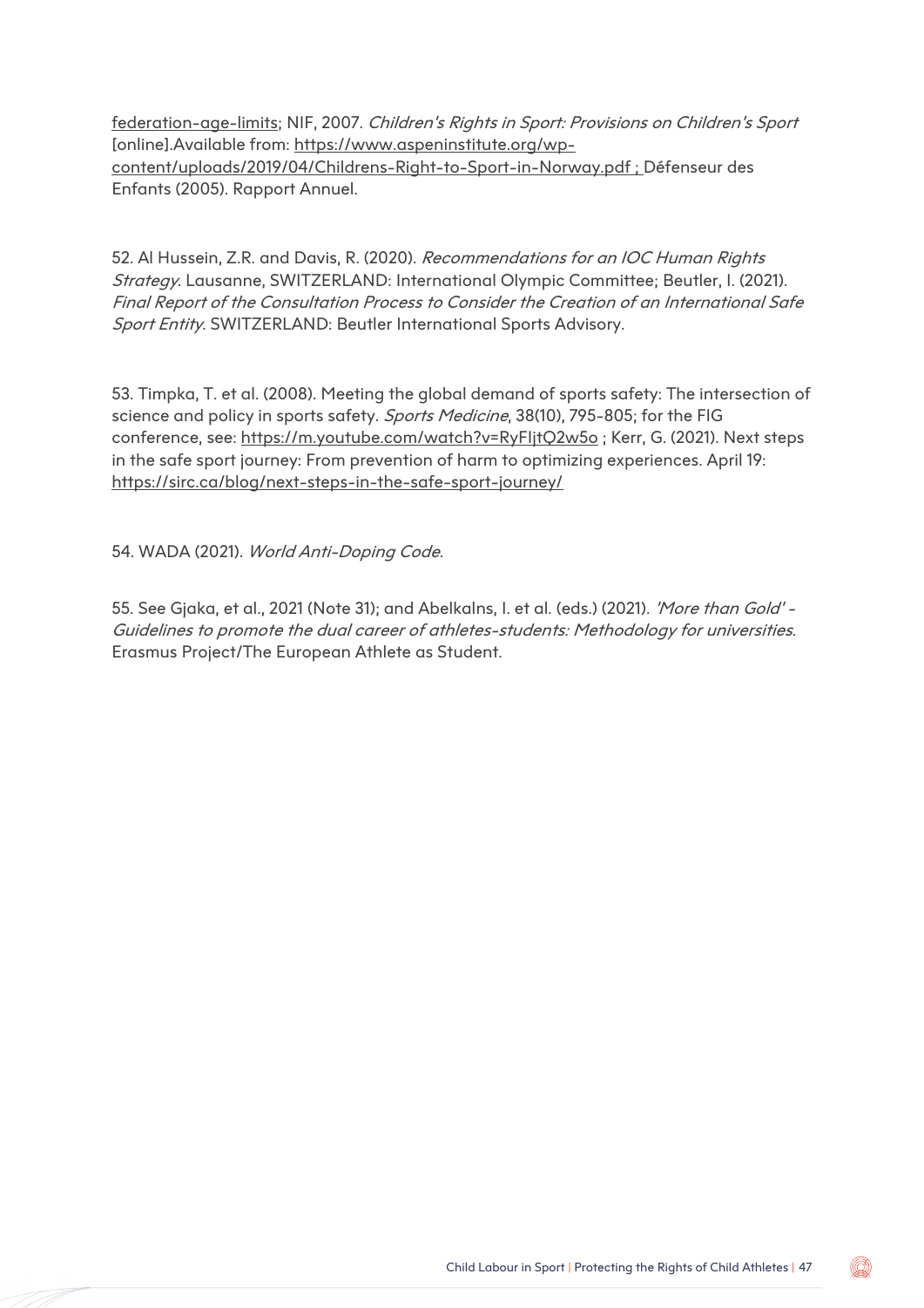federation-age-limits; NIF, 2007. *Children's Rights in Sport: Provisions on Children's Sport* [online].Available from: https://www.aspeninstitute.org/wp-content/uploads/2019/04/Childrens-Right-to-Sport-in-Norway.pdf ; Défenseur des Enfants (2005). Rapport Annuel.

52. Al Hussein, Z.R. and Davis, R. (2020). *Recommendations for an IOC Human Rights Strategy*. Lausanne, SWITZERLAND: International Olympic Committee; Beutler, I. (2021). *Final Report of the Consultation Process to Consider the Creation of an International Safe Sport Entity*. SWITZERLAND: Beutler International Sports Advisory.

53. Timpka, T. et al. (2008). Meeting the global demand of sports safety: The intersection of science and policy in sports safety. *Sports Medicine*, 38(10), 795-805; for the FIG conference, see: https://m.youtube.com/watch?v=RyFIjtQ2w5o ; Kerr, G. (2021). Next steps in the safe sport journey: From prevention of harm to optimizing experiences. April 19: https://sirc.ca/blog/next-steps-in-the-safe-sport-journey/

54. WADA (2021). *World Anti-Doping Code.*

55. See Gjaka, et al., 2021 (Note 31); and Abelkalns, I. et al. (eds.) (2021). *'More than Gold' - Guidelines to promote the dual career of athletes-students: Methodology for universities.* Erasmus Project/The European Athlete as Student.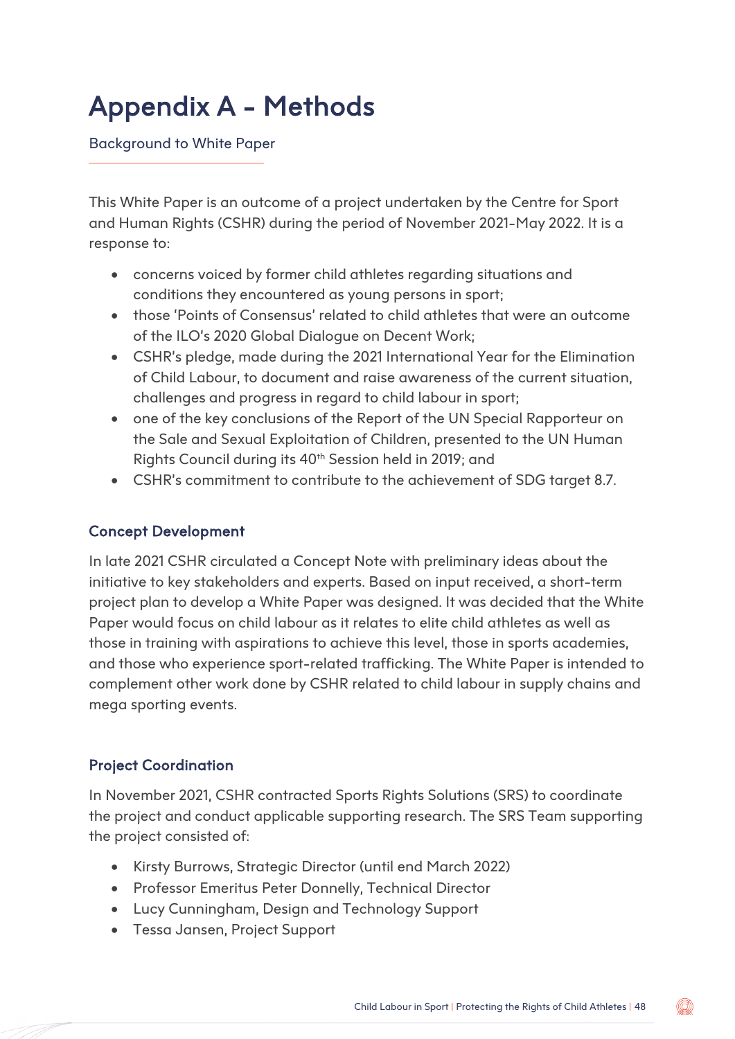# Appendix A - Methods

Background to White Paper

This White Paper is an outcome of a project undertaken by the Centre for Sport and Human Rights (CSHR) during the period of November 2021-May 2022. It is a response to:

- concerns voiced by former child athletes regarding situations and conditions they encountered as young persons in sport;
- those 'Points of Consensus' related to child athletes that were an outcome of the ILO's 2020 Global Dialogue on Decent Work;
- CSHR's pledge, made during the 2021 International Year for the Elimination of Child Labour, to document and raise awareness of the current situation, challenges and progress in regard to child labour in sport;
- one of the key conclusions of the Report of the UN Special Rapporteur on the Sale and Sexual Exploitation of Children, presented to the UN Human Rights Council during its 40th Session held in 2019; and
- CSHR's commitment to contribute to the achievement of SDG target 8.7.

### Concept Development

In late 2021 CSHR circulated a Concept Note with preliminary ideas about the initiative to key stakeholders and experts. Based on input received, a short-term project plan to develop a White Paper was designed. It was decided that the White Paper would focus on child labour as it relates to elite child athletes as well as those in training with aspirations to achieve this level, those in sports academies, and those who experience sport-related trafficking. The White Paper is intended to complement other work done by CSHR related to child labour in supply chains and mega sporting events.

### Project Coordination

In November 2021, CSHR contracted Sports Rights Solutions (SRS) to coordinate the project and conduct applicable supporting research. The SRS Team supporting the project consisted of:

- Kirsty Burrows, Strategic Director (until end March 2022)
- Professor Emeritus Peter Donnelly, Technical Director
- Lucy Cunningham, Design and Technology Support
- Tessa Jansen, Project Support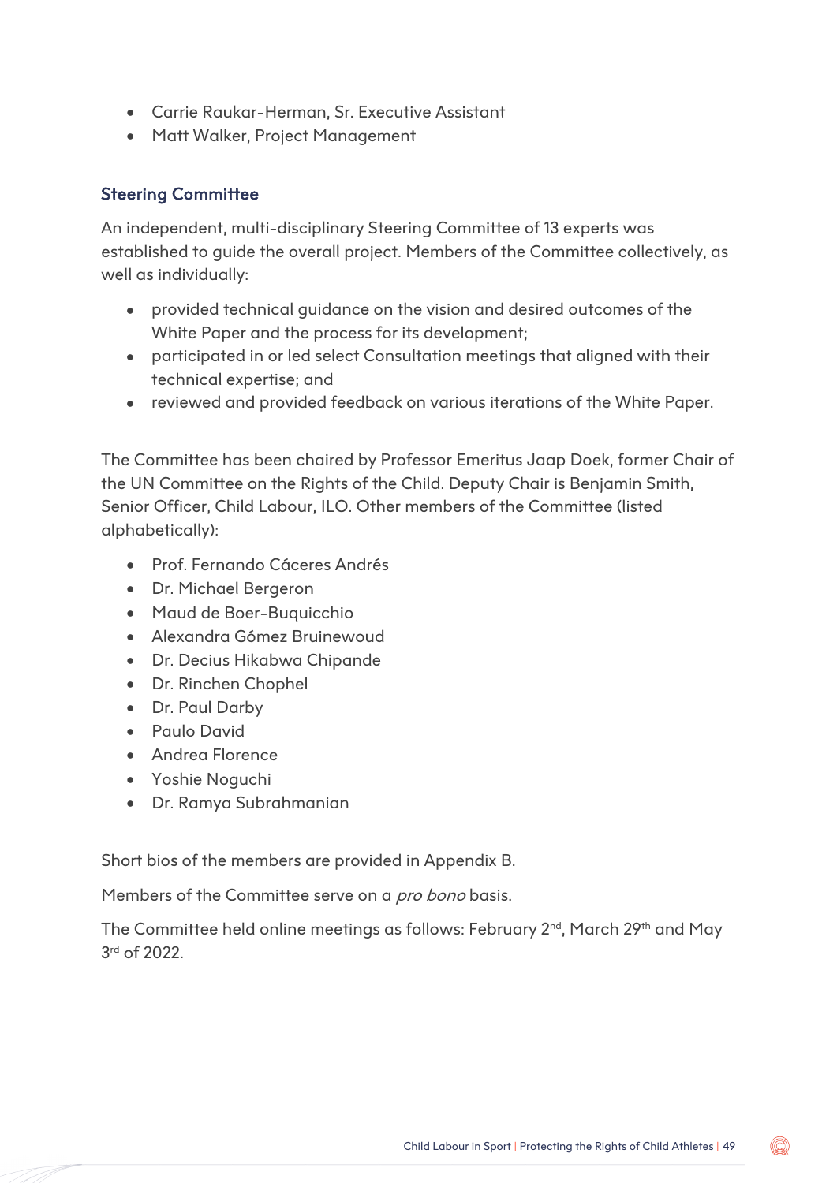- Carrie Raukar-Herman, Sr. Executive Assistant
- Matt Walker, Project Management

### Steering Committee

An independent, multi-disciplinary Steering Committee of 13 experts was established to guide the overall project. Members of the Committee collectively, as well as individually:

- provided technical guidance on the vision and desired outcomes of the White Paper and the process for its development;
- participated in or led select Consultation meetings that aligned with their technical expertise; and
- reviewed and provided feedback on various iterations of the White Paper.

The Committee has been chaired by Professor Emeritus Jaap Doek, former Chair of the UN Committee on the Rights of the Child. Deputy Chair is Benjamin Smith, Senior Officer, Child Labour, ILO. Other members of the Committee (listed alphabetically):

- Prof. Fernando Cáceres Andrés
- Dr. Michael Bergeron
- Maud de Boer-Buquicchio
- Alexandra Gómez Bruinewoud
- Dr. Decius Hikabwa Chipande
- Dr. Rinchen Chophel
- Dr. Paul Darby
- Paulo David
- Andrea Florence
- Yoshie Noguchi
- Dr. Ramya Subrahmanian

Short bios of the members are provided in Appendix B.

Members of the Committee serve on a *pro bono* basis.

The Committee held online meetings as follows: February 2nd, March 29th and May 3rd of 2022.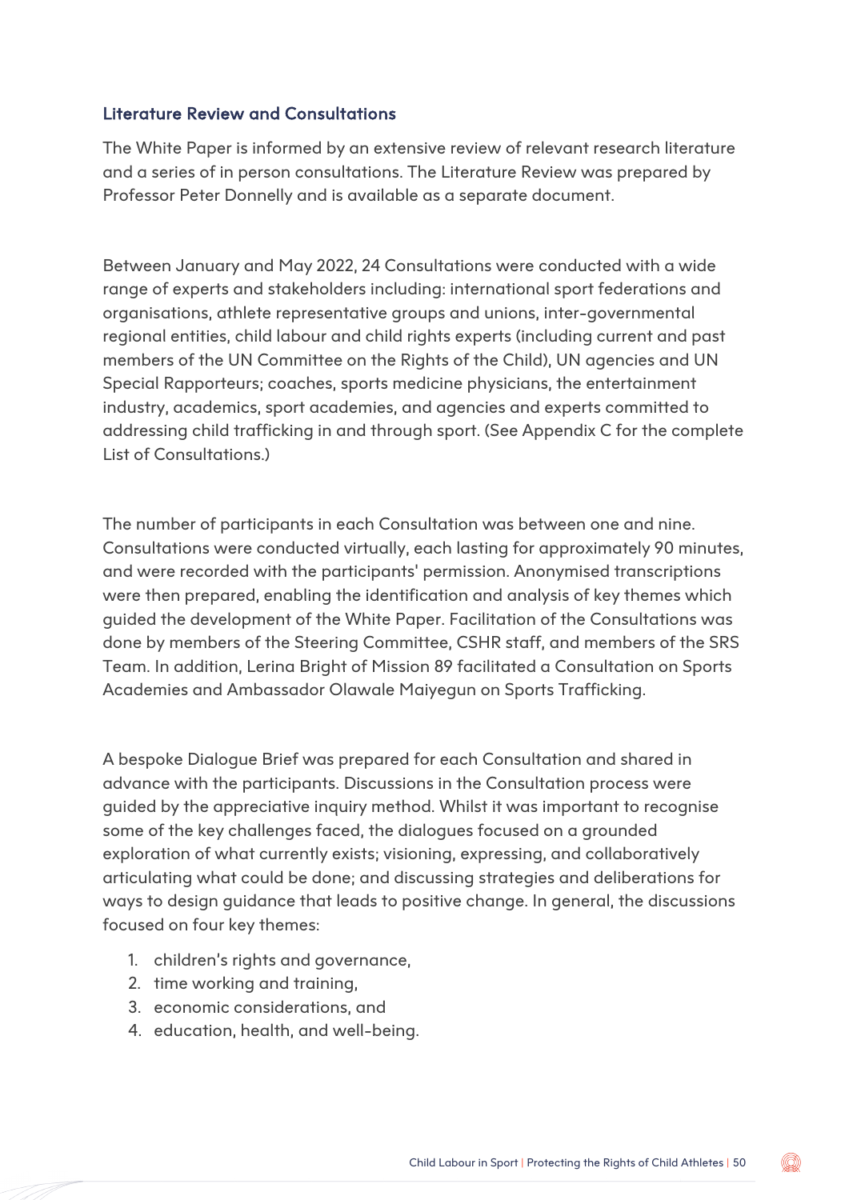## Literature Review and Consultations

The White Paper is informed by an extensive review of relevant research literature and a series of in person consultations. The Literature Review was prepared by Professor Peter Donnelly and is available as a separate document.

Between January and May 2022, 24 Consultations were conducted with a wide range of experts and stakeholders including: international sport federations and organisations, athlete representative groups and unions, inter-governmental regional entities, child labour and child rights experts (including current and past members of the UN Committee on the Rights of the Child), UN agencies and UN Special Rapporteurs; coaches, sports medicine physicians, the entertainment industry, academics, sport academies, and agencies and experts committed to addressing child trafficking in and through sport. (See Appendix C for the complete List of Consultations.)

The number of participants in each Consultation was between one and nine. Consultations were conducted virtually, each lasting for approximately 90 minutes, and were recorded with the participants' permission. Anonymised transcriptions were then prepared, enabling the identification and analysis of key themes which guided the development of the White Paper. Facilitation of the Consultations was done by members of the Steering Committee, CSHR staff, and members of the SRS Team. In addition, Lerina Bright of Mission 89 facilitated a Consultation on Sports Academies and Ambassador Olawale Maiyegun on Sports Trafficking.

A bespoke Dialogue Brief was prepared for each Consultation and shared in advance with the participants. Discussions in the Consultation process were guided by the appreciative inquiry method. Whilst it was important to recognise some of the key challenges faced, the dialogues focused on a grounded exploration of what currently exists; visioning, expressing, and collaboratively articulating what could be done; and discussing strategies and deliberations for ways to design guidance that leads to positive change. In general, the discussions focused on four key themes:

1. children's rights and governance,
2. time working and training,
3. economic considerations, and
4. education, health, and well-being.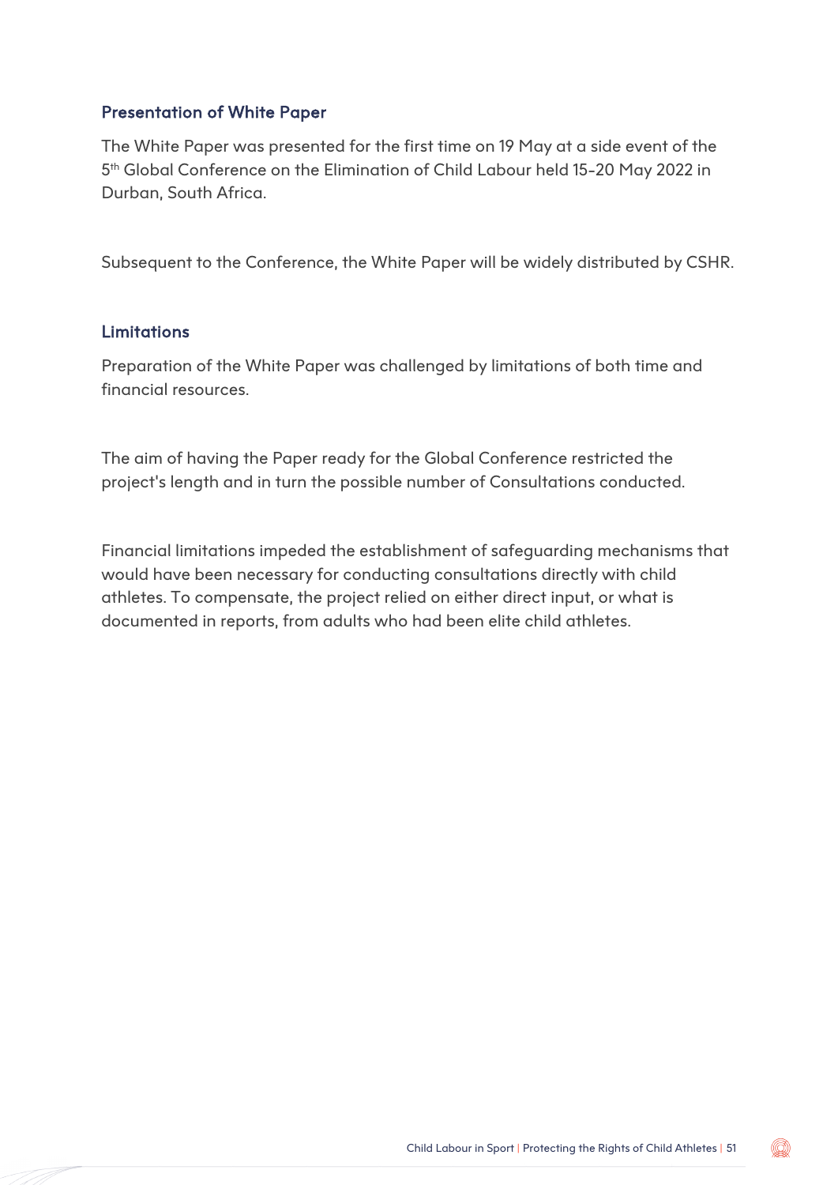### Presentation of White Paper

The White Paper was presented for the first time on 19 May at a side event of the 5th Global Conference on the Elimination of Child Labour held 15-20 May 2022 in Durban, South Africa.

Subsequent to the Conference, the White Paper will be widely distributed by CSHR.

### Limitations

Preparation of the White Paper was challenged by limitations of both time and financial resources.

The aim of having the Paper ready for the Global Conference restricted the project's length and in turn the possible number of Consultations conducted.

Financial limitations impeded the establishment of safeguarding mechanisms that would have been necessary for conducting consultations directly with child athletes. To compensate, the project relied on either direct input, or what is documented in reports, from adults who had been elite child athletes.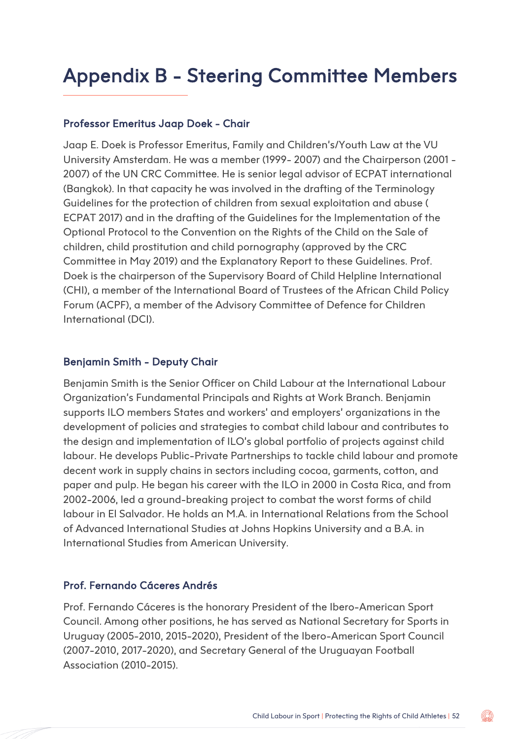# Appendix B - Steering Committee Members

### Professor Emeritus Jaap Doek - Chair

Jaap E. Doek is Professor Emeritus, Family and Children's/Youth Law at the VU University Amsterdam. He was a member (1999- 2007) and the Chairperson (2001 - 2007) of the UN CRC Committee. He is senior legal advisor of ECPAT international (Bangkok). In that capacity he was involved in the drafting of the Terminology Guidelines for the protection of children from sexual exploitation and abuse ( ECPAT 2017) and in the drafting of the Guidelines for the Implementation of the Optional Protocol to the Convention on the Rights of the Child on the Sale of children, child prostitution and child pornography (approved by the CRC Committee in May 2019) and the Explanatory Report to these Guidelines. Prof. Doek is the chairperson of the Supervisory Board of Child Helpline International (CHI), a member of the International Board of Trustees of the African Child Policy Forum (ACPF), a member of the Advisory Committee of Defence for Children International (DCI).

### Benjamin Smith - Deputy Chair

Benjamin Smith is the Senior Officer on Child Labour at the International Labour Organization's Fundamental Principals and Rights at Work Branch. Benjamin supports ILO members States and workers' and employers' organizations in the development of policies and strategies to combat child labour and contributes to the design and implementation of ILO's global portfolio of projects against child labour. He develops Public-Private Partnerships to tackle child labour and promote decent work in supply chains in sectors including cocoa, garments, cotton, and paper and pulp. He began his career with the ILO in 2000 in Costa Rica, and from 2002-2006, led a ground-breaking project to combat the worst forms of child labour in El Salvador. He holds an M.A. in International Relations from the School of Advanced International Studies at Johns Hopkins University and a B.A. in International Studies from American University.

### Prof. Fernando Cáceres Andrés

Prof. Fernando Cáceres is the honorary President of the Ibero-American Sport Council. Among other positions, he has served as National Secretary for Sports in Uruguay (2005-2010, 2015-2020), President of the Ibero-American Sport Council (2007-2010, 2017-2020), and Secretary General of the Uruguayan Football Association (2010-2015).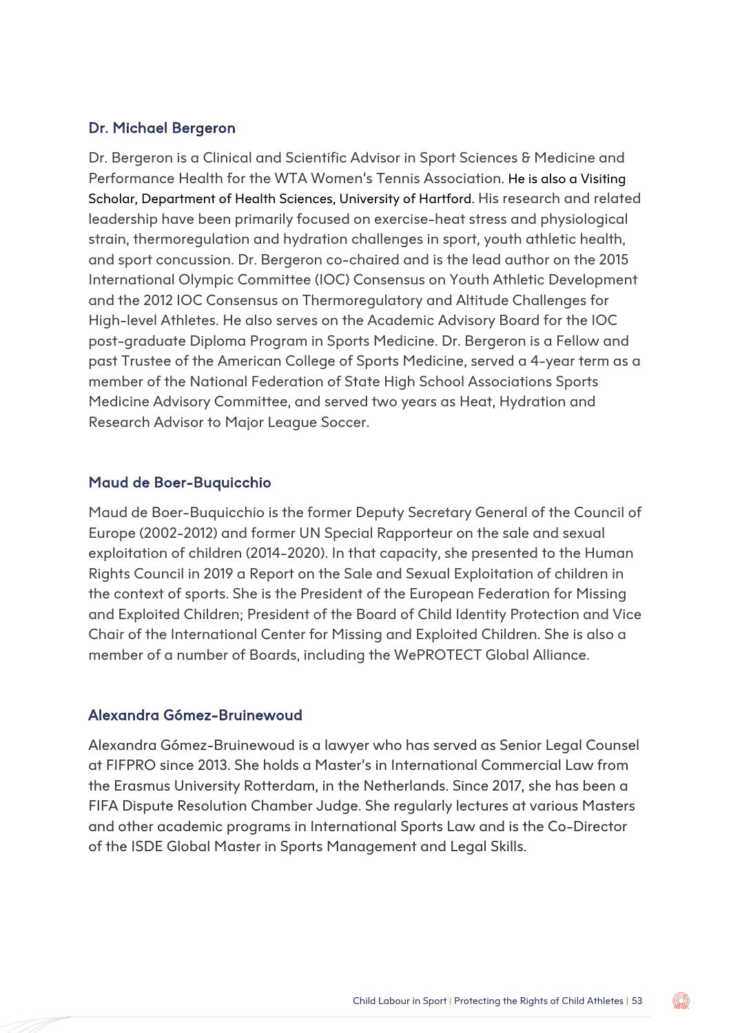### Dr. Michael Bergeron

Dr. Bergeron is a Clinical and Scientific Advisor in Sport Sciences & Medicine and Performance Health for the WTA Women's Tennis Association. He is also a Visiting Scholar, Department of Health Sciences, University of Hartford. His research and related leadership have been primarily focused on exercise-heat stress and physiological strain, thermoregulation and hydration challenges in sport, youth athletic health, and sport concussion. Dr. Bergeron co-chaired and is the lead author on the 2015 International Olympic Committee (IOC) Consensus on Youth Athletic Development and the 2012 IOC Consensus on Thermoregulatory and Altitude Challenges for High-level Athletes. He also serves on the Academic Advisory Board for the IOC post-graduate Diploma Program in Sports Medicine. Dr. Bergeron is a Fellow and past Trustee of the American College of Sports Medicine, served a 4-year term as a member of the National Federation of State High School Associations Sports Medicine Advisory Committee, and served two years as Heat, Hydration and Research Advisor to Major League Soccer.

### Maud de Boer-Buquicchio

Maud de Boer-Buquicchio is the former Deputy Secretary General of the Council of Europe (2002-2012) and former UN Special Rapporteur on the sale and sexual exploitation of children (2014-2020). In that capacity, she presented to the Human Rights Council in 2019 a Report on the Sale and Sexual Exploitation of children in the context of sports. She is the President of the European Federation for Missing and Exploited Children; President of the Board of Child Identity Protection and Vice Chair of the International Center for Missing and Exploited Children. She is also a member of a number of Boards, including the WePROTECT Global Alliance.

### Alexandra Gómez-Bruinewoud

Alexandra Gómez-Bruinewoud is a lawyer who has served as Senior Legal Counsel at FIFPRO since 2013. She holds a Master's in International Commercial Law from the Erasmus University Rotterdam, in the Netherlands. Since 2017, she has been a FIFA Dispute Resolution Chamber Judge. She regularly lectures at various Masters and other academic programs in International Sports Law and is the Co-Director of the ISDE Global Master in Sports Management and Legal Skills.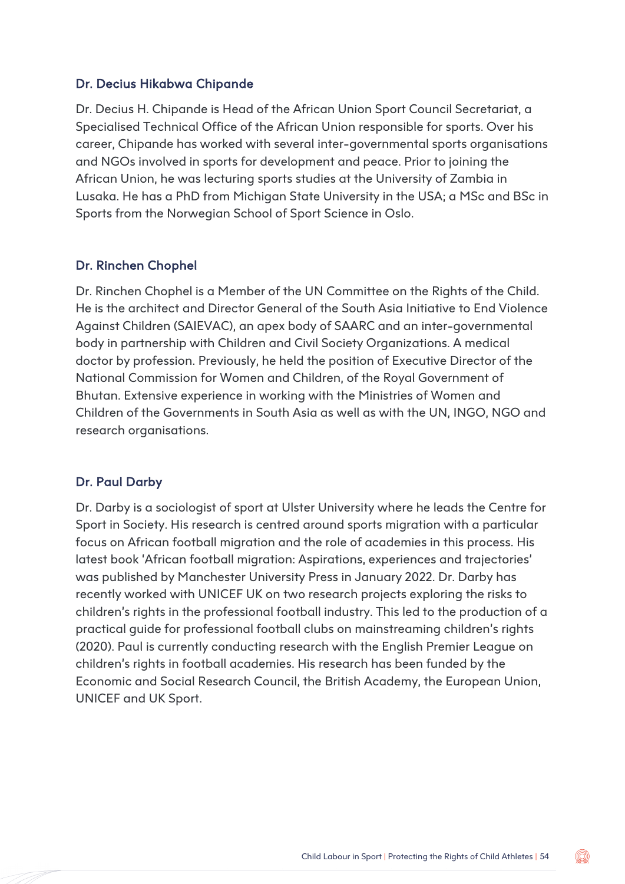### Dr. Decius Hikabwa Chipande

Dr. Decius H. Chipande is Head of the African Union Sport Council Secretariat, a Specialised Technical Office of the African Union responsible for sports. Over his career, Chipande has worked with several inter-governmental sports organisations and NGOs involved in sports for development and peace. Prior to joining the African Union, he was lecturing sports studies at the University of Zambia in Lusaka. He has a PhD from Michigan State University in the USA; a MSc and BSc in Sports from the Norwegian School of Sport Science in Oslo.

### Dr. Rinchen Chophel

Dr. Rinchen Chophel is a Member of the UN Committee on the Rights of the Child. He is the architect and Director General of the South Asia Initiative to End Violence Against Children (SAIEVAC), an apex body of SAARC and an inter-governmental body in partnership with Children and Civil Society Organizations. A medical doctor by profession. Previously, he held the position of Executive Director of the National Commission for Women and Children, of the Royal Government of Bhutan. Extensive experience in working with the Ministries of Women and Children of the Governments in South Asia as well as with the UN, INGO, NGO and research organisations.

### Dr. Paul Darby

Dr. Darby is a sociologist of sport at Ulster University where he leads the Centre for Sport in Society. His research is centred around sports migration with a particular focus on African football migration and the role of academies in this process. His latest book 'African football migration: Aspirations, experiences and trajectories' was published by Manchester University Press in January 2022. Dr. Darby has recently worked with UNICEF UK on two research projects exploring the risks to children's rights in the professional football industry. This led to the production of a practical guide for professional football clubs on mainstreaming children's rights (2020). Paul is currently conducting research with the English Premier League on children's rights in football academies. His research has been funded by the Economic and Social Research Council, the British Academy, the European Union, UNICEF and UK Sport.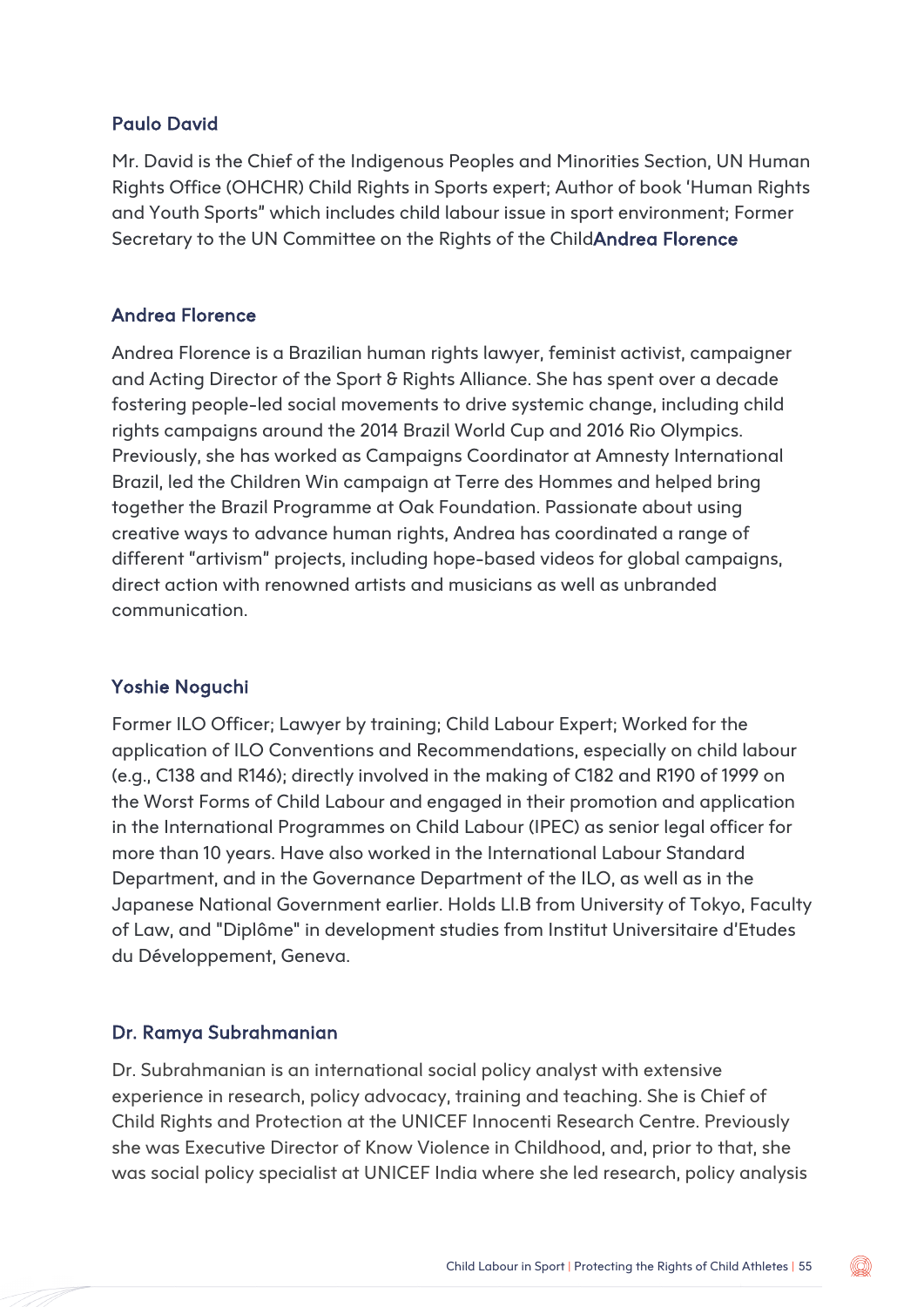### Paulo David

Mr. David is the Chief of the Indigenous Peoples and Minorities Section, UN Human Rights Office (OHCHR) Child Rights in Sports expert; Author of book 'Human Rights and Youth Sports" which includes child labour issue in sport environment; Former Secretary to the UN Committee on the Rights of the Child**Andrea Florence**

### Andrea Florence

Andrea Florence is a Brazilian human rights lawyer, feminist activist, campaigner and Acting Director of the Sport & Rights Alliance. She has spent over a decade fostering people-led social movements to drive systemic change, including child rights campaigns around the 2014 Brazil World Cup and 2016 Rio Olympics. Previously, she has worked as Campaigns Coordinator at Amnesty International Brazil, led the Children Win campaign at Terre des Hommes and helped bring together the Brazil Programme at Oak Foundation. Passionate about using creative ways to advance human rights, Andrea has coordinated a range of different "artivism" projects, including hope-based videos for global campaigns, direct action with renowned artists and musicians as well as unbranded communication.

### Yoshie Noguchi

Former ILO Officer; Lawyer by training; Child Labour Expert; Worked for the application of ILO Conventions and Recommendations, especially on child labour (e.g., C138 and R146); directly involved in the making of C182 and R190 of 1999 on the Worst Forms of Child Labour and engaged in their promotion and application in the International Programmes on Child Labour (IPEC) as senior legal officer for more than 10 years. Have also worked in the International Labour Standard Department, and in the Governance Department of the ILO, as well as in the Japanese National Government earlier. Holds Ll.B from University of Tokyo, Faculty of Law, and "Diplôme" in development studies from Institut Universitaire d'Etudes du Développement, Geneva.

### Dr. Ramya Subrahmanian

Dr. Subrahmanian is an international social policy analyst with extensive experience in research, policy advocacy, training and teaching. She is Chief of Child Rights and Protection at the UNICEF Innocenti Research Centre. Previously she was Executive Director of Know Violence in Childhood, and, prior to that, she was social policy specialist at UNICEF India where she led research, policy analysis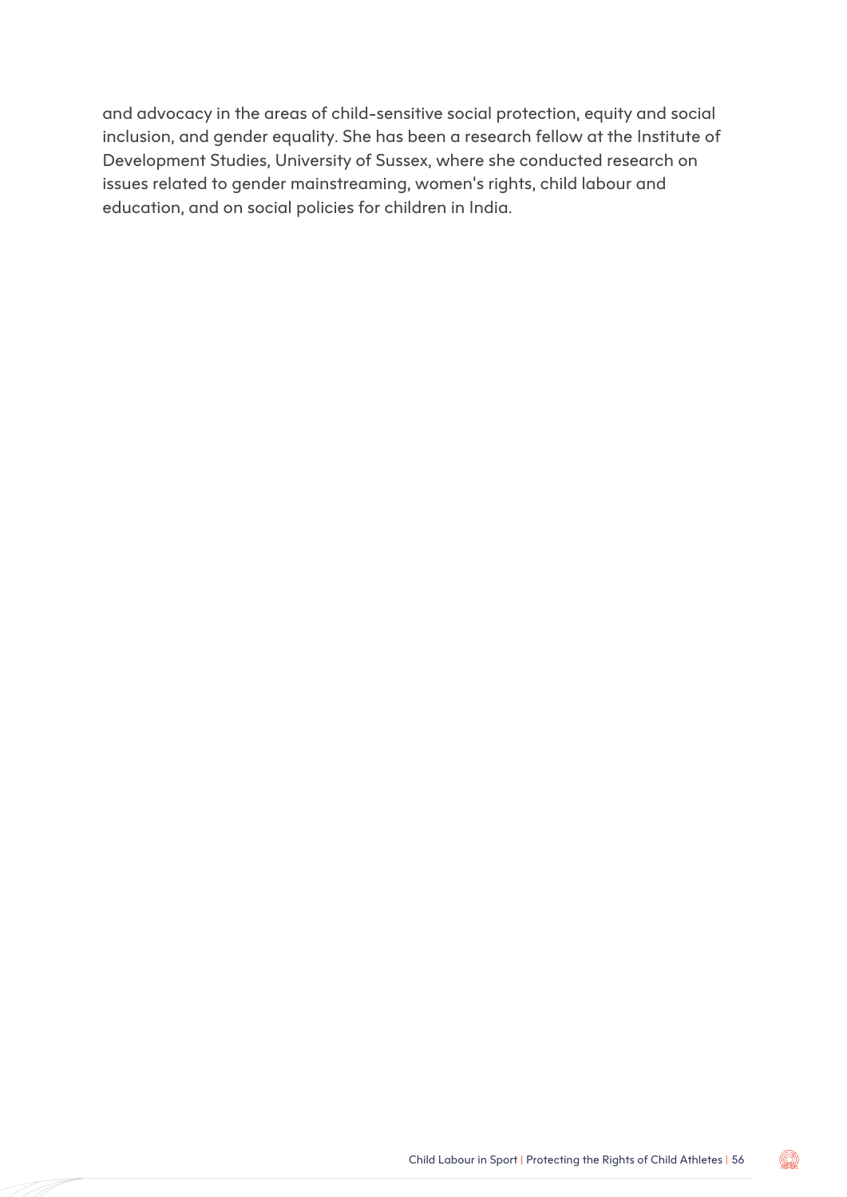and advocacy in the areas of child-sensitive social protection, equity and social inclusion, and gender equality. She has been a research fellow at the Institute of Development Studies, University of Sussex, where she conducted research on issues related to gender mainstreaming, women's rights, child labour and education, and on social policies for children in India.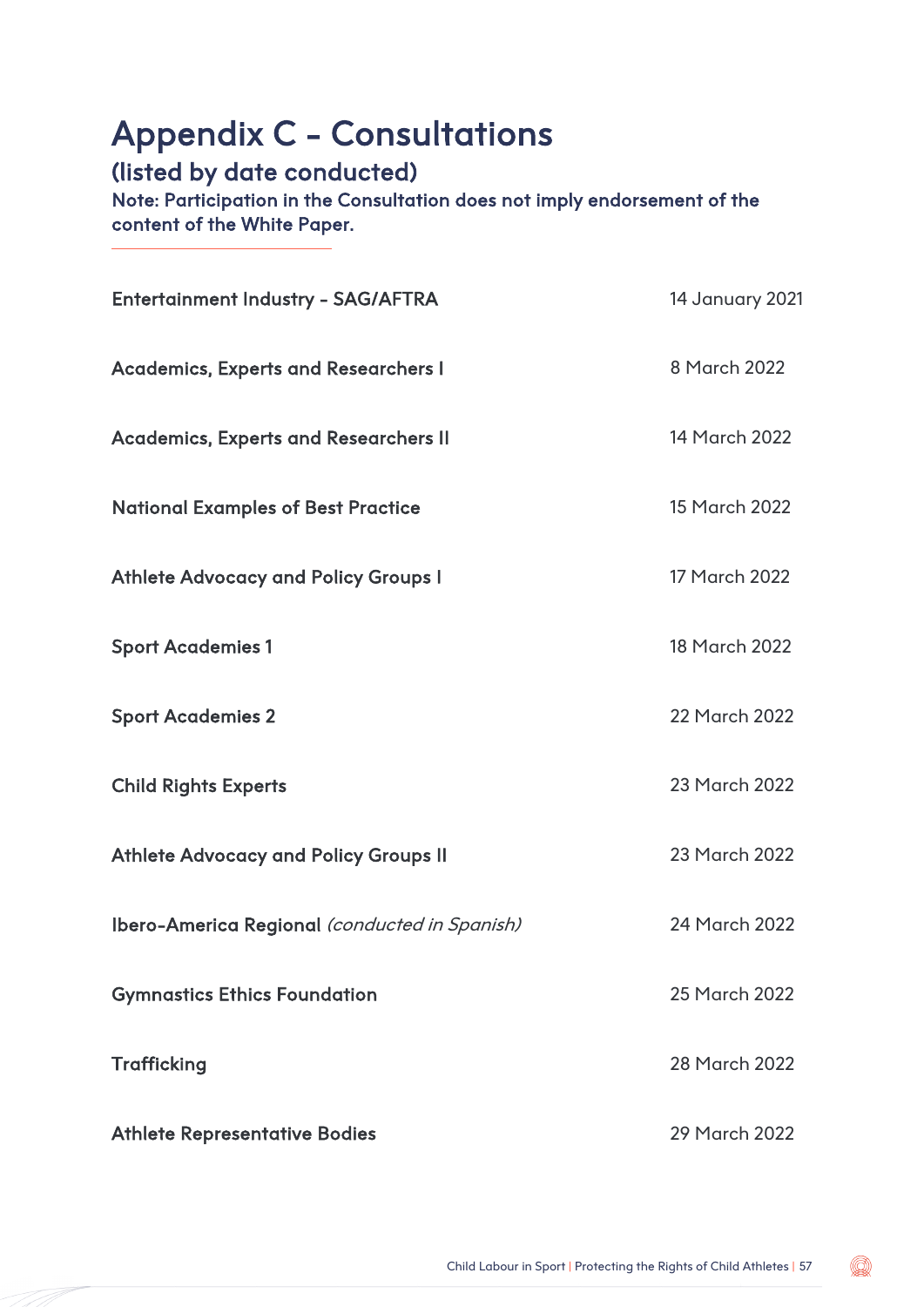# Appendix C - Consultations

## (listed by date conducted)

**Note: Participation in the Consultation does not imply endorsement of the content of the White Paper.**

| | |
|---|---|
| **Entertainment Industry - SAG/AFTRA** | 14 January 2021 |
| **Academics, Experts and Researchers I** | 8 March 2022 |
| **Academics, Experts and Researchers II** | 14 March 2022 |
| **National Examples of Best Practice** | 15 March 2022 |
| **Athlete Advocacy and Policy Groups I** | 17 March 2022 |
| **Sport Academies 1** | 18 March 2022 |
| **Sport Academies 2** | 22 March 2022 |
| **Child Rights Experts** | 23 March 2022 |
| **Athlete Advocacy and Policy Groups II** | 23 March 2022 |
| **Ibero-America Regional** *(conducted in Spanish)* | 24 March 2022 |
| **Gymnastics Ethics Foundation** | 25 March 2022 |
| **Trafficking** | 28 March 2022 |
| **Athlete Representative Bodies** | 29 March 2022 |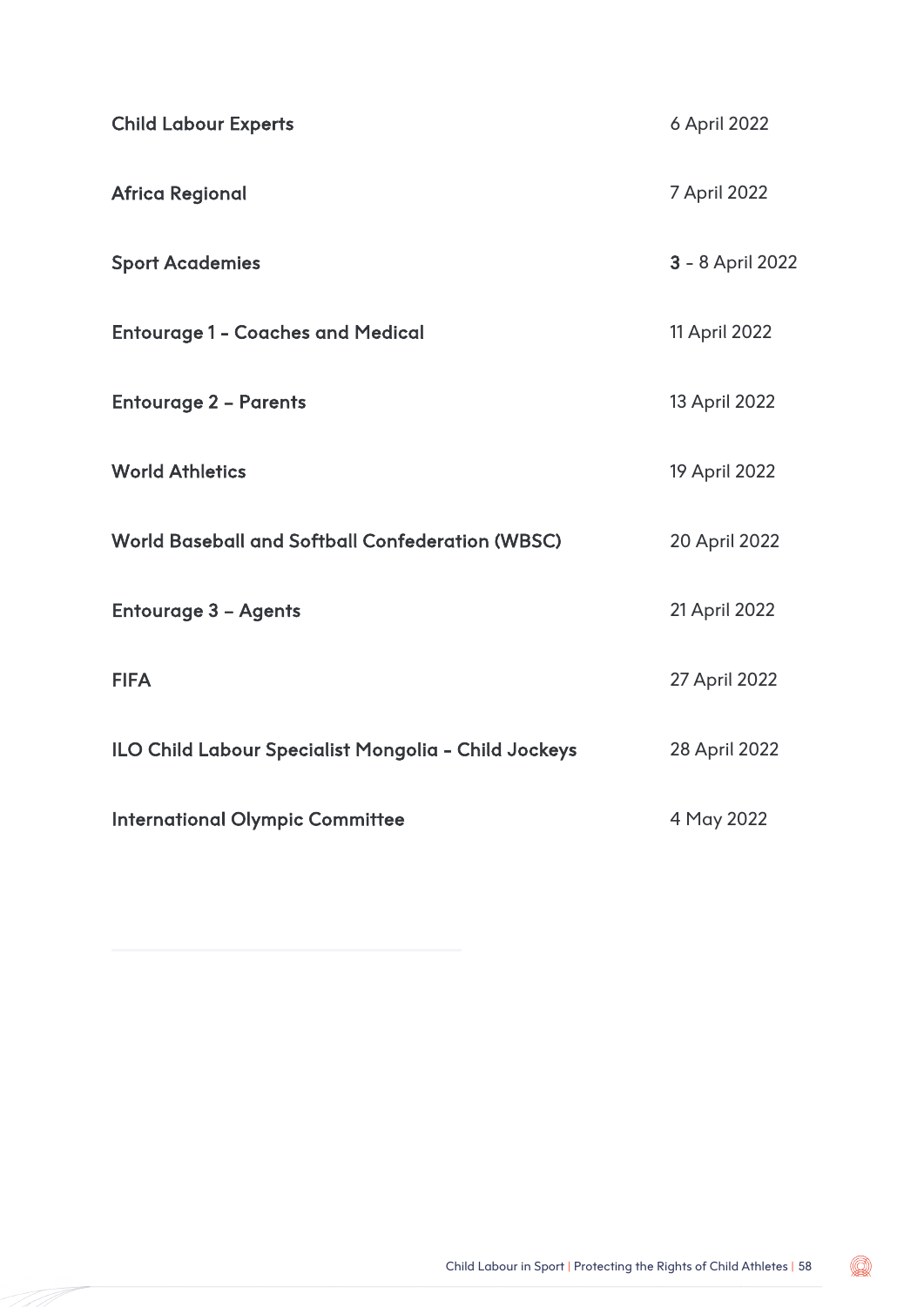| | |
|---|---|
| **Child Labour Experts** | 6 April 2022 |
| **Africa Regional** | 7 April 2022 |
| **Sport Academies** | 3 - 8 April 2022 |
| **Entourage 1 - Coaches and Medical** | 11 April 2022 |
| **Entourage 2 – Parents** | 13 April 2022 |
| **World Athletics** | 19 April 2022 |
| **World Baseball and Softball Confederation (WBSC)** | 20 April 2022 |
| **Entourage 3 – Agents** | 21 April 2022 |
| **FIFA** | 27 April 2022 |
| **ILO Child Labour Specialist Mongolia - Child Jockeys** | 28 April 2022 |
| **International Olympic Committee** | 4 May 2022 |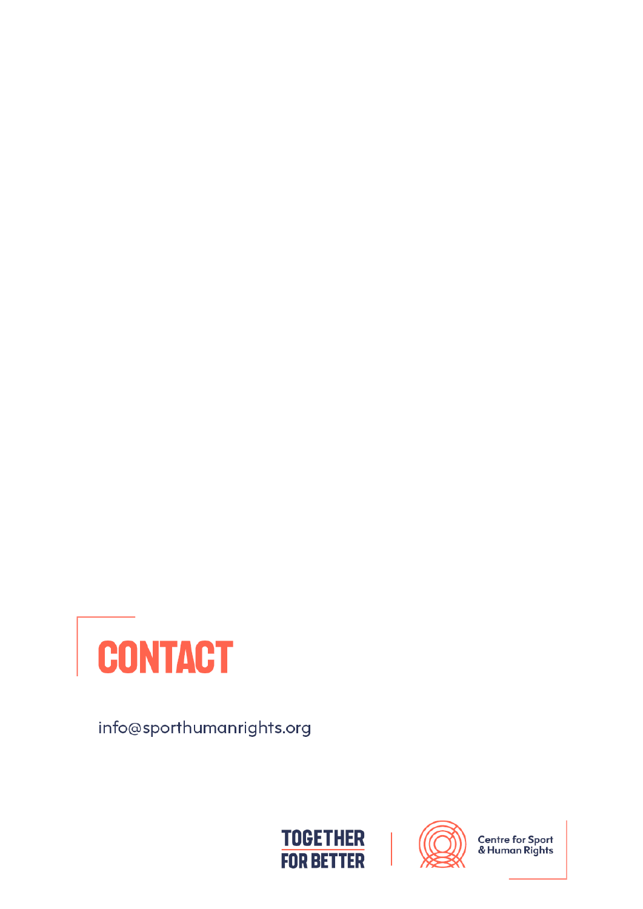# CONTACT

info@sporthumanrights.org

TOGETHER FOR BETTER

Centre for Sport & Human Rights